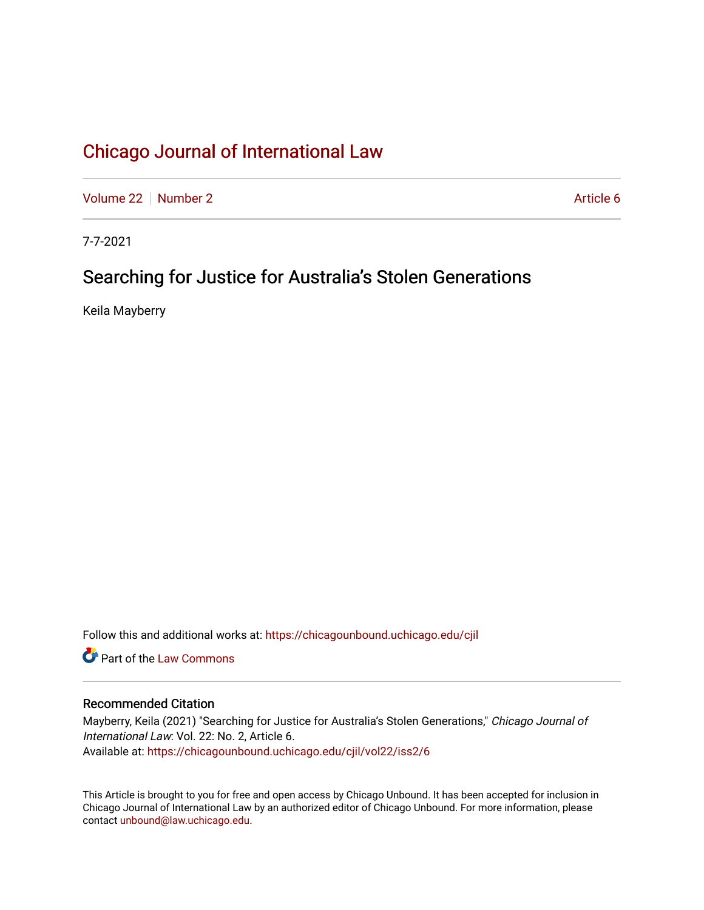# Chicago Journal of International Law

Volume 22 | Number 2 | Article 6

7-7-2021

## Searching for Justice for Australia's Stolen Generations

Keila Mayberry

Follow this and additional works at: https://chicagounbound.uchicago.edu/cjil

Part of the Law Commons

### Recommended Citation

Mayberry, Keila (2021) "Searching for Justice for Australia's Stolen Generations," *Chicago Journal of International Law*: Vol. 22: No. 2, Article 6.
Available at: https://chicagounbound.uchicago.edu/cjil/vol22/iss2/6

This Article is brought to you for free and open access by Chicago Unbound. It has been accepted for inclusion in Chicago Journal of International Law by an authorized editor of Chicago Unbound. For more information, please contact unbound@law.uchicago.edu.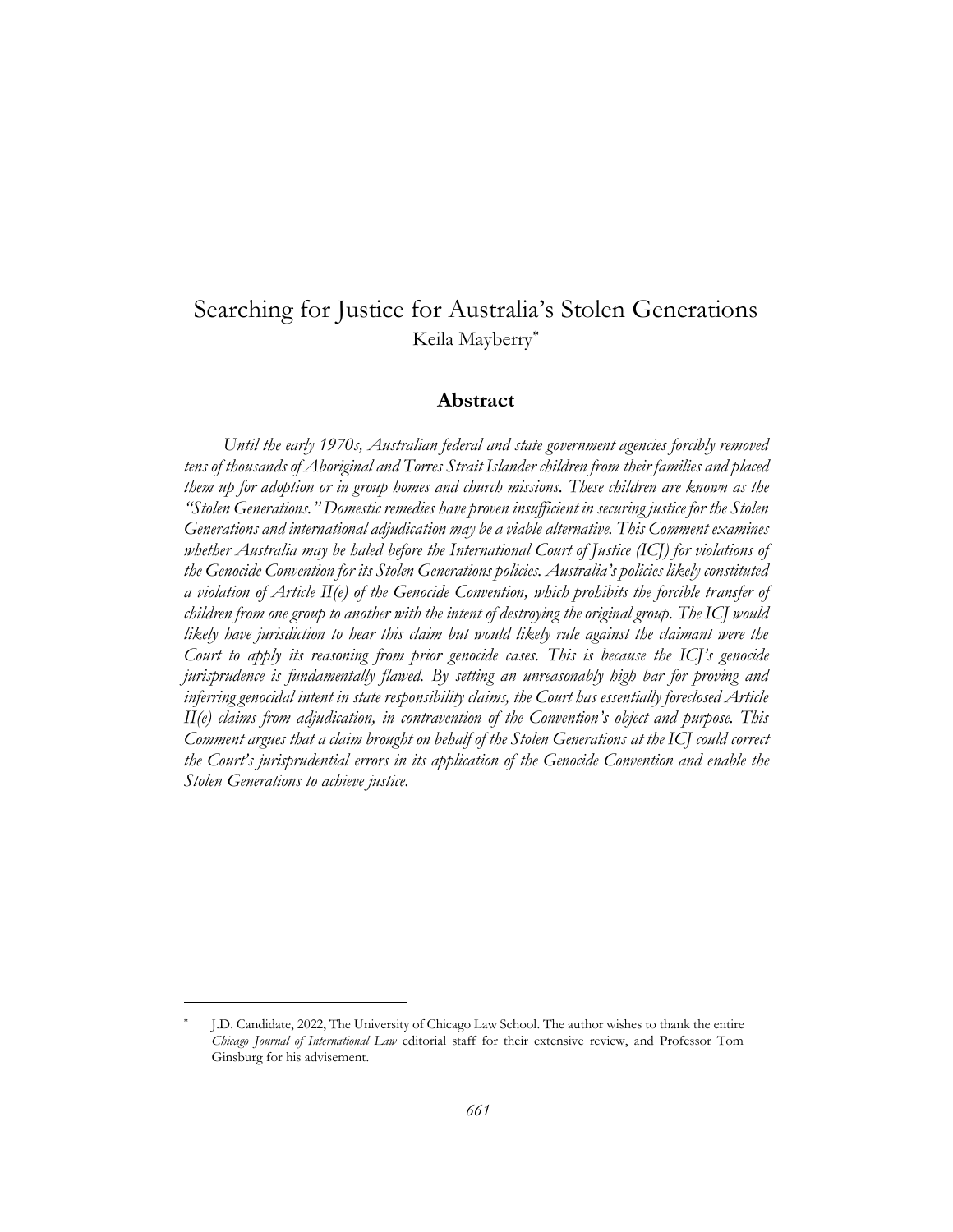# Searching for Justice for Australia's Stolen Generations

Keila Mayberry[*]

## Abstract

*Until the early 1970s, Australian federal and state government agencies forcibly removed tens of thousands of Aboriginal and Torres Strait Islander children from their families and placed them up for adoption or in group homes and church missions. These children are known as the "Stolen Generations." Domestic remedies have proven insufficient in securing justice for the Stolen Generations and international adjudication may be a viable alternative. This Comment examines whether Australia may be haled before the International Court of Justice (ICJ) for violations of the Genocide Convention for its Stolen Generations policies. Australia's policies likely constituted a violation of Article II(e) of the Genocide Convention, which prohibits the forcible transfer of children from one group to another with the intent of destroying the original group. The ICJ would likely have jurisdiction to hear this claim but would likely rule against the claimant were the Court to apply its reasoning from prior genocide cases. This is because the ICJ's genocide jurisprudence is fundamentally flawed. By setting an unreasonably high bar for proving and inferring genocidal intent in state responsibility claims, the Court has essentially foreclosed Article II(e) claims from adjudication, in contravention of the Convention's object and purpose. This Comment argues that a claim brought on behalf of the Stolen Generations at the ICJ could correct the Court's jurisprudential errors in its application of the Genocide Convention and enable the Stolen Generations to achieve justice.*

---

[*] J.D. Candidate, 2022, The University of Chicago Law School. The author wishes to thank the entire *Chicago Journal of International Law* editorial staff for their extensive review, and Professor Tom Ginsburg for his advisement.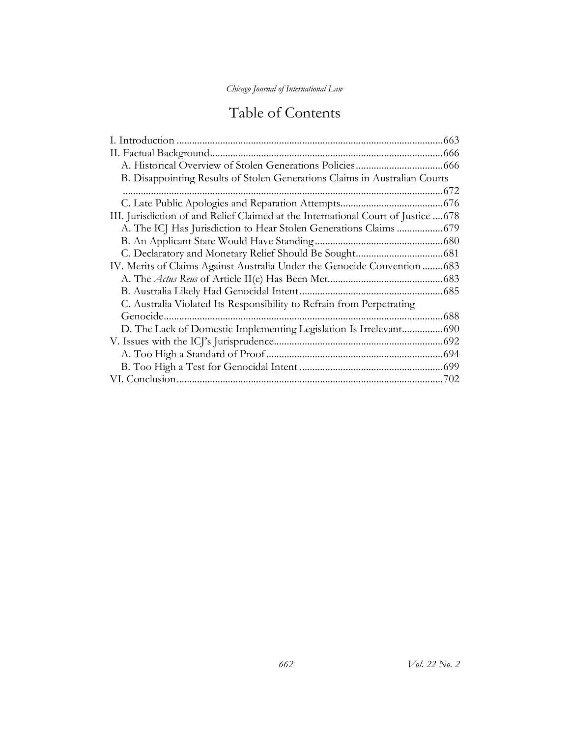# Table of Contents

I. Introduction ....................................................................................................663
II. Factual Background..........................................................................................666
  A. Historical Overview of Stolen Generations Policies..................................666
  B. Disappointing Results of Stolen Generations Claims in Australian Courts ............................................................................................................672
  C. Late Public Apologies and Reparation Attempts........................................676
III. Jurisdiction of and Relief Claimed at the International Court of Justice ....678
  A. The ICJ Has Jurisdiction to Hear Stolen Generations Claims ..................679
  B. An Applicant State Would Have Standing..................................................680
  C. Declaratory and Monetary Relief Should Be Sought..................................681
IV. Merits of Claims Against Australia Under the Genocide Convention ........683
  A. The *Actus Reus* of Article II(e) Has Been Met.............................................683
  B. Australia Likely Had Genocidal Intent........................................................685
  C. Australia Violated Its Responsibility to Refrain from Perpetrating Genocide............................................................................................................688
  D. The Lack of Domestic Implementing Legislation Is Irrelevant................690
V. Issues with the ICJ's Jurisprudence..................................................................692
  A. Too High a Standard of Proof.....................................................................694
  B. Too High a Test for Genocidal Intent ........................................................699
VI. Conclusion.......................................................................................................702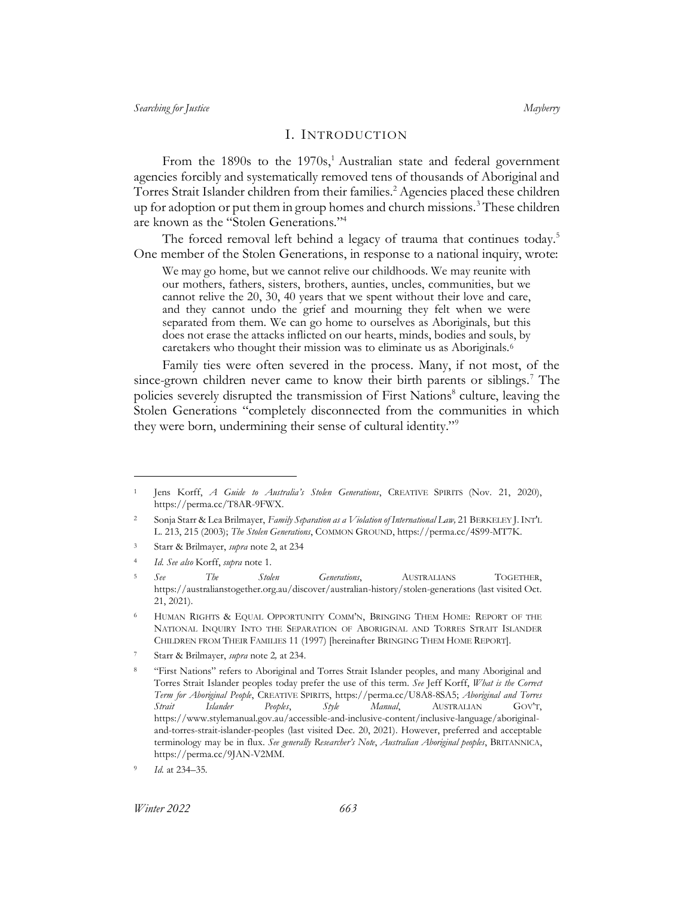# I. INTRODUCTION

From the 1890s to the 1970s,[1] Australian state and federal government agencies forcibly and systematically removed tens of thousands of Aboriginal and Torres Strait Islander children from their families.[2] Agencies placed these children up for adoption or put them in group homes and church missions.[3] These children are known as the "Stolen Generations."[4]

The forced removal left behind a legacy of trauma that continues today.[5] One member of the Stolen Generations, in response to a national inquiry, wrote:

> We may go home, but we cannot relive our childhoods. We may reunite with our mothers, fathers, sisters, brothers, aunties, uncles, communities, but we cannot relive the 20, 30, 40 years that we spent without their love and care, and they cannot undo the grief and mourning they felt when we were separated from them. We can go home to ourselves as Aboriginals, but this does not erase the attacks inflicted on our hearts, minds, bodies and souls, by caretakers who thought their mission was to eliminate us as Aboriginals.[6]

Family ties were often severed in the process. Many, if not most, of the since-grown children never came to know their birth parents or siblings.[7] The policies severely disrupted the transmission of First Nations[8] culture, leaving the Stolen Generations "completely disconnected from the communities in which they were born, undermining their sense of cultural identity."[9]

---

[1] Jens Korff, *A Guide to Australia's Stolen Generations*, CREATIVE SPIRITS (Nov. 21, 2020), https://perma.cc/T8AR-9FWX.

[2] Sonja Starr & Lea Brilmayer, *Family Separation as a Violation of International Law,* 21 BERKELEY J. INT'L L. 213, 215 (2003); *The Stolen Generations*, COMMON GROUND, https://perma.cc/4S99-MT7K.

[3] Starr & Brilmayer, *supra* note 2, at 234

[4] *Id. See also* Korff, *supra* note 1.

[5] *See The Stolen Generations*, AUSTRALIANS TOGETHER, https://australianstogether.org.au/discover/australian-history/stolen-generations (last visited Oct. 21, 2021).

[6] HUMAN RIGHTS & EQUAL OPPORTUNITY COMM'N, BRINGING THEM HOME: REPORT OF THE NATIONAL INQUIRY INTO THE SEPARATION OF ABORIGINAL AND TORRES STRAIT ISLANDER CHILDREN FROM THEIR FAMILIES 11 (1997) [hereinafter BRINGING THEM HOME REPORT].

[7] Starr & Brilmayer, *supra* note 2*,* at 234.

[8] "First Nations" refers to Aboriginal and Torres Strait Islander peoples, and many Aboriginal and Torres Strait Islander peoples today prefer the use of this term. *See* Jeff Korff, *What is the Correct Term for Aboriginal People*, CREATIVE SPIRITS, https://perma.cc/U8A8-8SA5; *Aboriginal and Torres Strait Islander Peoples*, *Style Manual*, AUSTRALIAN GOV'T, https://www.stylemanual.gov.au/accessible-and-inclusive-content/inclusive-language/aboriginal-and-torres-strait-islander-peoples (last visited Dec. 20, 2021). However, preferred and acceptable terminology may be in flux. *See generally Researcher's Note*, *Australian Aboriginal peoples*, BRITANNICA, https://perma.cc/9JAN-V2MM.

[9] *Id.* at 234–35.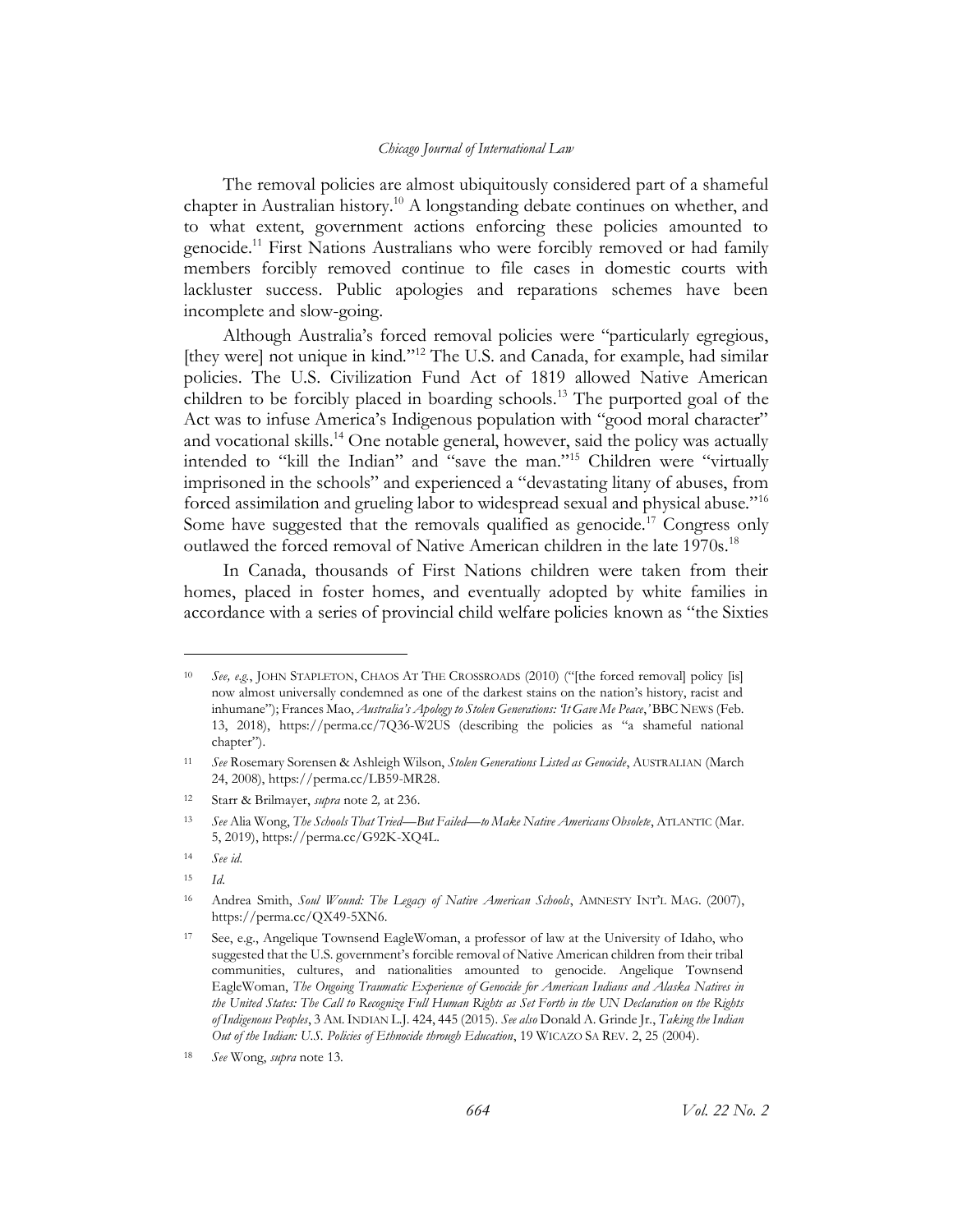The removal policies are almost ubiquitously considered part of a shameful chapter in Australian history.[10] A longstanding debate continues on whether, and to what extent, government actions enforcing these policies amounted to genocide.[11] First Nations Australians who were forcibly removed or had family members forcibly removed continue to file cases in domestic courts with lackluster success. Public apologies and reparations schemes have been incomplete and slow-going.

Although Australia's forced removal policies were "particularly egregious, [they were] not unique in kind."[12] The U.S. and Canada, for example, had similar policies. The U.S. Civilization Fund Act of 1819 allowed Native American children to be forcibly placed in boarding schools.[13] The purported goal of the Act was to infuse America's Indigenous population with "good moral character" and vocational skills.[14] One notable general, however, said the policy was actually intended to "kill the Indian" and "save the man."[15] Children were "virtually imprisoned in the schools" and experienced a "devastating litany of abuses, from forced assimilation and grueling labor to widespread sexual and physical abuse."[16] Some have suggested that the removals qualified as genocide.[17] Congress only outlawed the forced removal of Native American children in the late 1970s.[18]

In Canada, thousands of First Nations children were taken from their homes, placed in foster homes, and eventually adopted by white families in accordance with a series of provincial child welfare policies known as "the Sixties

---

[10] *See, e.g.*, JOHN STAPLETON, CHAOS AT THE CROSSROADS (2010) ("[the forced removal] policy [is] now almost universally condemned as one of the darkest stains on the nation's history, racist and inhumane"); Frances Mao, *Australia's Apology to Stolen Generations: 'It Gave Me Peace*,*'* BBC NEWS (Feb. 13, 2018), https://perma.cc/7Q36-W2US (describing the policies as "a shameful national chapter").

[11] *See* Rosemary Sorensen & Ashleigh Wilson, *Stolen Generations Listed as Genocide*, AUSTRALIAN (March 24, 2008), https://perma.cc/LB59-MR28.

[12] Starr & Brilmayer, *supra* note 2*,* at 236.

[13] *See* Alia Wong, *The Schools That Tried—But Failed—to Make Native Americans Obsolete*, ATLANTIC (Mar. 5, 2019), https://perma.cc/G92K-XQ4L.

[14] *See id.*

[15] *Id.*

[16] Andrea Smith, *Soul Wound: The Legacy of Native American Schools*, AMNESTY INT'L MAG. (2007), https://perma.cc/QX49-5XN6.

[17] See, e.g., Angelique Townsend EagleWoman, a professor of law at the University of Idaho, who suggested that the U.S. government's forcible removal of Native American children from their tribal communities, cultures, and nationalities amounted to genocide. Angelique Townsend EagleWoman, *The Ongoing Traumatic Experience of Genocide for American Indians and Alaska Natives in the United States: The Call to Recognize Full Human Rights as Set Forth in the UN Declaration on the Rights of Indigenous Peoples*, 3 AM. INDIAN L.J. 424, 445 (2015). *See also* Donald A. Grinde Jr., *Taking the Indian Out of the Indian: U.S. Policies of Ethnocide through Education*, 19 WICAZO SA REV. 2, 25 (2004).

[18] *See* Wong, *supra* note 13.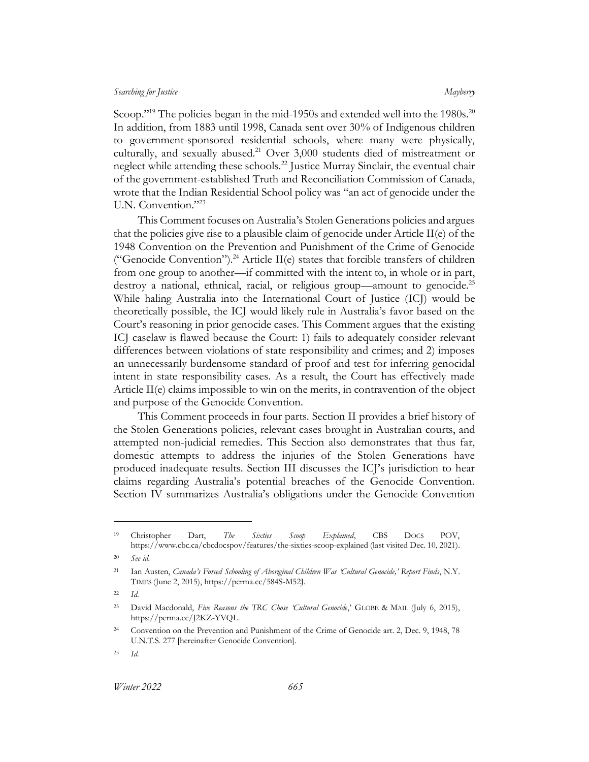Scoop."[19] The policies began in the mid-1950s and extended well into the 1980s.[20] In addition, from 1883 until 1998, Canada sent over 30% of Indigenous children to government-sponsored residential schools, where many were physically, culturally, and sexually abused.[21] Over 3,000 students died of mistreatment or neglect while attending these schools.[22] Justice Murray Sinclair, the eventual chair of the government-established Truth and Reconciliation Commission of Canada, wrote that the Indian Residential School policy was "an act of genocide under the U.N. Convention."[23]

This Comment focuses on Australia's Stolen Generations policies and argues that the policies give rise to a plausible claim of genocide under Article II(e) of the 1948 Convention on the Prevention and Punishment of the Crime of Genocide ("Genocide Convention").[24] Article II(e) states that forcible transfers of children from one group to another—if committed with the intent to, in whole or in part, destroy a national, ethnical, racial, or religious group—amount to genocide.[25] While haling Australia into the International Court of Justice (ICJ) would be theoretically possible, the ICJ would likely rule in Australia's favor based on the Court's reasoning in prior genocide cases. This Comment argues that the existing ICJ caselaw is flawed because the Court: 1) fails to adequately consider relevant differences between violations of state responsibility and crimes; and 2) imposes an unnecessarily burdensome standard of proof and test for inferring genocidal intent in state responsibility cases. As a result, the Court has effectively made Article II(e) claims impossible to win on the merits, in contravention of the object and purpose of the Genocide Convention.

This Comment proceeds in four parts. Section II provides a brief history of the Stolen Generations policies, relevant cases brought in Australian courts, and attempted non-judicial remedies. This Section also demonstrates that thus far, domestic attempts to address the injuries of the Stolen Generations have produced inadequate results. Section III discusses the ICJ's jurisdiction to hear claims regarding Australia's potential breaches of the Genocide Convention. Section IV summarizes Australia's obligations under the Genocide Convention

---

[19] Christopher Dart, *The Sixties Scoop Explained*, CBS DOCS POV, https://www.cbc.ca/cbcdocspov/features/the-sixties-scoop-explained (last visited Dec. 10, 2021).

[20] *See id.*

[21] Ian Austen, *Canada's Forced Schooling of Aboriginal Children Was 'Cultural Genocide,' Report Finds*, N.Y. TIMES (June 2, 2015), https://perma.cc/584S-M52J.

[22] *Id.*

[23] David Macdonald, *Five Reasons the TRC Chose 'Cultural Genocide*,' GLOBE & MAIL (July 6, 2015), https://perma.cc/J2KZ-YVQL.

[24] Convention on the Prevention and Punishment of the Crime of Genocide art. 2, Dec. 9, 1948, 78 U.N.T.S. 277 [hereinafter Genocide Convention].

[25] *Id.*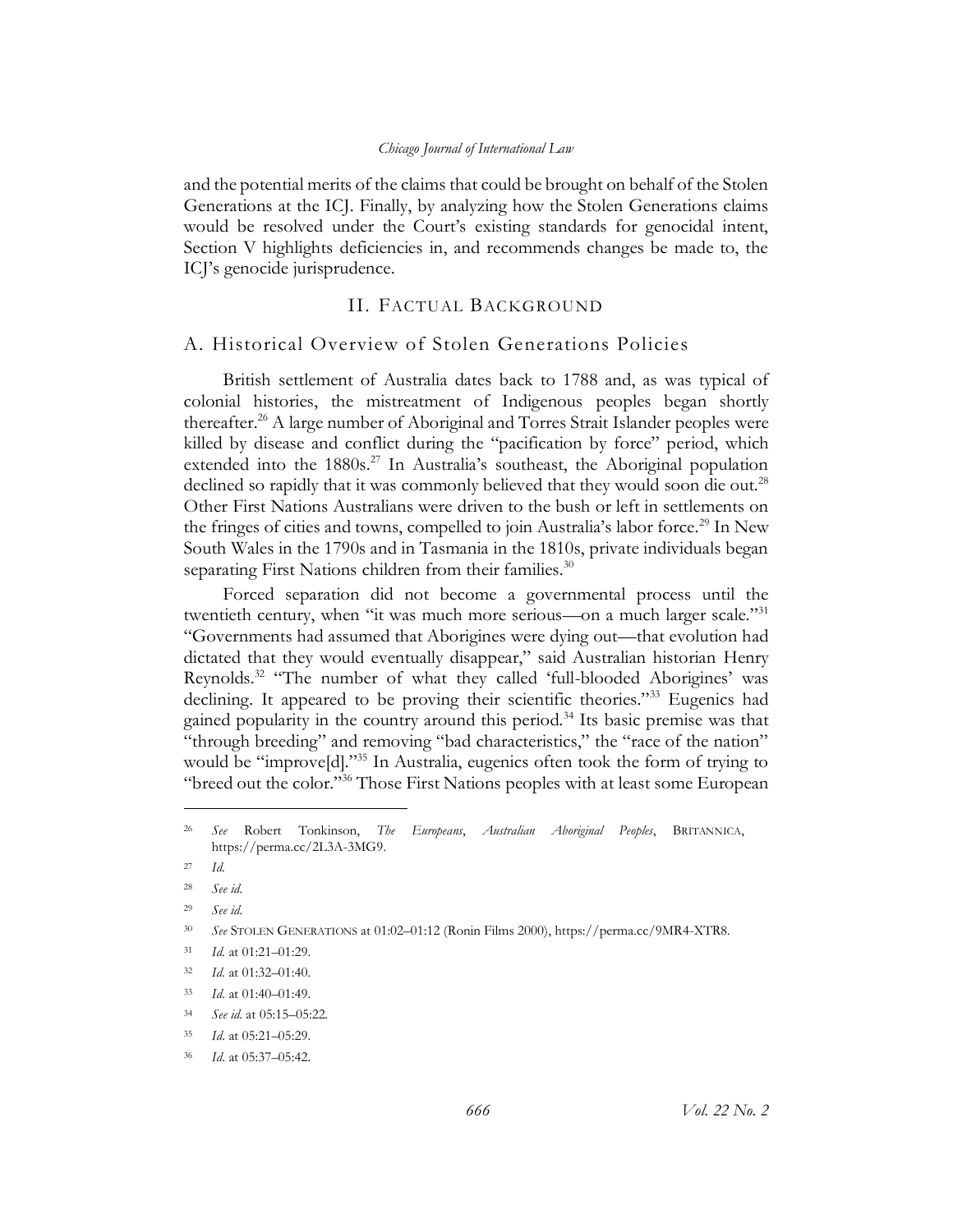and the potential merits of the claims that could be brought on behalf of the Stolen Generations at the ICJ. Finally, by analyzing how the Stolen Generations claims would be resolved under the Court's existing standards for genocidal intent, Section V highlights deficiencies in, and recommends changes be made to, the ICJ's genocide jurisprudence.

## II. Factual Background

### A. Historical Overview of Stolen Generations Policies

British settlement of Australia dates back to 1788 and, as was typical of colonial histories, the mistreatment of Indigenous peoples began shortly thereafter.[26] A large number of Aboriginal and Torres Strait Islander peoples were killed by disease and conflict during the "pacification by force" period, which extended into the 1880s.[27] In Australia's southeast, the Aboriginal population declined so rapidly that it was commonly believed that they would soon die out.[28] Other First Nations Australians were driven to the bush or left in settlements on the fringes of cities and towns, compelled to join Australia's labor force.[29] In New South Wales in the 1790s and in Tasmania in the 1810s, private individuals began separating First Nations children from their families.[30]

Forced separation did not become a governmental process until the twentieth century, when "it was much more serious—on a much larger scale."[31] "Governments had assumed that Aborigines were dying out—that evolution had dictated that they would eventually disappear," said Australian historian Henry Reynolds.[32] "The number of what they called 'full-blooded Aborigines' was declining. It appeared to be proving their scientific theories."[33] Eugenics had gained popularity in the country around this period.[34] Its basic premise was that "through breeding" and removing "bad characteristics," the "race of the nation" would be "improve[d]."[35] In Australia, eugenics often took the form of trying to "breed out the color."[36] Those First Nations peoples with at least some European

---

26 *See* Robert Tonkinson, *The Europeans*, *Australian Aboriginal Peoples*, BRITANNICA, https://perma.cc/2L3A-3MG9.

27 *Id.*

28 *See id.*

29 *See id.*

30 *See* STOLEN GENERATIONS at 01:02–01:12 (Ronin Films 2000), https://perma.cc/9MR4-XTR8.

31 *Id.* at 01:21–01:29.

32 *Id.* at 01:32–01:40.

33 *Id.* at 01:40–01:49.

34 *See id.* at 05:15–05:22.

35 *Id.* at 05:21–05:29.

36 *Id.* at 05:37–05:42.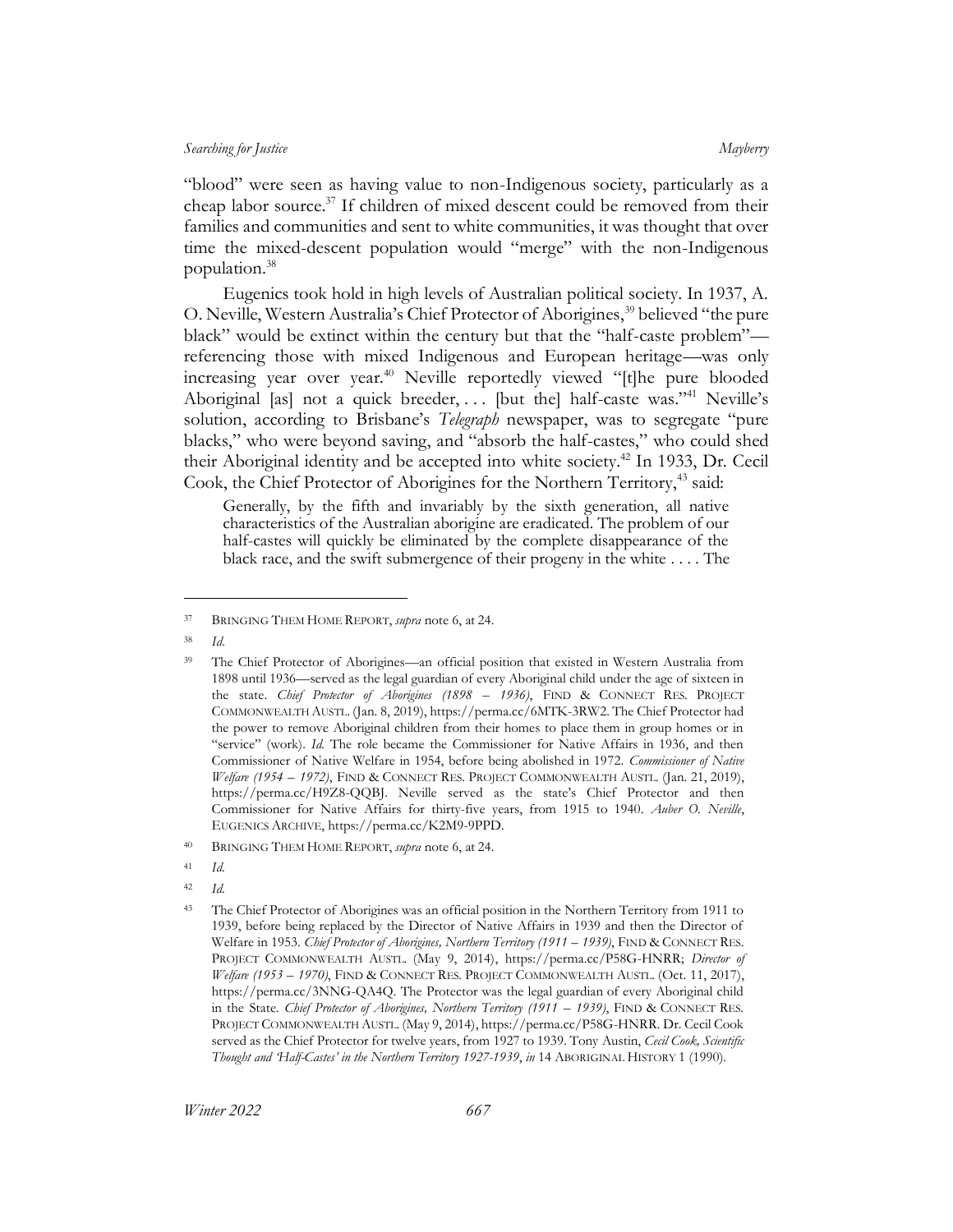"blood" were seen as having value to non-Indigenous society, particularly as a cheap labor source.[37] If children of mixed descent could be removed from their families and communities and sent to white communities, it was thought that over time the mixed-descent population would "merge" with the non-Indigenous population.[38]

Eugenics took hold in high levels of Australian political society. In 1937, A. O. Neville, Western Australia's Chief Protector of Aborigines,[39] believed "the pure black" would be extinct within the century but that the "half-caste problem"—referencing those with mixed Indigenous and European heritage—was only increasing year over year.[40] Neville reportedly viewed "[t]he pure blooded Aboriginal [as] not a quick breeder, . . . [but the] half-caste was."[41] Neville's solution, according to Brisbane's *Telegraph* newspaper, was to segregate "pure blacks," who were beyond saving, and "absorb the half-castes," who could shed their Aboriginal identity and be accepted into white society.[42] In 1933, Dr. Cecil Cook, the Chief Protector of Aborigines for the Northern Territory,[43] said:

> Generally, by the fifth and invariably by the sixth generation, all native characteristics of the Australian aborigine are eradicated. The problem of our half-castes will quickly be eliminated by the complete disappearance of the black race, and the swift submergence of their progeny in the white . . . . The

---

[37] BRINGING THEM HOME REPORT, *supra* note 6, at 24.

[38] *Id.*

[39] The Chief Protector of Aborigines—an official position that existed in Western Australia from 1898 until 1936—served as the legal guardian of every Aboriginal child under the age of sixteen in the state. *Chief Protector of Aborigines (1898 – 1936)*, FIND & CONNECT RES. PROJECT COMMONWEALTH AUSTL. (Jan. 8, 2019), https://perma.cc/6MTK-3RW2. The Chief Protector had the power to remove Aboriginal children from their homes to place them in group homes or in "service" (work). *Id.* The role became the Commissioner for Native Affairs in 1936, and then Commissioner of Native Welfare in 1954, before being abolished in 1972. *Commissioner of Native Welfare (1954 – 1972)*, FIND & CONNECT RES. PROJECT COMMONWEALTH AUSTL. (Jan. 21, 2019), https://perma.cc/H9Z8-QQBJ. Neville served as the state's Chief Protector and then Commissioner for Native Affairs for thirty-five years, from 1915 to 1940. *Auber O. Neville*, EUGENICS ARCHIVE, https://perma.cc/K2M9-9PPD.

[40] BRINGING THEM HOME REPORT, *supra* note 6, at 24.

[41] *Id.*

[42] *Id.*

[43] The Chief Protector of Aborigines was an official position in the Northern Territory from 1911 to 1939, before being replaced by the Director of Native Affairs in 1939 and then the Director of Welfare in 1953. *Chief Protector of Aborigines, Northern Territory (1911 – 1939)*, FIND & CONNECT RES. PROJECT COMMONWEALTH AUSTL. (May 9, 2014), https://perma.cc/P58G-HNRR; *Director of Welfare (1953 – 1970)*, FIND & CONNECT RES. PROJECT COMMONWEALTH AUSTL. (Oct. 11, 2017), https://perma.cc/3NNG-QA4Q. The Protector was the legal guardian of every Aboriginal child in the State. *Chief Protector of Aborigines, Northern Territory (1911 – 1939)*, FIND & CONNECT RES. PROJECT COMMONWEALTH AUSTL. (May 9, 2014), https://perma.cc/P58G-HNRR. Dr. Cecil Cook served as the Chief Protector for twelve years, from 1927 to 1939. Tony Austin, *Cecil Cook, Scientific Thought and 'Half-Castes' in the Northern Territory 1927-1939*, *in* 14 ABORIGINAL HISTORY 1 (1990).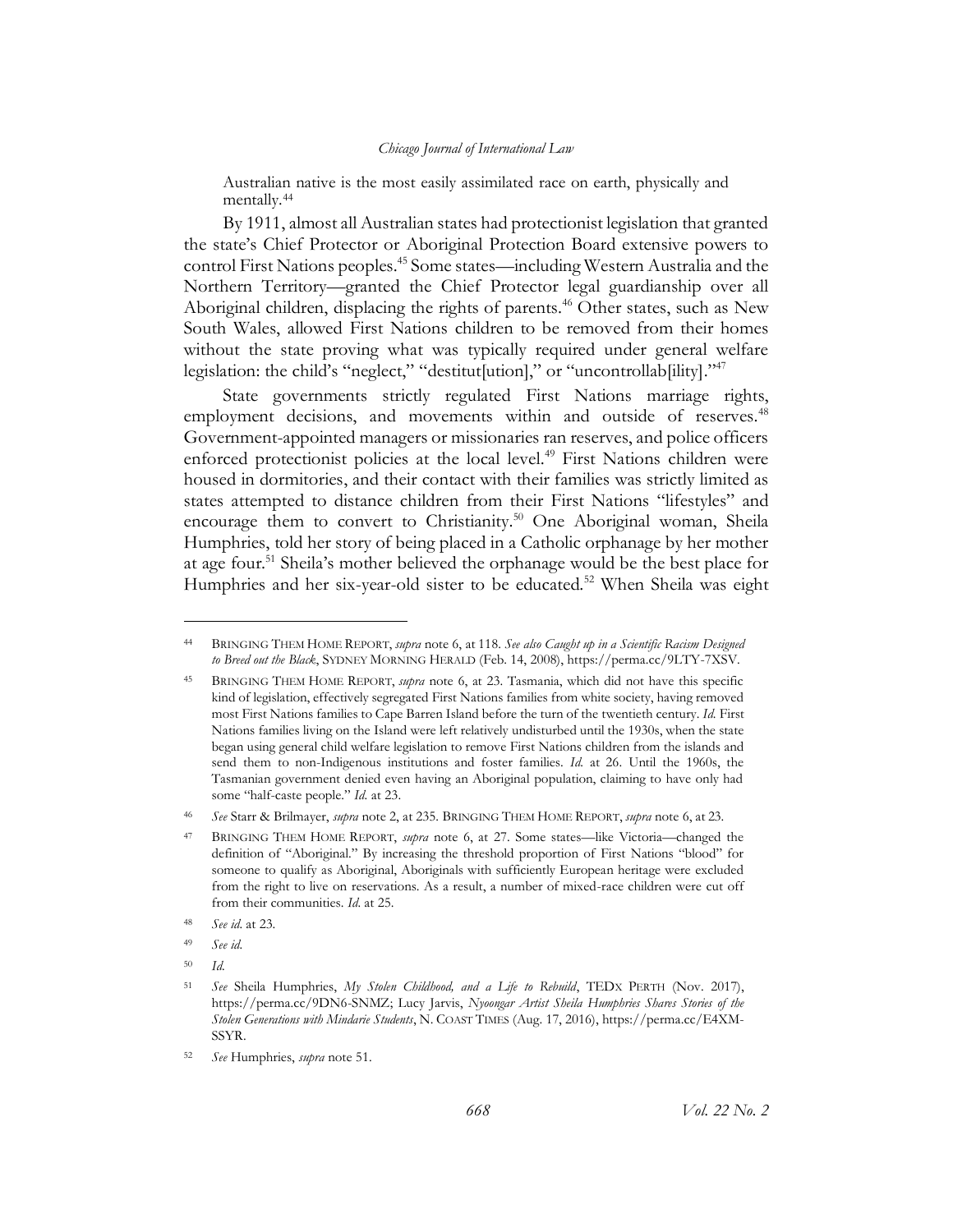Australian native is the most easily assimilated race on earth, physically and mentally.[44]

By 1911, almost all Australian states had protectionist legislation that granted the state's Chief Protector or Aboriginal Protection Board extensive powers to control First Nations peoples.[45] Some states—including Western Australia and the Northern Territory—granted the Chief Protector legal guardianship over all Aboriginal children, displacing the rights of parents.[46] Other states, such as New South Wales, allowed First Nations children to be removed from their homes without the state proving what was typically required under general welfare legislation: the child's "neglect," "destitut[ution]," or "uncontrollab[ility]."[47]

State governments strictly regulated First Nations marriage rights, employment decisions, and movements within and outside of reserves.[48] Government-appointed managers or missionaries ran reserves, and police officers enforced protectionist policies at the local level.[49] First Nations children were housed in dormitories, and their contact with their families was strictly limited as states attempted to distance children from their First Nations "lifestyles" and encourage them to convert to Christianity.[50] One Aboriginal woman, Sheila Humphries, told her story of being placed in a Catholic orphanage by her mother at age four.[51] Sheila's mother believed the orphanage would be the best place for Humphries and her six-year-old sister to be educated.[52] When Sheila was eight

---

[44] BRINGING THEM HOME REPORT, *supra* note 6, at 118. *See also Caught up in a Scientific Racism Designed to Breed out the Black*, SYDNEY MORNING HERALD (Feb. 14, 2008), https://perma.cc/9LTY-7XSV.

[45] BRINGING THEM HOME REPORT, *supra* note 6, at 23. Tasmania, which did not have this specific kind of legislation, effectively segregated First Nations families from white society, having removed most First Nations families to Cape Barren Island before the turn of the twentieth century. *Id.* First Nations families living on the Island were left relatively undisturbed until the 1930s, when the state began using general child welfare legislation to remove First Nations children from the islands and send them to non-Indigenous institutions and foster families. *Id.* at 26. Until the 1960s, the Tasmanian government denied even having an Aboriginal population, claiming to have only had some "half-caste people." *Id.* at 23.

[46] *See* Starr & Brilmayer, *supra* note 2, at 235. BRINGING THEM HOME REPORT, *supra* note 6, at 23.

[47] BRINGING THEM HOME REPORT, *supra* note 6, at 27. Some states—like Victoria—changed the definition of "Aboriginal." By increasing the threshold proportion of First Nations "blood" for someone to qualify as Aboriginal, Aboriginals with sufficiently European heritage were excluded from the right to live on reservations. As a result, a number of mixed-race children were cut off from their communities. *Id.* at 25.

[48] *See id.* at 23.

[49] *See id.*

[50] *Id.*

[51] *See* Sheila Humphries, *My Stolen Childhood, and a Life to Rebuild*, TEDX PERTH (Nov. 2017), https://perma.cc/9DN6-SNMZ; Lucy Jarvis, *Nyoongar Artist Sheila Humphries Shares Stories of the Stolen Generations with Mindarie Students*, N. COAST TIMES (Aug. 17, 2016), https://perma.cc/E4XM-SSYR.

[52] *See* Humphries, *supra* note 51.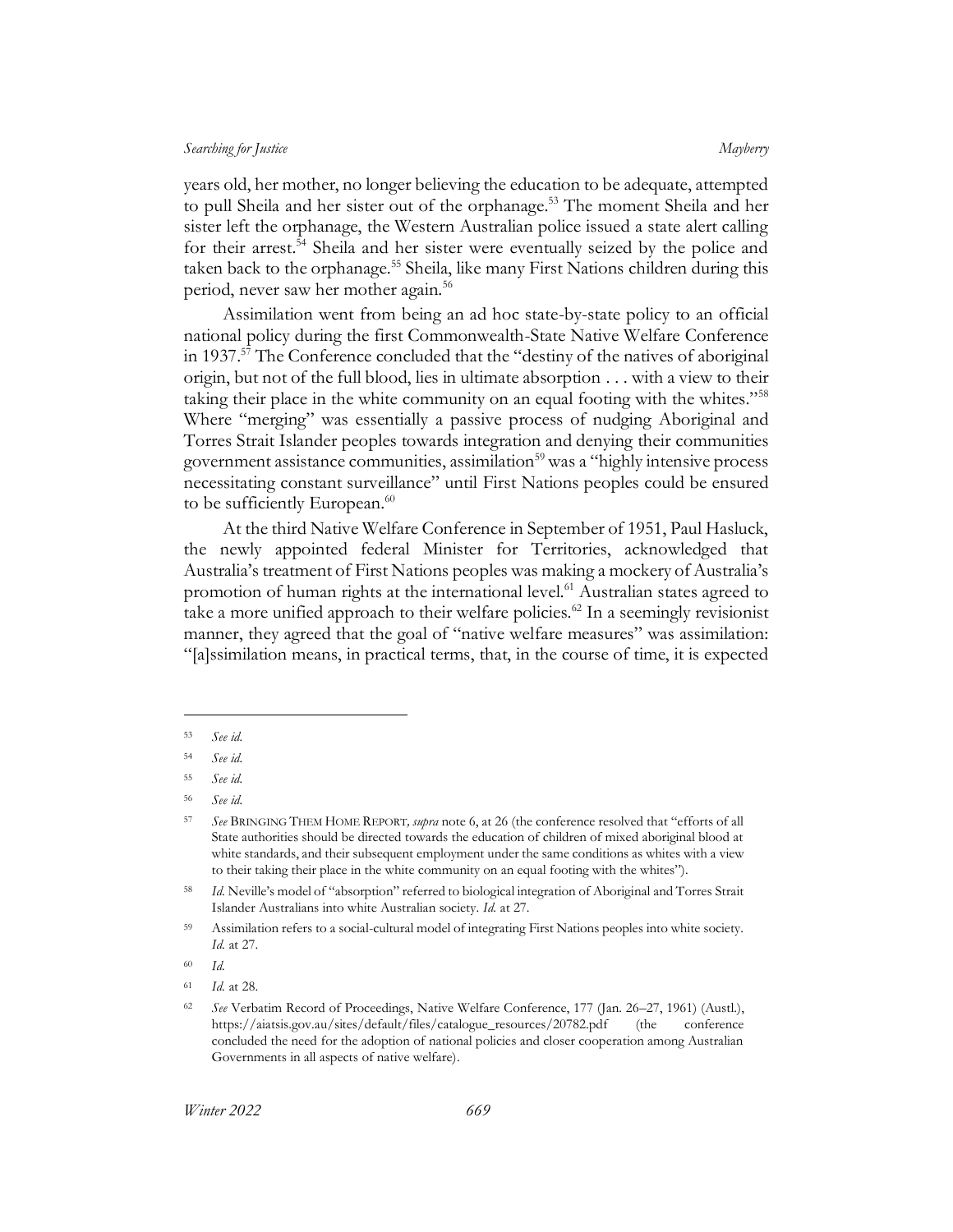years old, her mother, no longer believing the education to be adequate, attempted to pull Sheila and her sister out of the orphanage.[53] The moment Sheila and her sister left the orphanage, the Western Australian police issued a state alert calling for their arrest.[54] Sheila and her sister were eventually seized by the police and taken back to the orphanage.[55] Sheila, like many First Nations children during this period, never saw her mother again.[56]

Assimilation went from being an ad hoc state-by-state policy to an official national policy during the first Commonwealth-State Native Welfare Conference in 1937.[57] The Conference concluded that the "destiny of the natives of aboriginal origin, but not of the full blood, lies in ultimate absorption . . . with a view to their taking their place in the white community on an equal footing with the whites."[58] Where "merging" was essentially a passive process of nudging Aboriginal and Torres Strait Islander peoples towards integration and denying their communities government assistance communities, assimilation[59] was a "highly intensive process necessitating constant surveillance" until First Nations peoples could be ensured to be sufficiently European.[60]

At the third Native Welfare Conference in September of 1951, Paul Hasluck, the newly appointed federal Minister for Territories, acknowledged that Australia's treatment of First Nations peoples was making a mockery of Australia's promotion of human rights at the international level.[61] Australian states agreed to take a more unified approach to their welfare policies.[62] In a seemingly revisionist manner, they agreed that the goal of "native welfare measures" was assimilation: "[a]ssimilation means, in practical terms, that, in the course of time, it is expected

---

[53] *See id.*

[54] *See id.*

[55] *See id.*

[56] *See id.*

[57] *See* BRINGING THEM HOME REPORT, *supra* note 6, at 26 (the conference resolved that "efforts of all State authorities should be directed towards the education of children of mixed aboriginal blood at white standards, and their subsequent employment under the same conditions as whites with a view to their taking their place in the white community on an equal footing with the whites").

[58] *Id.* Neville's model of "absorption" referred to biological integration of Aboriginal and Torres Strait Islander Australians into white Australian society. *Id.* at 27.

[59] Assimilation refers to a social-cultural model of integrating First Nations peoples into white society. *Id.* at 27.

[60] *Id.*

[61] *Id.* at 28.

[62] *See* Verbatim Record of Proceedings, Native Welfare Conference, 177 (Jan. 26–27, 1961) (Austl.), https://aiatsis.gov.au/sites/default/files/catalogue_resources/20782.pdf (the conference concluded the need for the adoption of national policies and closer cooperation among Australian Governments in all aspects of native welfare).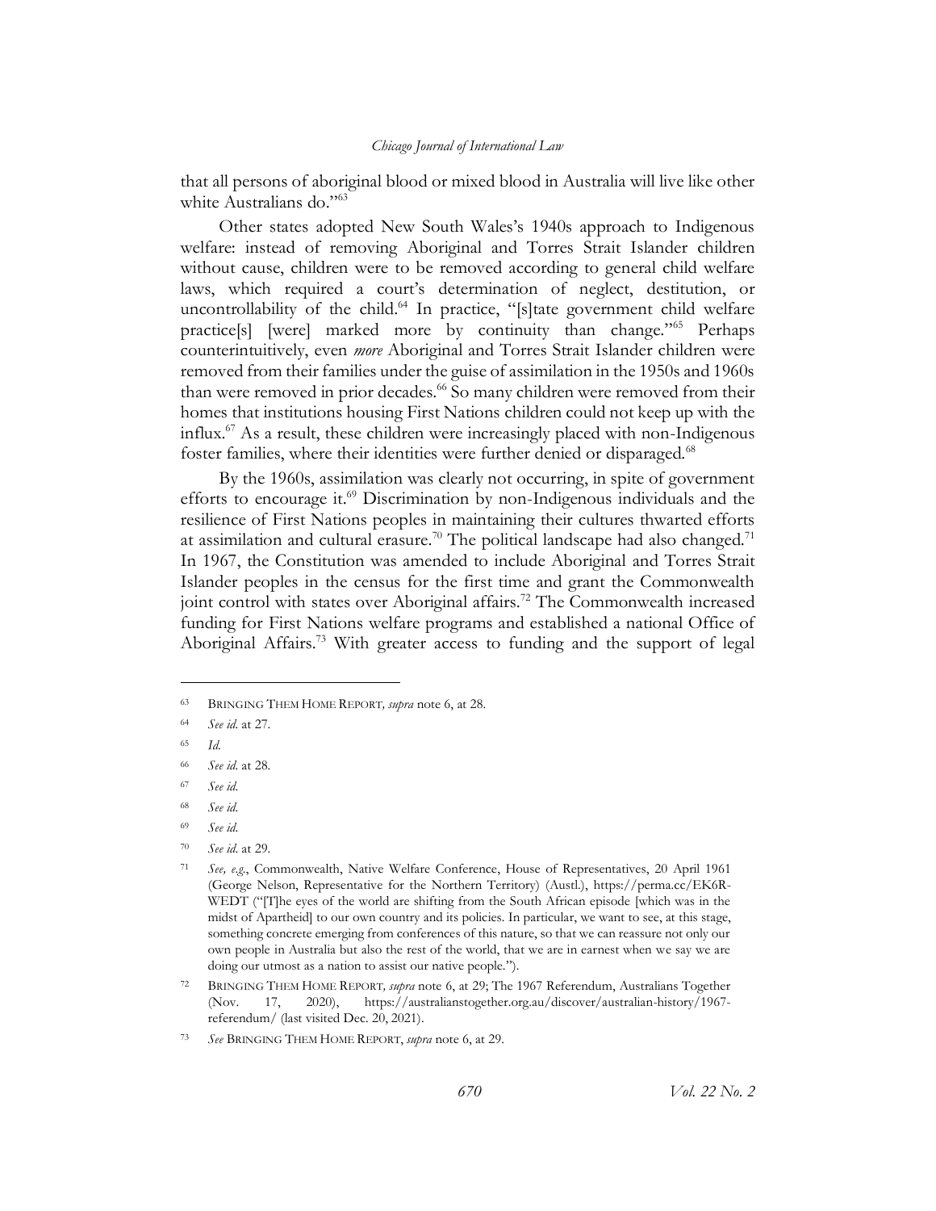that all persons of aboriginal blood or mixed blood in Australia will live like other white Australians do."[63]

Other states adopted New South Wales's 1940s approach to Indigenous welfare: instead of removing Aboriginal and Torres Strait Islander children without cause, children were to be removed according to general child welfare laws, which required a court's determination of neglect, destitution, or uncontrollability of the child.[64] In practice, "[s]tate government child welfare practice[s] [were] marked more by continuity than change."[65] Perhaps counterintuitively, even *more* Aboriginal and Torres Strait Islander children were removed from their families under the guise of assimilation in the 1950s and 1960s than were removed in prior decades.[66] So many children were removed from their homes that institutions housing First Nations children could not keep up with the influx.[67] As a result, these children were increasingly placed with non-Indigenous foster families, where their identities were further denied or disparaged.[68]

By the 1960s, assimilation was clearly not occurring, in spite of government efforts to encourage it.[69] Discrimination by non-Indigenous individuals and the resilience of First Nations peoples in maintaining their cultures thwarted efforts at assimilation and cultural erasure.[70] The political landscape had also changed.[71] In 1967, the Constitution was amended to include Aboriginal and Torres Strait Islander peoples in the census for the first time and grant the Commonwealth joint control with states over Aboriginal affairs.[72] The Commonwealth increased funding for First Nations welfare programs and established a national Office of Aboriginal Affairs.[73] With greater access to funding and the support of legal

---

[63] BRINGING THEM HOME REPORT, *supra* note 6, at 28.

[64] *See id.* at 27.

[65] *Id.*

[66] *See id.* at 28.

[67] *See id.*

[68] *See id.*

[69] *See id.*

[70] *See id.* at 29.

[71] *See, e.g.*, Commonwealth, Native Welfare Conference, House of Representatives, 20 April 1961 (George Nelson, Representative for the Northern Territory) (Austl.), https://perma.cc/EK6R-WEDT ("[T]he eyes of the world are shifting from the South African episode [which was in the midst of Apartheid] to our own country and its policies. In particular, we want to see, at this stage, something concrete emerging from conferences of this nature, so that we can reassure not only our own people in Australia but also the rest of the world, that we are in earnest when we say we are doing our utmost as a nation to assist our native people.").

[72] BRINGING THEM HOME REPORT, *supra* note 6, at 29; The 1967 Referendum, Australians Together (Nov. 17, 2020), https://australianstogether.org.au/discover/australian-history/1967-referendum/ (last visited Dec. 20, 2021).

[73] *See* BRINGING THEM HOME REPORT, *supra* note 6, at 29.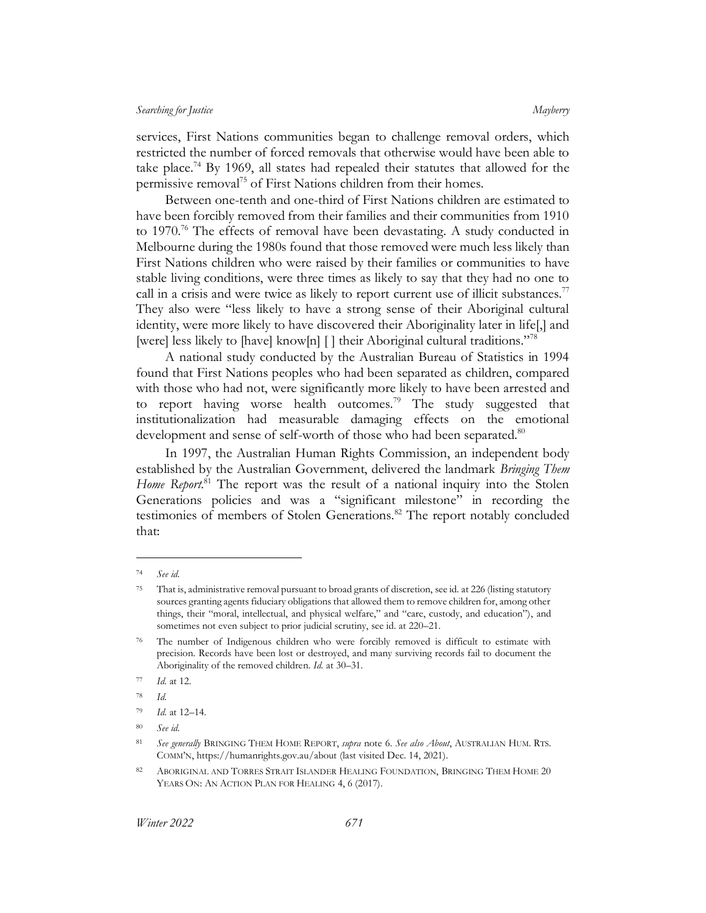services, First Nations communities began to challenge removal orders, which restricted the number of forced removals that otherwise would have been able to take place.[74] By 1969, all states had repealed their statutes that allowed for the permissive removal[75] of First Nations children from their homes.

Between one-tenth and one-third of First Nations children are estimated to have been forcibly removed from their families and their communities from 1910 to 1970.[76] The effects of removal have been devastating. A study conducted in Melbourne during the 1980s found that those removed were much less likely than First Nations children who were raised by their families or communities to have stable living conditions, were three times as likely to say that they had no one to call in a crisis and were twice as likely to report current use of illicit substances.[77] They also were "less likely to have a strong sense of their Aboriginal cultural identity, were more likely to have discovered their Aboriginality later in life[,] and [were] less likely to [have] know[n] [ ] their Aboriginal cultural traditions."[78]

A national study conducted by the Australian Bureau of Statistics in 1994 found that First Nations peoples who had been separated as children, compared with those who had not, were significantly more likely to have been arrested and to report having worse health outcomes.[79] The study suggested that institutionalization had measurable damaging effects on the emotional development and sense of self-worth of those who had been separated.[80]

In 1997, the Australian Human Rights Commission, an independent body established by the Australian Government, delivered the landmark *Bringing Them Home Report*.[81] The report was the result of a national inquiry into the Stolen Generations policies and was a "significant milestone" in recording the testimonies of members of Stolen Generations.[82] The report notably concluded that:

---

[74] *See id.*

[75] That is, administrative removal pursuant to broad grants of discretion, see id. at 226 (listing statutory sources granting agents fiduciary obligations that allowed them to remove children for, among other things, their "moral, intellectual, and physical welfare," and "care, custody, and education"), and sometimes not even subject to prior judicial scrutiny, see id. at 220–21.

[76] The number of Indigenous children who were forcibly removed is difficult to estimate with precision. Records have been lost or destroyed, and many surviving records fail to document the Aboriginality of the removed children. *Id.* at 30–31.

[77] *Id.* at 12.

[78] *Id.*

[79] *Id.* at 12–14.

[80] *See id.*

[81] *See generally* BRINGING THEM HOME REPORT, *supra* note 6. *See also About*, AUSTRALIAN HUM. RTS. COMM'N, https://humanrights.gov.au/about (last visited Dec. 14, 2021).

[82] ABORIGINAL AND TORRES STRAIT ISLANDER HEALING FOUNDATION, BRINGING THEM HOME 20 YEARS ON: AN ACTION PLAN FOR HEALING 4, 6 (2017).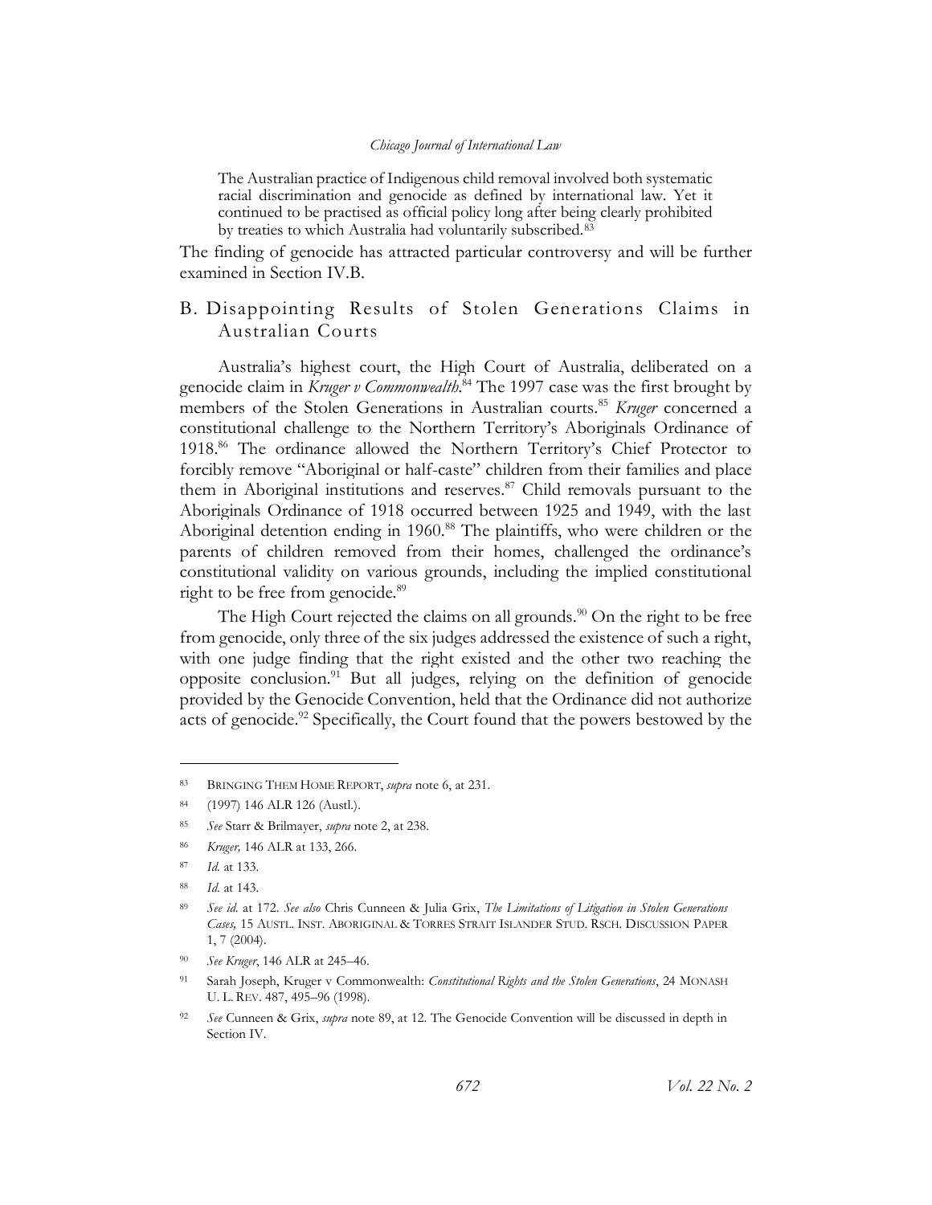> The Australian practice of Indigenous child removal involved both systematic racial discrimination and genocide as defined by international law. Yet it continued to be practised as official policy long after being clearly prohibited by treaties to which Australia had voluntarily subscribed.[83]

The finding of genocide has attracted particular controversy and will be further examined in Section IV.B.

## B. Disappointing Results of Stolen Generations Claims in Australian Courts

Australia's highest court, the High Court of Australia, deliberated on a genocide claim in *Kruger v Commonwealth*.[84] The 1997 case was the first brought by members of the Stolen Generations in Australian courts.[85] *Kruger* concerned a constitutional challenge to the Northern Territory's Aboriginals Ordinance of 1918.[86] The ordinance allowed the Northern Territory's Chief Protector to forcibly remove "Aboriginal or half-caste" children from their families and place them in Aboriginal institutions and reserves.[87] Child removals pursuant to the Aboriginals Ordinance of 1918 occurred between 1925 and 1949, with the last Aboriginal detention ending in 1960.[88] The plaintiffs, who were children or the parents of children removed from their homes, challenged the ordinance's constitutional validity on various grounds, including the implied constitutional right to be free from genocide.[89]

The High Court rejected the claims on all grounds.[90] On the right to be free from genocide, only three of the six judges addressed the existence of such a right, with one judge finding that the right existed and the other two reaching the opposite conclusion.[91] But all judges, relying on the definition of genocide provided by the Genocide Convention, held that the Ordinance did not authorize acts of genocide.[92] Specifically, the Court found that the powers bestowed by the

---

[83] BRINGING THEM HOME REPORT, *supra* note 6, at 231.

[84] (1997) 146 ALR 126 (Austl.).

[85] *See* Starr & Brilmayer, *supra* note 2, at 238.

[86] *Kruger,* 146 ALR at 133, 266.

[87] *Id.* at 133.

[88] *Id.* at 143.

[89] *See id.* at 172. *See also* Chris Cunneen & Julia Grix, *The Limitations of Litigation in Stolen Generations Cases,* 15 AUSTL. INST. ABORIGINAL & TORRES STRAIT ISLANDER STUD. RSCH. DISCUSSION PAPER 1, 7 (2004).

[90] *See Kruger*, 146 ALR at 245–46.

[91] Sarah Joseph, Kruger v Commonwealth: *Constitutional Rights and the Stolen Generations*, 24 MONASH U. L. REV. 487, 495–96 (1998).

[92] *See* Cunneen & Grix, *supra* note 89, at 12. The Genocide Convention will be discussed in depth in Section IV.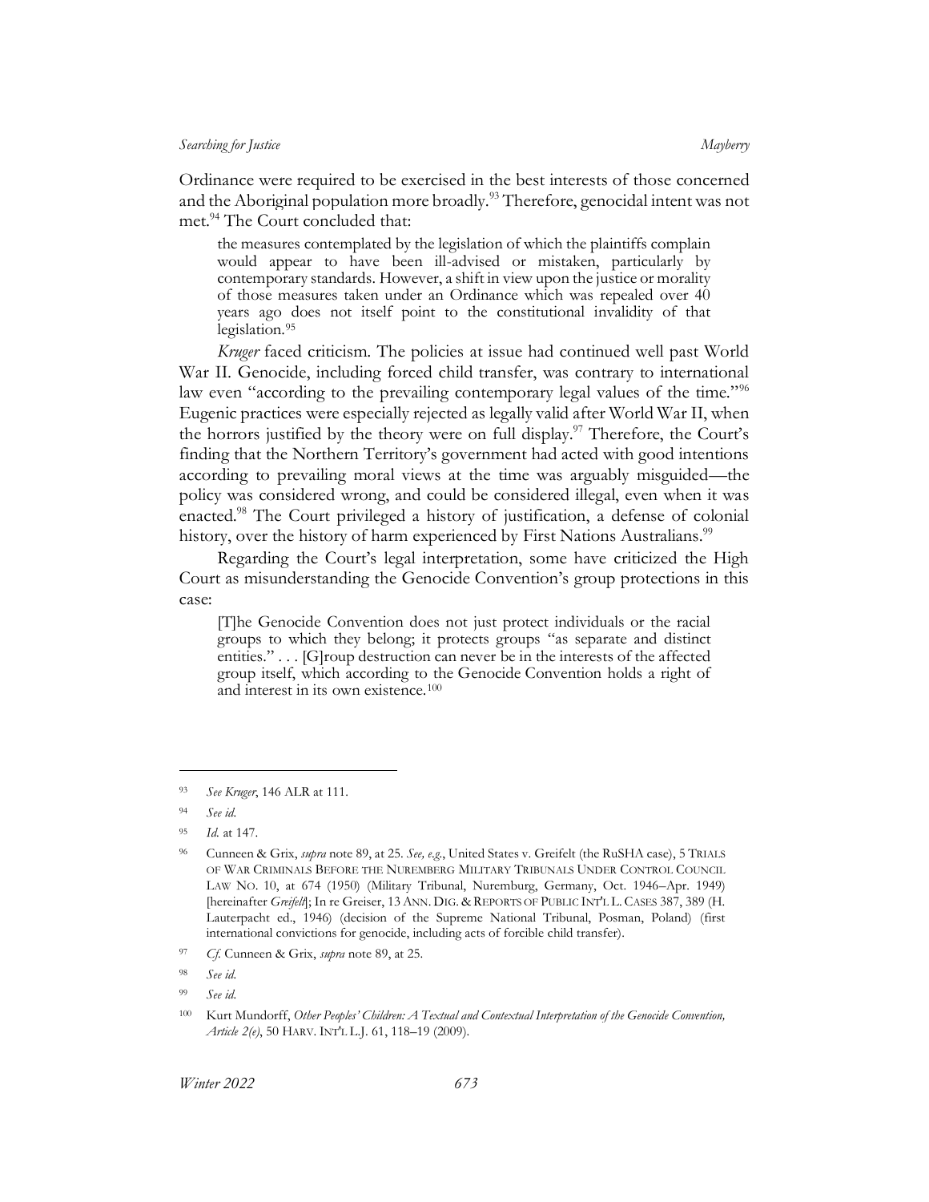Ordinance were required to be exercised in the best interests of those concerned and the Aboriginal population more broadly.[93] Therefore, genocidal intent was not met.[94] The Court concluded that:

> the measures contemplated by the legislation of which the plaintiffs complain would appear to have been ill-advised or mistaken, particularly by contemporary standards. However, a shift in view upon the justice or morality of those measures taken under an Ordinance which was repealed over 40 years ago does not itself point to the constitutional invalidity of that legislation.[95]

*Kruger* faced criticism. The policies at issue had continued well past World War II. Genocide, including forced child transfer, was contrary to international law even "according to the prevailing contemporary legal values of the time."[96] Eugenic practices were especially rejected as legally valid after World War II, when the horrors justified by the theory were on full display.[97] Therefore, the Court's finding that the Northern Territory's government had acted with good intentions according to prevailing moral views at the time was arguably misguided—the policy was considered wrong, and could be considered illegal, even when it was enacted.[98] The Court privileged a history of justification, a defense of colonial history, over the history of harm experienced by First Nations Australians.[99]

Regarding the Court's legal interpretation, some have criticized the High Court as misunderstanding the Genocide Convention's group protections in this case:

> [T]he Genocide Convention does not just protect individuals or the racial groups to which they belong; it protects groups "as separate and distinct entities." . . . [G]roup destruction can never be in the interests of the affected group itself, which according to the Genocide Convention holds a right of and interest in its own existence.[100]

---

93 *See Kruger*, 146 ALR at 111.

94 *See id.*

95 *Id.* at 147.

96 Cunneen & Grix, *supra* note 89, at 25. *See, e.g.*, United States v. Greifelt (the RuSHA case), 5 TRIALS OF WAR CRIMINALS BEFORE THE NUREMBERG MILITARY TRIBUNALS UNDER CONTROL COUNCIL LAW NO. 10, at 674 (1950) (Military Tribunal, Nuremburg, Germany, Oct. 1946–Apr. 1949) [hereinafter *Greifelt*]; In re Greiser, 13 ANN. DIG. & REPORTS OF PUBLIC INT'L L. CASES 387, 389 (H. Lauterpacht ed., 1946) (decision of the Supreme National Tribunal, Posman, Poland) (first international convictions for genocide, including acts of forcible child transfer).

97 *Cf.* Cunneen & Grix, *supra* note 89, at 25.

98 *See id.*

99 *See id.*

100 Kurt Mundorff, *Other Peoples' Children: A Textual and Contextual Interpretation of the Genocide Convention, Article 2(e)*, 50 HARV. INT'L L.J. 61, 118–19 (2009).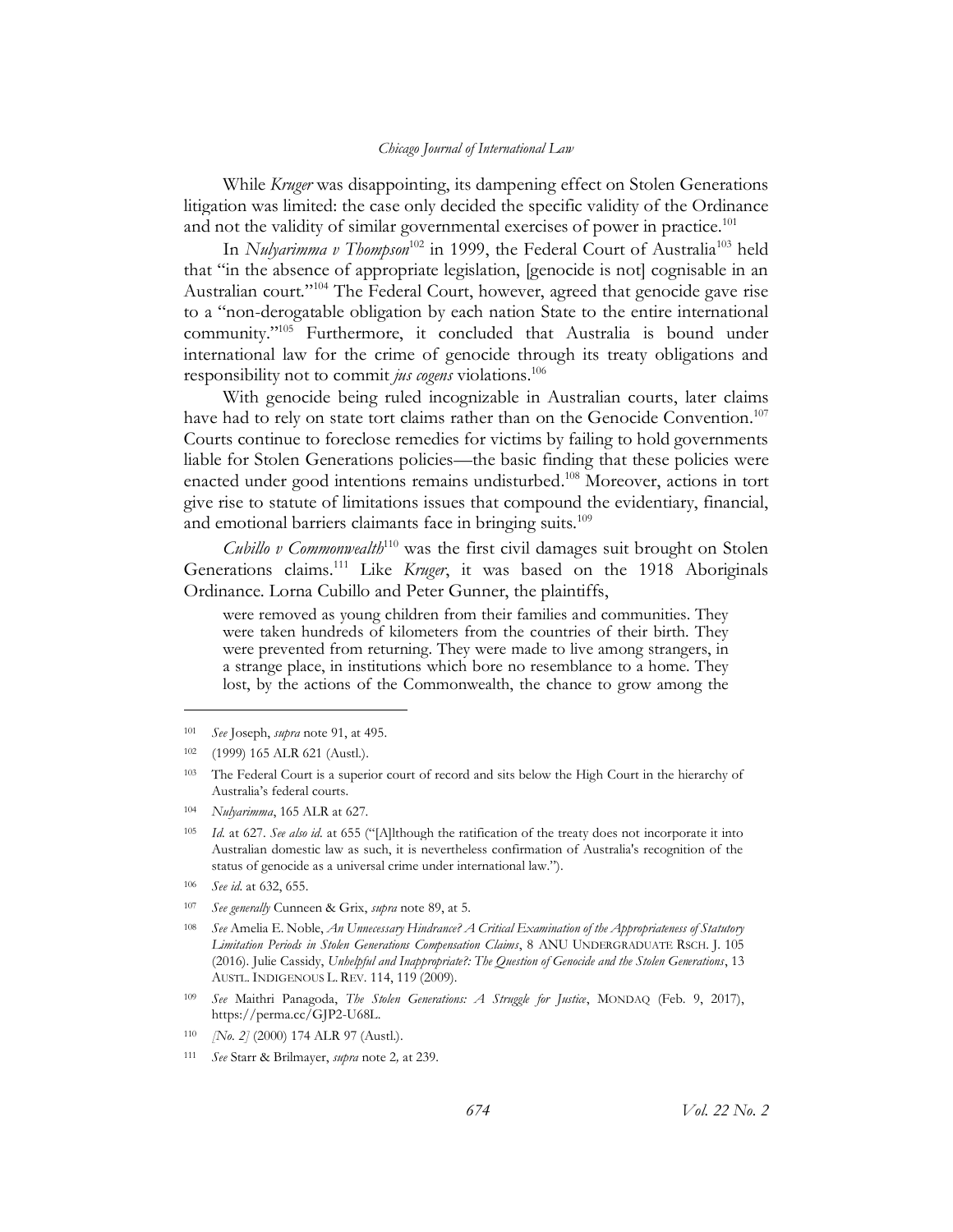While *Kruger* was disappointing, its dampening effect on Stolen Generations litigation was limited: the case only decided the specific validity of the Ordinance and not the validity of similar governmental exercises of power in practice.[101]

In *Nulyarimma v Thompson*[102] in 1999, the Federal Court of Australia[103] held that "in the absence of appropriate legislation, [genocide is not] cognisable in an Australian court."[104] The Federal Court, however, agreed that genocide gave rise to a "non-derogatable obligation by each nation State to the entire international community."[105] Furthermore, it concluded that Australia is bound under international law for the crime of genocide through its treaty obligations and responsibility not to commit *jus cogens* violations.[106]

With genocide being ruled incognizable in Australian courts, later claims have had to rely on state tort claims rather than on the Genocide Convention.[107] Courts continue to foreclose remedies for victims by failing to hold governments liable for Stolen Generations policies—the basic finding that these policies were enacted under good intentions remains undisturbed.[108] Moreover, actions in tort give rise to statute of limitations issues that compound the evidentiary, financial, and emotional barriers claimants face in bringing suits.[109]

*Cubillo v Commonwealth*[110] was the first civil damages suit brought on Stolen Generations claims.[111] Like *Kruger*, it was based on the 1918 Aboriginals Ordinance. Lorna Cubillo and Peter Gunner, the plaintiffs,

> were removed as young children from their families and communities. They were taken hundreds of kilometers from the countries of their birth. They were prevented from returning. They were made to live among strangers, in a strange place, in institutions which bore no resemblance to a home. They lost, by the actions of the Commonwealth, the chance to grow among the

---

[101] *See* Joseph, *supra* note 91, at 495.

[102] (1999) 165 ALR 621 (Austl.).

[103] The Federal Court is a superior court of record and sits below the High Court in the hierarchy of Australia's federal courts.

[104] *Nulyarimma*, 165 ALR at 627.

[105] *Id.* at 627. *See also id.* at 655 ("[A]lthough the ratification of the treaty does not incorporate it into Australian domestic law as such, it is nevertheless confirmation of Australia's recognition of the status of genocide as a universal crime under international law.").

[106] *See id.* at 632, 655.

[107] *See generally* Cunneen & Grix, *supra* note 89, at 5.

[108] *See* Amelia E. Noble, *An Unnecessary Hindrance? A Critical Examination of the Appropriateness of Statutory Limitation Periods in Stolen Generations Compensation Claims*, 8 ANU UNDERGRADUATE RSCH. J. 105 (2016). Julie Cassidy, *Unhelpful and Inappropriate?: The Question of Genocide and the Stolen Generations*, 13 AUSTL. INDIGENOUS L. REV. 114, 119 (2009).

[109] *See* Maithri Panagoda, *The Stolen Generations: A Struggle for Justice*, MONDAQ (Feb. 9, 2017), https://perma.cc/GJP2-U68L.

[110] *[No. 2]* (2000) 174 ALR 97 (Austl.).

[111] *See* Starr & Brilmayer, *supra* note 2, at 239.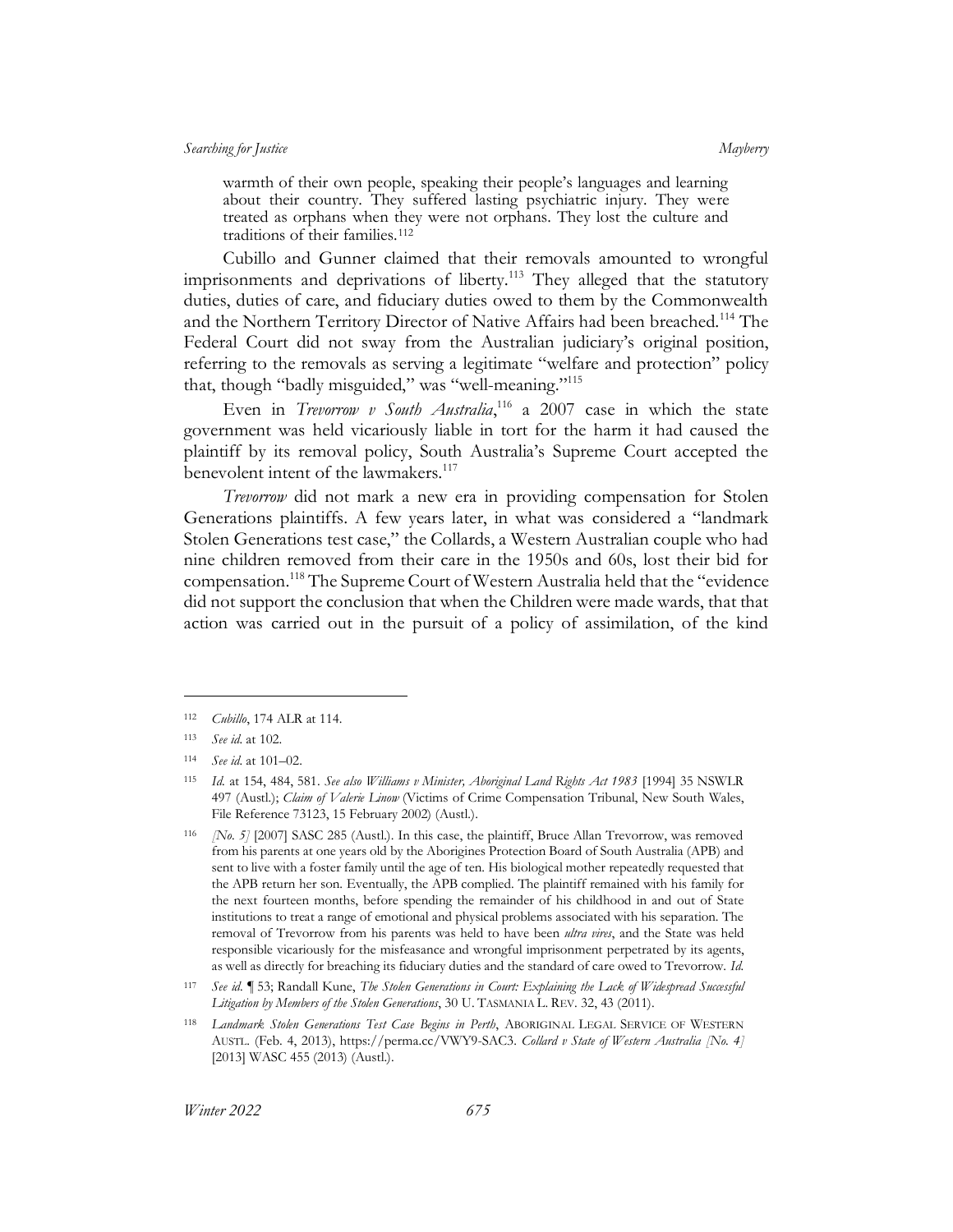> warmth of their own people, speaking their people's languages and learning about their country. They suffered lasting psychiatric injury. They were treated as orphans when they were not orphans. They lost the culture and traditions of their families.[112]

Cubillo and Gunner claimed that their removals amounted to wrongful imprisonments and deprivations of liberty.[113] They alleged that the statutory duties, duties of care, and fiduciary duties owed to them by the Commonwealth and the Northern Territory Director of Native Affairs had been breached.[114] The Federal Court did not sway from the Australian judiciary's original position, referring to the removals as serving a legitimate "welfare and protection" policy that, though "badly misguided," was "well-meaning."[115]

Even in *Trevorrow v South Australia*,[116] a 2007 case in which the state government was held vicariously liable in tort for the harm it had caused the plaintiff by its removal policy, South Australia's Supreme Court accepted the benevolent intent of the lawmakers.[117]

*Trevorrow* did not mark a new era in providing compensation for Stolen Generations plaintiffs. A few years later, in what was considered a "landmark Stolen Generations test case," the Collards, a Western Australian couple who had nine children removed from their care in the 1950s and 60s, lost their bid for compensation.[118] The Supreme Court of Western Australia held that the "evidence did not support the conclusion that when the Children were made wards, that that action was carried out in the pursuit of a policy of assimilation, of the kind

---

[112] *Cubillo*, 174 ALR at 114.

[113] *See id.* at 102.

[114] *See id.* at 101–02.

[115] *Id.* at 154, 484, 581. *See also Williams v Minister, Aboriginal Land Rights Act 1983* [1994] 35 NSWLR 497 (Austl.); *Claim of Valerie Linow* (Victims of Crime Compensation Tribunal, New South Wales, File Reference 73123, 15 February 2002) (Austl.).

[116] *[No. 5]* [2007] SASC 285 (Austl.). In this case, the plaintiff, Bruce Allan Trevorrow, was removed from his parents at one years old by the Aborigines Protection Board of South Australia (APB) and sent to live with a foster family until the age of ten. His biological mother repeatedly requested that the APB return her son. Eventually, the APB complied. The plaintiff remained with his family for the next fourteen months, before spending the remainder of his childhood in and out of State institutions to treat a range of emotional and physical problems associated with his separation. The removal of Trevorrow from his parents was held to have been *ultra vires*, and the State was held responsible vicariously for the misfeasance and wrongful imprisonment perpetrated by its agents, as well as directly for breaching its fiduciary duties and the standard of care owed to Trevorrow. *Id.*

[117] *See id.* ¶ 53; Randall Kune, *The Stolen Generations in Court: Explaining the Lack of Widespread Successful Litigation by Members of the Stolen Generations*, 30 U. TASMANIA L. REV. 32, 43 (2011).

[118] *Landmark Stolen Generations Test Case Begins in Perth*, ABORIGINAL LEGAL SERVICE OF WESTERN AUSTL. (Feb. 4, 2013), https://perma.cc/VWY9-SAC3. *Collard v State of Western Australia [No. 4]* [2013] WASC 455 (2013) (Austl.).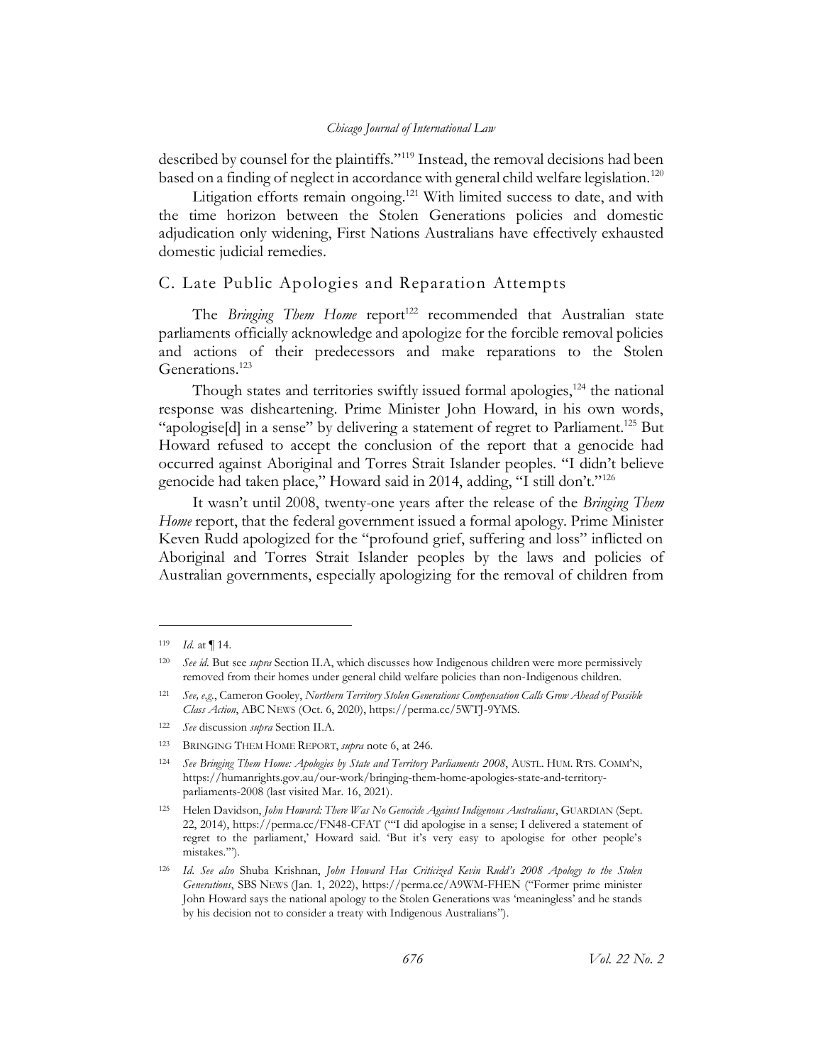described by counsel for the plaintiffs."[119] Instead, the removal decisions had been based on a finding of neglect in accordance with general child welfare legislation.[120]

Litigation efforts remain ongoing.[121] With limited success to date, and with the time horizon between the Stolen Generations policies and domestic adjudication only widening, First Nations Australians have effectively exhausted domestic judicial remedies.

## C. Late Public Apologies and Reparation Attempts

The *Bringing Them Home* report[122] recommended that Australian state parliaments officially acknowledge and apologize for the forcible removal policies and actions of their predecessors and make reparations to the Stolen Generations.[123]

Though states and territories swiftly issued formal apologies,[124] the national response was disheartening. Prime Minister John Howard, in his own words, "apologise[d] in a sense" by delivering a statement of regret to Parliament.[125] But Howard refused to accept the conclusion of the report that a genocide had occurred against Aboriginal and Torres Strait Islander peoples. "I didn't believe genocide had taken place," Howard said in 2014, adding, "I still don't."[126]

It wasn't until 2008, twenty-one years after the release of the *Bringing Them Home* report, that the federal government issued a formal apology. Prime Minister Keven Rudd apologized for the "profound grief, suffering and loss" inflicted on Aboriginal and Torres Strait Islander peoples by the laws and policies of Australian governments, especially apologizing for the removal of children from

---

[119] *Id.* at ¶ 14.

[120] *See id.* But see *supra* Section II.A, which discusses how Indigenous children were more permissively removed from their homes under general child welfare policies than non-Indigenous children.

[121] *See, e.g.*, Cameron Gooley, *Northern Territory Stolen Generations Compensation Calls Grow Ahead of Possible Class Action*, ABC NEWS (Oct. 6, 2020), https://perma.cc/5WTJ-9YMS.

[122] *See* discussion *supra* Section II.A.

[123] BRINGING THEM HOME REPORT, *supra* note 6, at 246.

[124] *See Bringing Them Home: Apologies by State and Territory Parliaments 2008*, AUSTL. HUM. RTS. COMM'N, https://humanrights.gov.au/our-work/bringing-them-home-apologies-state-and-territory-parliaments-2008 (last visited Mar. 16, 2021).

[125] Helen Davidson, *John Howard: There Was No Genocide Against Indigenous Australians*, GUARDIAN (Sept. 22, 2014), https://perma.cc/FN48-CFAT ("'I did apologise in a sense; I delivered a statement of regret to the parliament,' Howard said. 'But it's very easy to apologise for other people's mistakes.'").

[126] *Id. See also* Shuba Krishnan, *John Howard Has Criticized Kevin Rudd's 2008 Apology to the Stolen Generations*, SBS NEWS (Jan. 1, 2022), https://perma.cc/A9WM-FHEN ("Former prime minister John Howard says the national apology to the Stolen Generations was 'meaningless' and he stands by his decision not to consider a treaty with Indigenous Australians").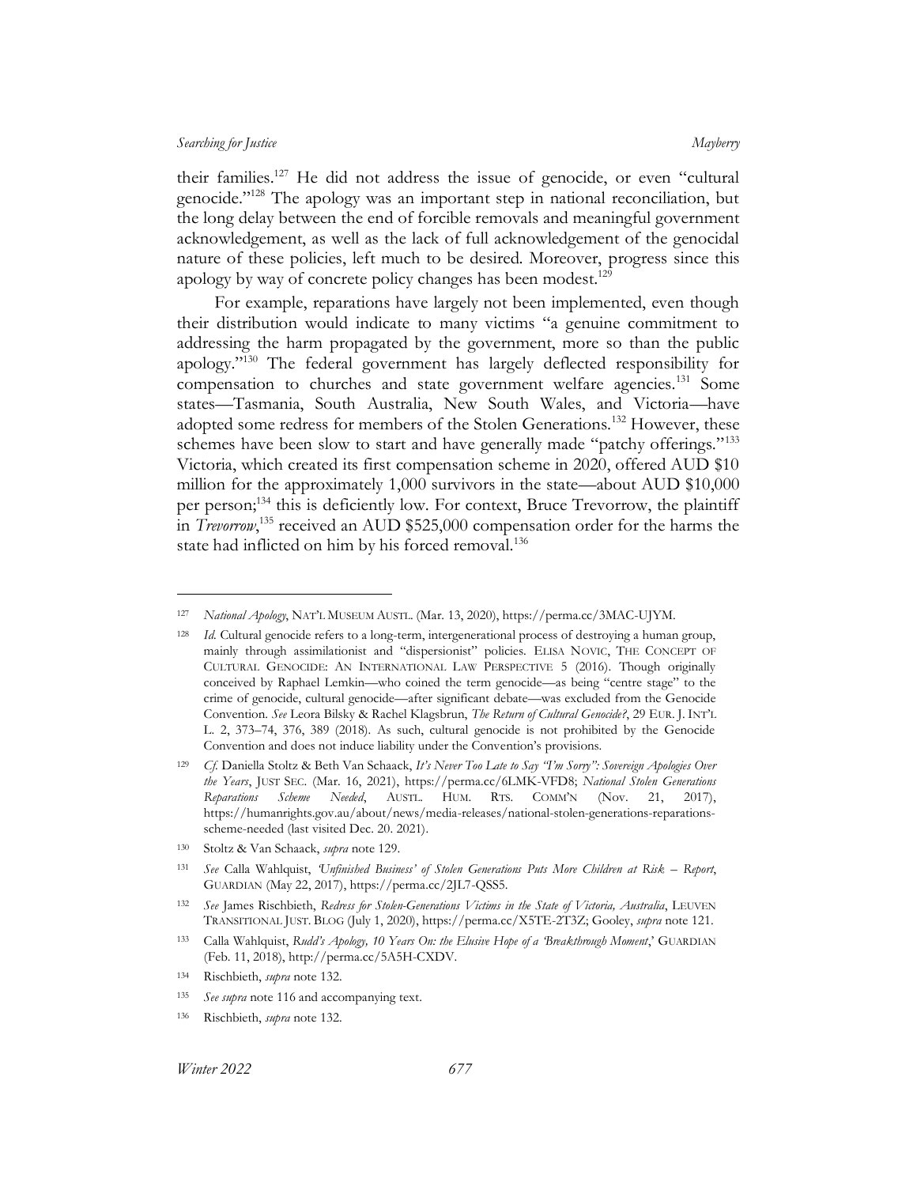their families.[127] He did not address the issue of genocide, or even "cultural genocide."[128] The apology was an important step in national reconciliation, but the long delay between the end of forcible removals and meaningful government acknowledgement, as well as the lack of full acknowledgement of the genocidal nature of these policies, left much to be desired. Moreover, progress since this apology by way of concrete policy changes has been modest.[129]

For example, reparations have largely not been implemented, even though their distribution would indicate to many victims "a genuine commitment to addressing the harm propagated by the government, more so than the public apology."[130] The federal government has largely deflected responsibility for compensation to churches and state government welfare agencies.[131] Some states—Tasmania, South Australia, New South Wales, and Victoria—have adopted some redress for members of the Stolen Generations.[132] However, these schemes have been slow to start and have generally made "patchy offerings."[133] Victoria, which created its first compensation scheme in 2020, offered AUD $10 million for the approximately 1,000 survivors in the state—about AUD $10,000 per person;[134] this is deficiently low. For context, Bruce Trevorrow, the plaintiff in *Trevorrow*,[135] received an AUD $525,000 compensation order for the harms the state had inflicted on him by his forced removal.[136]

---

[127] *National Apology*, NAT'L MUSEUM AUSTL. (Mar. 13, 2020), https://perma.cc/3MAC-UJYM.

[128] *Id.* Cultural genocide refers to a long-term, intergenerational process of destroying a human group, mainly through assimilationist and "dispersionist" policies. ELISA NOVIC, THE CONCEPT OF CULTURAL GENOCIDE: AN INTERNATIONAL LAW PERSPECTIVE 5 (2016). Though originally conceived by Raphael Lemkin—who coined the term genocide—as being "centre stage" to the crime of genocide, cultural genocide—after significant debate—was excluded from the Genocide Convention. *See* Leora Bilsky & Rachel Klagsbrun, *The Return of Cultural Genocide?*, 29 EUR. J. INT'L L. 2, 373–74, 376, 389 (2018). As such, cultural genocide is not prohibited by the Genocide Convention and does not induce liability under the Convention's provisions.

[129] *Cf.* Daniella Stoltz & Beth Van Schaack, *It's Never Too Late to Say "I'm Sorry": Sovereign Apologies Over the Years*, JUST SEC. (Mar. 16, 2021), https://perma.cc/6LMK-VFD8; *National Stolen Generations Reparations Scheme Needed*, AUSTL. HUM. RTS. COMM'N (Nov. 21, 2017), https://humanrights.gov.au/about/news/media-releases/national-stolen-generations-reparations-scheme-needed (last visited Dec. 20. 2021).

[130] Stoltz & Van Schaack, *supra* note 129.

[131] *See* Calla Wahlquist, *'Unfinished Business' of Stolen Generations Puts More Children at Risk – Report*, GUARDIAN (May 22, 2017), https://perma.cc/2JL7-QSS5.

[132] *See* James Rischbieth, *Redress for Stolen-Generations Victims in the State of Victoria, Australia*, LEUVEN TRANSITIONAL JUST. BLOG (July 1, 2020), https://perma.cc/X5TE-2T3Z; Gooley, *supra* note 121.

[133] Calla Wahlquist, *Rudd's Apology, 10 Years On: the Elusive Hope of a 'Breakthrough Moment*,' GUARDIAN (Feb. 11, 2018), http://perma.cc/5A5H-CXDV.

[134] Rischbieth, *supra* note 132.

[135] *See supra* note 116 and accompanying text.

[136] Rischbieth, *supra* note 132.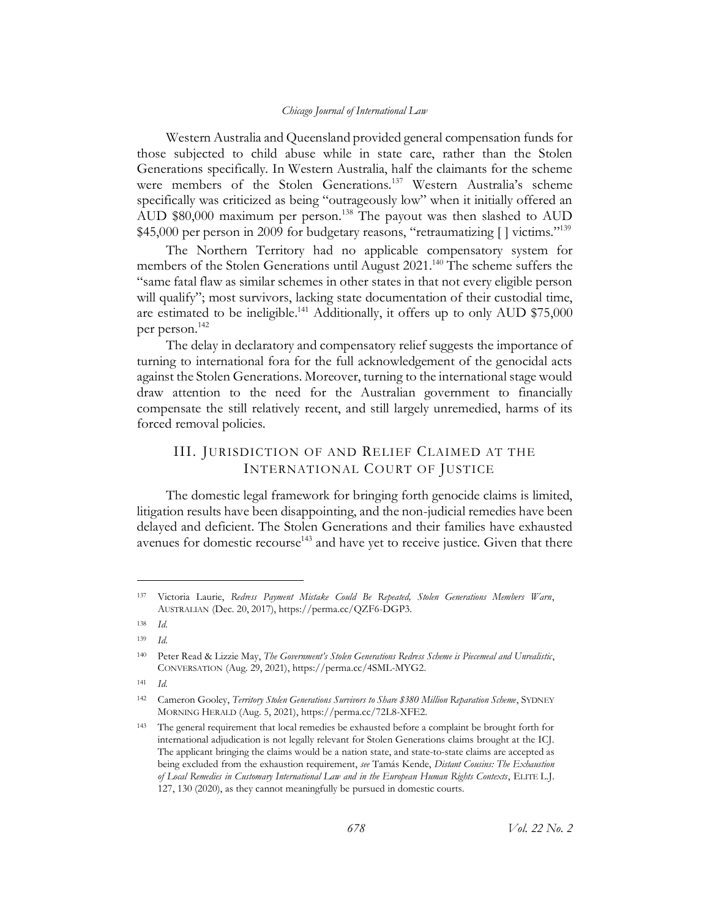Western Australia and Queensland provided general compensation funds for those subjected to child abuse while in state care, rather than the Stolen Generations specifically. In Western Australia, half the claimants for the scheme were members of the Stolen Generations.[137] Western Australia's scheme specifically was criticized as being "outrageously low" when it initially offered an AUD $80,000 maximum per person.[138] The payout was then slashed to AUD $45,000 per person in 2009 for budgetary reasons, "retraumatizing [ ] victims."[139]

The Northern Territory had no applicable compensatory system for members of the Stolen Generations until August 2021.[140] The scheme suffers the "same fatal flaw as similar schemes in other states in that not every eligible person will qualify"; most survivors, lacking state documentation of their custodial time, are estimated to be ineligible.[141] Additionally, it offers up to only AUD $75,000 per person.[142]

The delay in declaratory and compensatory relief suggests the importance of turning to international fora for the full acknowledgement of the genocidal acts against the Stolen Generations. Moreover, turning to the international stage would draw attention to the need for the Australian government to financially compensate the still relatively recent, and still largely unremedied, harms of its forced removal policies.

## III. Jurisdiction of and Relief Claimed at the International Court of Justice

The domestic legal framework for bringing forth genocide claims is limited, litigation results have been disappointing, and the non-judicial remedies have been delayed and deficient. The Stolen Generations and their families have exhausted avenues for domestic recourse[143] and have yet to receive justice. Given that there

---

[137] Victoria Laurie, *Redress Payment Mistake Could Be Repeated, Stolen Generations Members Warn*, AUSTRALIAN (Dec. 20, 2017), https://perma.cc/QZF6-DGP3.

[138] *Id.*

[139] *Id.*

[140] Peter Read & Lizzie May, *The Government's Stolen Generations Redress Scheme is Piecemeal and Unrealistic*, CONVERSATION (Aug. 29, 2021), https://perma.cc/4SML-MYG2.

[141] *Id.*

[142] Cameron Gooley, *Territory Stolen Generations Survivors to Share $380 Million Reparation Scheme*, SYDNEY MORNING HERALD (Aug. 5, 2021), https://perma.cc/72L8-XFE2.

[143] The general requirement that local remedies be exhausted before a complaint be brought forth for international adjudication is not legally relevant for Stolen Generations claims brought at the ICJ. The applicant bringing the claims would be a nation state, and state-to-state claims are accepted as being excluded from the exhaustion requirement, *see* Tamás Kende, *Distant Cousins: The Exhaustion of Local Remedies in Customary International Law and in the European Human Rights Contexts*, ELTE L.J. 127, 130 (2020), as they cannot meaningfully be pursued in domestic courts.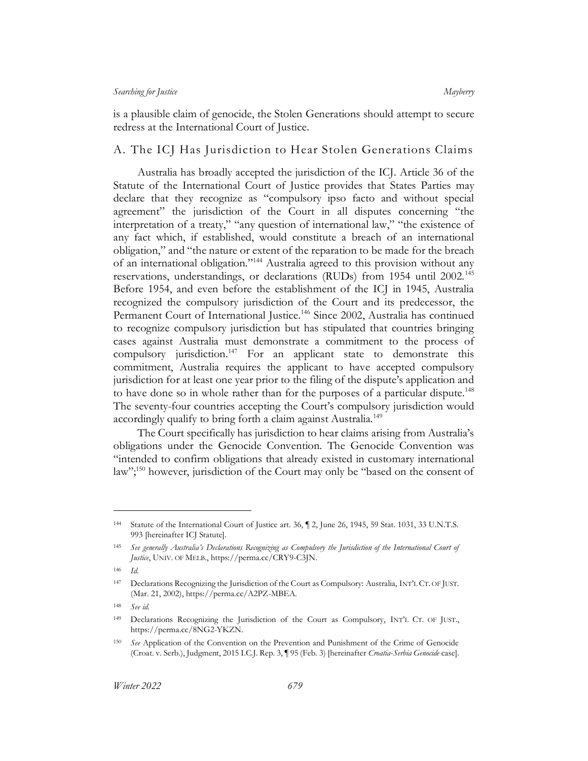is a plausible claim of genocide, the Stolen Generations should attempt to secure redress at the International Court of Justice.

## A. The ICJ Has Jurisdiction to Hear Stolen Generations Claims

Australia has broadly accepted the jurisdiction of the ICJ. Article 36 of the Statute of the International Court of Justice provides that States Parties may declare that they recognize as "compulsory ipso facto and without special agreement" the jurisdiction of the Court in all disputes concerning "the interpretation of a treaty," "any question of international law," "the existence of any fact which, if established, would constitute a breach of an international obligation," and "the nature or extent of the reparation to be made for the breach of an international obligation."[144] Australia agreed to this provision without any reservations, understandings, or declarations (RUDs) from 1954 until 2002.[145] Before 1954, and even before the establishment of the ICJ in 1945, Australia recognized the compulsory jurisdiction of the Court and its predecessor, the Permanent Court of International Justice.[146] Since 2002, Australia has continued to recognize compulsory jurisdiction but has stipulated that countries bringing cases against Australia must demonstrate a commitment to the process of compulsory jurisdiction.[147] For an applicant state to demonstrate this commitment, Australia requires the applicant to have accepted compulsory jurisdiction for at least one year prior to the filing of the dispute's application and to have done so in whole rather than for the purposes of a particular dispute.[148] The seventy-four countries accepting the Court's compulsory jurisdiction would accordingly qualify to bring forth a claim against Australia.[149]

The Court specifically has jurisdiction to hear claims arising from Australia's obligations under the Genocide Convention. The Genocide Convention was "intended to confirm obligations that already existed in customary international law";[150] however, jurisdiction of the Court may only be "based on the consent of

---

144 Statute of the International Court of Justice art. 36, ¶ 2, June 26, 1945, 59 Stat. 1031, 33 U.N.T.S. 993 [hereinafter ICJ Statute].

145 *See generally Australia's Declarations Recognizing as Compulsory the Jurisdiction of the International Court of Justice*, UNIV. OF MELB., https://perma.cc/CRY9-C3JN.

146 *Id.*

147 Declarations Recognizing the Jurisdiction of the Court as Compulsory: Australia, INT'L CT. OF JUST. (Mar. 21, 2002), https://perma.cc/A2PZ-MBEA.

148 *See id.*

149 Declarations Recognizing the Jurisdiction of the Court as Compulsory, INT'L CT. OF JUST., https://perma.cc/8NG2-YKZN.

150 *See* Application of the Convention on the Prevention and Punishment of the Crime of Genocide (Croat. v. Serb.), Judgment, 2015 I.C.J. Rep. 3, ¶ 95 (Feb. 3) [hereinafter *Croatia-Serbia Genocide* case].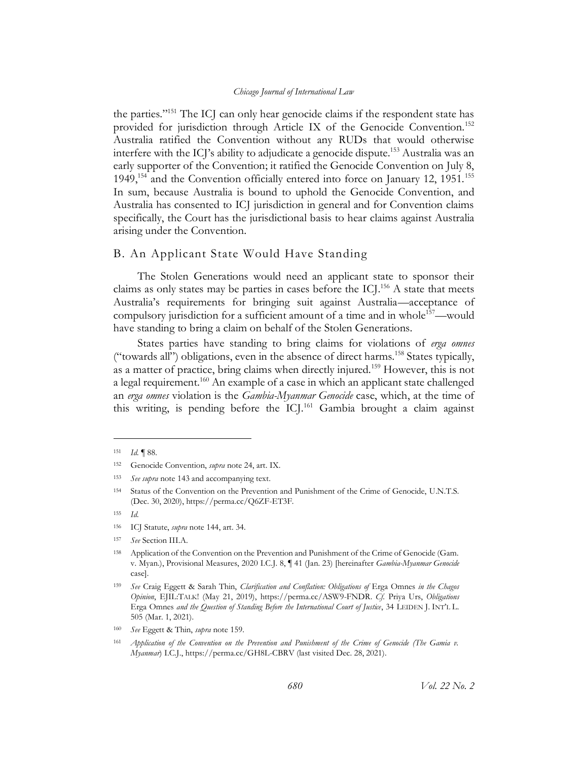the parties."[151] The ICJ can only hear genocide claims if the respondent state has provided for jurisdiction through Article IX of the Genocide Convention.[152] Australia ratified the Convention without any RUDs that would otherwise interfere with the ICJ's ability to adjudicate a genocide dispute.[153] Australia was an early supporter of the Convention; it ratified the Genocide Convention on July 8, 1949,[154] and the Convention officially entered into force on January 12, 1951.[155] In sum, because Australia is bound to uphold the Genocide Convention, and Australia has consented to ICJ jurisdiction in general and for Convention claims specifically, the Court has the jurisdictional basis to hear claims against Australia arising under the Convention.

## B. An Applicant State Would Have Standing

The Stolen Generations would need an applicant state to sponsor their claims as only states may be parties in cases before the ICJ.[156] A state that meets Australia's requirements for bringing suit against Australia—acceptance of compulsory jurisdiction for a sufficient amount of a time and in whole[157]—would have standing to bring a claim on behalf of the Stolen Generations.

States parties have standing to bring claims for violations of *erga omnes* ("towards all") obligations, even in the absence of direct harms.[158] States typically, as a matter of practice, bring claims when directly injured.[159] However, this is not a legal requirement.[160] An example of a case in which an applicant state challenged an *erga omnes* violation is the *Gambia-Myanmar Genocide* case, which, at the time of this writing, is pending before the ICJ.[161] Gambia brought a claim against

---

[151] *Id.* ¶ 88.

[152] Genocide Convention, *supra* note 24, art. IX.

[153] *See supra* note 143 and accompanying text.

[154] Status of the Convention on the Prevention and Punishment of the Crime of Genocide, U.N.T.S. (Dec. 30, 2020), https://perma.cc/Q6ZF-ET3F.

[155] *Id.*

[156] ICJ Statute, *supra* note 144, art. 34.

[157] *See* Section III.A.

[158] Application of the Convention on the Prevention and Punishment of the Crime of Genocide (Gam. v. Myan.), Provisional Measures, 2020 I.C.J. 8, ¶ 41 (Jan. 23) [hereinafter *Gambia-Myanmar Genocide* case].

[159] *See* Craig Eggett & Sarah Thin, *Clarification and Conflation: Obligations of* Erga Omnes *in the Chagos Opinion*, EJIL:TALK! (May 21, 2019), https://perma.cc/ASW9-FNDR. *Cf.* Priya Urs, *Obligations* Erga Omnes *and the Question of Standing Before the International Court of Justice*, 34 LEIDEN J. INT'L L. 505 (Mar. 1, 2021).

[160] *See* Eggett & Thin, *supra* note 159.

[161] *Application of the Convention on the Prevention and Punishment of the Crime of Genocide (The Gamia v. Myanmar*) I.C.J., https://perma.cc/GH8L-CBRV (last visited Dec. 28, 2021).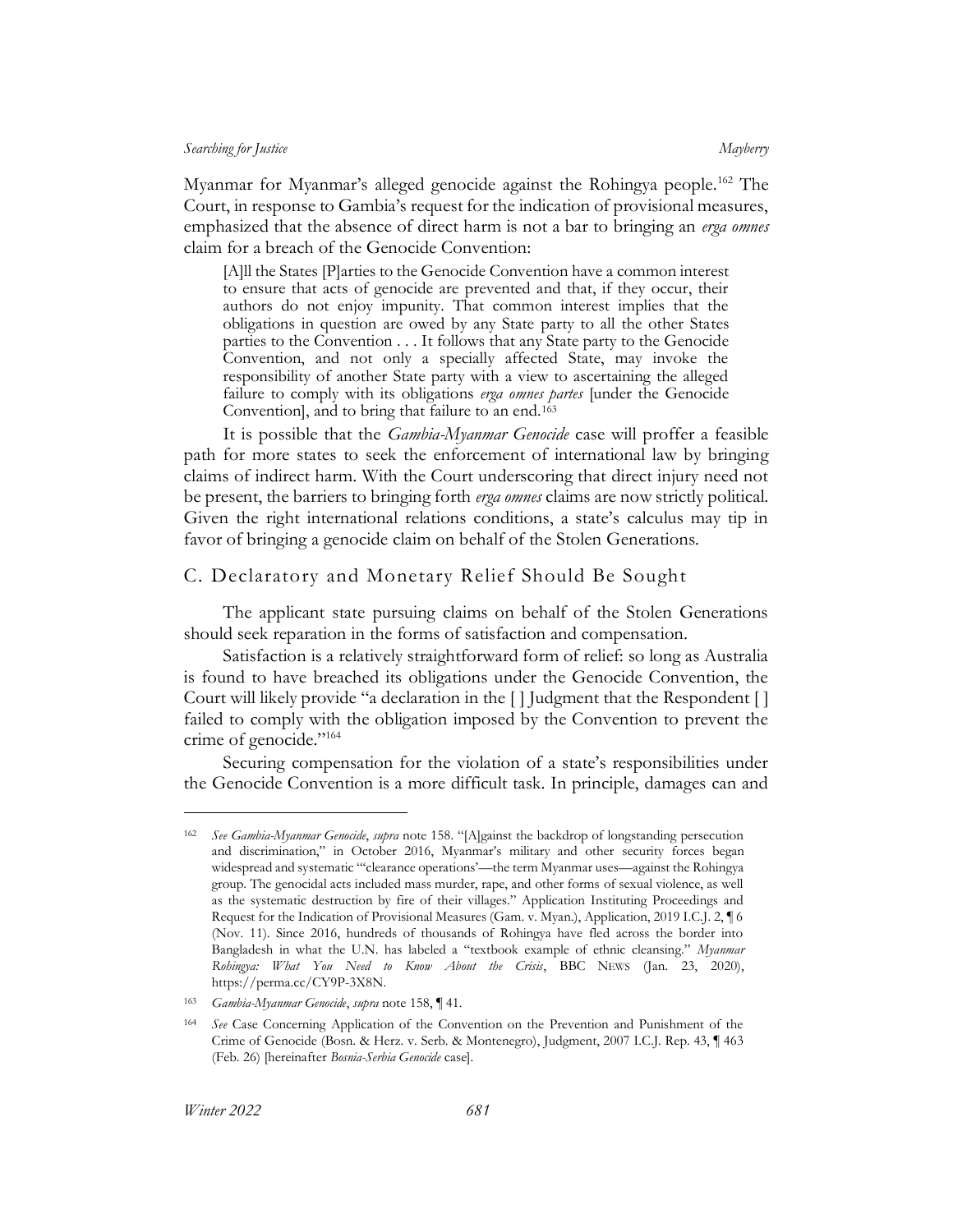Myanmar for Myanmar's alleged genocide against the Rohingya people.[162] The Court, in response to Gambia's request for the indication of provisional measures, emphasized that the absence of direct harm is not a bar to bringing an *erga omnes* claim for a breach of the Genocide Convention:

> [A]ll the States [P]arties to the Genocide Convention have a common interest to ensure that acts of genocide are prevented and that, if they occur, their authors do not enjoy impunity. That common interest implies that the obligations in question are owed by any State party to all the other States parties to the Convention . . . It follows that any State party to the Genocide Convention, and not only a specially affected State, may invoke the responsibility of another State party with a view to ascertaining the alleged failure to comply with its obligations *erga omnes partes* [under the Genocide Convention], and to bring that failure to an end.[163]

It is possible that the *Gambia-Myanmar Genocide* case will proffer a feasible path for more states to seek the enforcement of international law by bringing claims of indirect harm. With the Court underscoring that direct injury need not be present, the barriers to bringing forth *erga omnes* claims are now strictly political. Given the right international relations conditions, a state's calculus may tip in favor of bringing a genocide claim on behalf of the Stolen Generations.

## C. Declaratory and Monetary Relief Should Be Sought

The applicant state pursuing claims on behalf of the Stolen Generations should seek reparation in the forms of satisfaction and compensation.

Satisfaction is a relatively straightforward form of relief: so long as Australia is found to have breached its obligations under the Genocide Convention, the Court will likely provide "a declaration in the [ ] Judgment that the Respondent [ ] failed to comply with the obligation imposed by the Convention to prevent the crime of genocide."[164]

Securing compensation for the violation of a state's responsibilities under the Genocide Convention is a more difficult task. In principle, damages can and

---

[162] *See Gambia-Myanmar Genocide*, *supra* note 158. "[A]gainst the backdrop of longstanding persecution and discrimination," in October 2016, Myanmar's military and other security forces began widespread and systematic '"clearance operations'—the term Myanmar uses—against the Rohingya group. The genocidal acts included mass murder, rape, and other forms of sexual violence, as well as the systematic destruction by fire of their villages." Application Instituting Proceedings and Request for the Indication of Provisional Measures (Gam. v. Myan.), Application, 2019 I.C.J. 2, ¶ 6 (Nov. 11). Since 2016, hundreds of thousands of Rohingya have fled across the border into Bangladesh in what the U.N. has labeled a "textbook example of ethnic cleansing." *Myanmar Rohingya: What You Need to Know About the Crisis*, BBC NEWS (Jan. 23, 2020), https://perma.cc/CY9P-3X8N.

[163] *Gambia-Myanmar Genocide*, *supra* note 158, ¶ 41.

[164] *See* Case Concerning Application of the Convention on the Prevention and Punishment of the Crime of Genocide (Bosn. & Herz. v. Serb. & Montenegro), Judgment, 2007 I.C.J. Rep. 43, ¶ 463 (Feb. 26) [hereinafter *Bosnia-Serbia Genocide* case].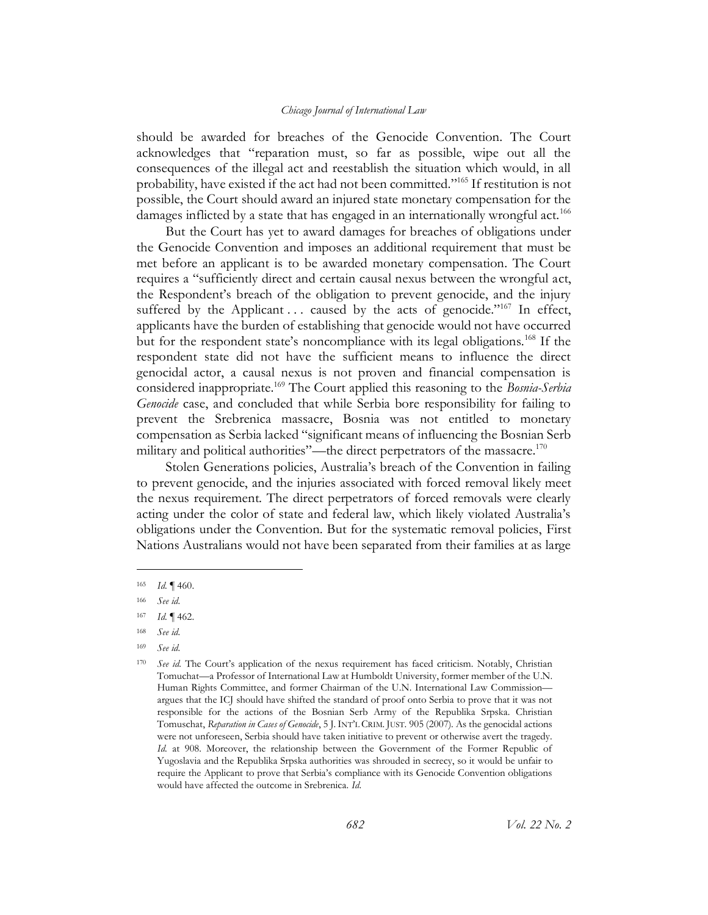should be awarded for breaches of the Genocide Convention. The Court acknowledges that "reparation must, so far as possible, wipe out all the consequences of the illegal act and reestablish the situation which would, in all probability, have existed if the act had not been committed."[165] If restitution is not possible, the Court should award an injured state monetary compensation for the damages inflicted by a state that has engaged in an internationally wrongful act.[166]

But the Court has yet to award damages for breaches of obligations under the Genocide Convention and imposes an additional requirement that must be met before an applicant is to be awarded monetary compensation. The Court requires a "sufficiently direct and certain causal nexus between the wrongful act, the Respondent's breach of the obligation to prevent genocide, and the injury suffered by the Applicant . . . caused by the acts of genocide."[167] In effect, applicants have the burden of establishing that genocide would not have occurred but for the respondent state's noncompliance with its legal obligations.[168] If the respondent state did not have the sufficient means to influence the direct genocidal actor, a causal nexus is not proven and financial compensation is considered inappropriate.[169] The Court applied this reasoning to the *Bosnia-Serbia Genocide* case, and concluded that while Serbia bore responsibility for failing to prevent the Srebrenica massacre, Bosnia was not entitled to monetary compensation as Serbia lacked "significant means of influencing the Bosnian Serb military and political authorities"—the direct perpetrators of the massacre.[170]

Stolen Generations policies, Australia's breach of the Convention in failing to prevent genocide, and the injuries associated with forced removal likely meet the nexus requirement. The direct perpetrators of forced removals were clearly acting under the color of state and federal law, which likely violated Australia's obligations under the Convention. But for the systematic removal policies, First Nations Australians would not have been separated from their families at as large

---

165 *Id.* ¶ 460.

166 *See id.*

167 *Id.* ¶ 462.

168 *See id.*

169 *See id.*

170 *See id.* The Court's application of the nexus requirement has faced criticism. Notably, Christian Tomuchat—a Professor of International Law at Humboldt University, former member of the U.N. Human Rights Committee, and former Chairman of the U.N. International Law Commission—argues that the ICJ should have shifted the standard of proof onto Serbia to prove that it was not responsible for the actions of the Bosnian Serb Army of the Republika Srpska. Christian Tomuschat, *Reparation in Cases of Genocide*, 5 J. INT'L CRIM. JUST. 905 (2007). As the genocidal actions were not unforeseen, Serbia should have taken initiative to prevent or otherwise avert the tragedy. *Id.* at 908. Moreover, the relationship between the Government of the Former Republic of Yugoslavia and the Republika Srpska authorities was shrouded in secrecy, so it would be unfair to require the Applicant to prove that Serbia's compliance with its Genocide Convention obligations would have affected the outcome in Srebrenica. *Id.*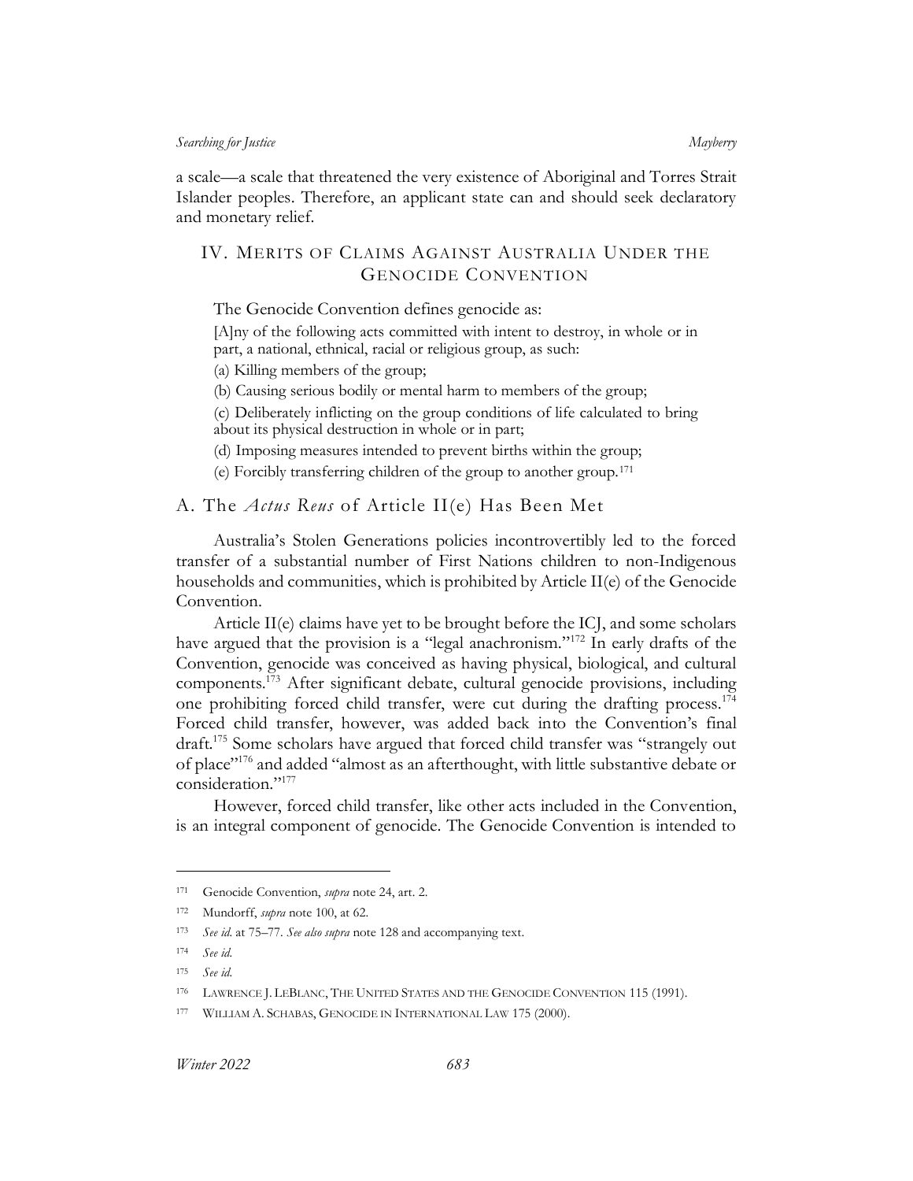a scale—a scale that threatened the very existence of Aboriginal and Torres Strait Islander peoples. Therefore, an applicant state can and should seek declaratory and monetary relief.

## IV. Merits of Claims Against Australia Under the Genocide Convention

The Genocide Convention defines genocide as:

> [A]ny of the following acts committed with intent to destroy, in whole or in part, a national, ethnical, racial or religious group, as such:
>
> (a) Killing members of the group;
>
> (b) Causing serious bodily or mental harm to members of the group;
>
> (c) Deliberately inflicting on the group conditions of life calculated to bring about its physical destruction in whole or in part;
>
> (d) Imposing measures intended to prevent births within the group;
>
> (e) Forcibly transferring children of the group to another group.[171]

### A. The *Actus Reus* of Article II(e) Has Been Met

Australia's Stolen Generations policies incontrovertibly led to the forced transfer of a substantial number of First Nations children to non-Indigenous households and communities, which is prohibited by Article II(e) of the Genocide Convention.

Article II(e) claims have yet to be brought before the ICJ, and some scholars have argued that the provision is a "legal anachronism."[172] In early drafts of the Convention, genocide was conceived as having physical, biological, and cultural components.[173] After significant debate, cultural genocide provisions, including one prohibiting forced child transfer, were cut during the drafting process.[174] Forced child transfer, however, was added back into the Convention's final draft.[175] Some scholars have argued that forced child transfer was "strangely out of place"[176] and added "almost as an afterthought, with little substantive debate or consideration."[177]

However, forced child transfer, like other acts included in the Convention, is an integral component of genocide. The Genocide Convention is intended to

---

[171] Genocide Convention, *supra* note 24, art. 2.

[172] Mundorff, *supra* note 100, at 62.

[173] *See id.* at 75–77. *See also supra* note 128 and accompanying text.

[174] *See id.*

[175] *See id.*

[176] Lawrence J. LeBlanc, The United States and the Genocide Convention 115 (1991).

[177] William A. Schabas, Genocide in International Law 175 (2000).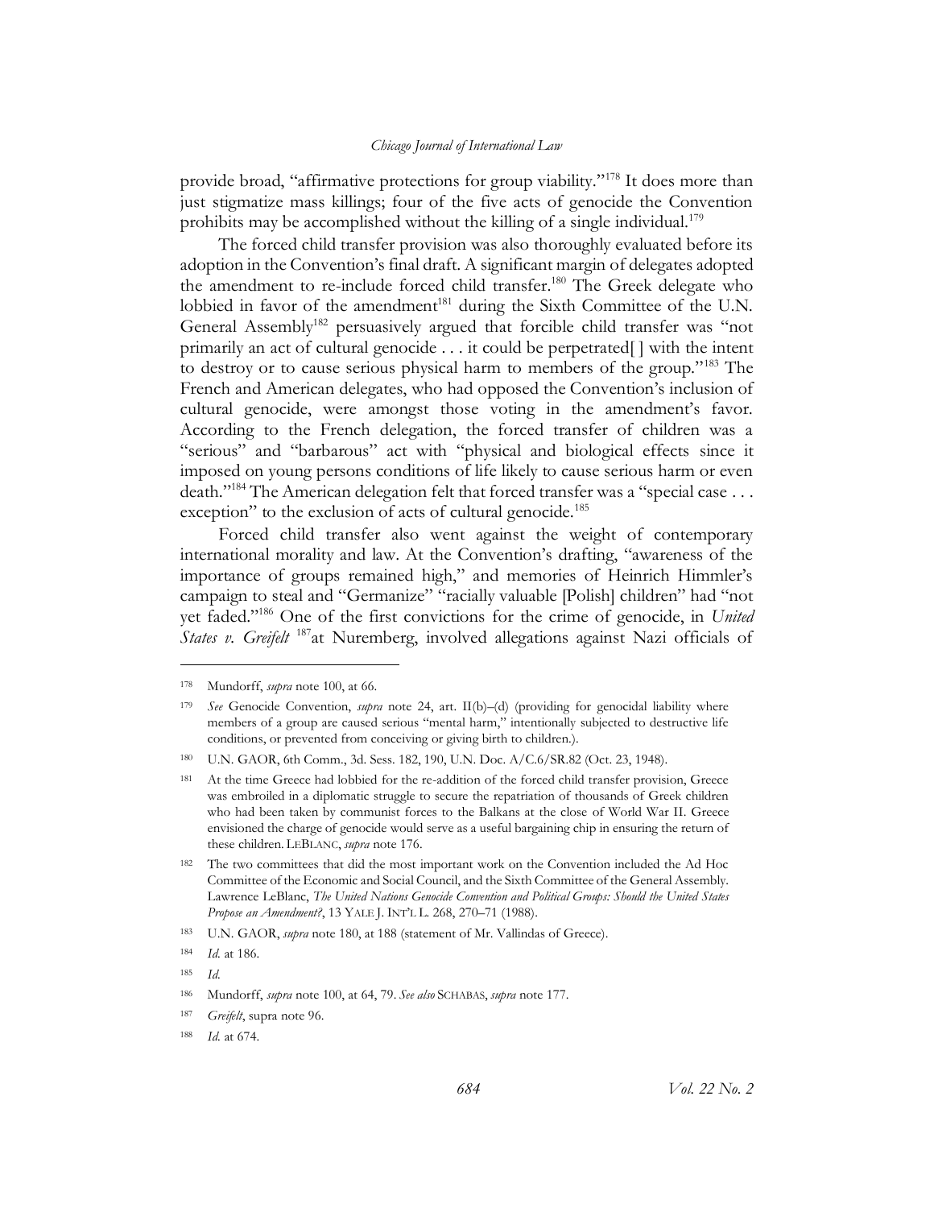provide broad, "affirmative protections for group viability."[178] It does more than just stigmatize mass killings; four of the five acts of genocide the Convention prohibits may be accomplished without the killing of a single individual.[179]

The forced child transfer provision was also thoroughly evaluated before its adoption in the Convention's final draft. A significant margin of delegates adopted the amendment to re-include forced child transfer.[180] The Greek delegate who lobbied in favor of the amendment[181] during the Sixth Committee of the U.N. General Assembly[182] persuasively argued that forcible child transfer was "not primarily an act of cultural genocide . . . it could be perpetrated[ ] with the intent to destroy or to cause serious physical harm to members of the group."[183] The French and American delegates, who had opposed the Convention's inclusion of cultural genocide, were amongst those voting in the amendment's favor. According to the French delegation, the forced transfer of children was a "serious" and "barbarous" act with "physical and biological effects since it imposed on young persons conditions of life likely to cause serious harm or even death."[184] The American delegation felt that forced transfer was a "special case . . . exception" to the exclusion of acts of cultural genocide.[185]

Forced child transfer also went against the weight of contemporary international morality and law. At the Convention's drafting, "awareness of the importance of groups remained high," and memories of Heinrich Himmler's campaign to steal and "Germanize" "racially valuable [Polish] children" had "not yet faded."[186] One of the first convictions for the crime of genocide, in *United States v. Greifelt* [187]at Nuremberg, involved allegations against Nazi officials of

---

[178] Mundorff, *supra* note 100, at 66.

[179] *See* Genocide Convention, *supra* note 24, art. II(b)–(d) (providing for genocidal liability where members of a group are caused serious "mental harm," intentionally subjected to destructive life conditions, or prevented from conceiving or giving birth to children.).

[180] U.N. GAOR, 6th Comm., 3d. Sess. 182, 190, U.N. Doc. A/C.6/SR.82 (Oct. 23, 1948).

[181] At the time Greece had lobbied for the re-addition of the forced child transfer provision, Greece was embroiled in a diplomatic struggle to secure the repatriation of thousands of Greek children who had been taken by communist forces to the Balkans at the close of World War II. Greece envisioned the charge of genocide would serve as a useful bargaining chip in ensuring the return of these children. LEBLANC, *supra* note 176.

[182] The two committees that did the most important work on the Convention included the Ad Hoc Committee of the Economic and Social Council, and the Sixth Committee of the General Assembly. Lawrence LeBlanc, *The United Nations Genocide Convention and Political Groups: Should the United States Propose an Amendment?*, 13 YALE J. INT'L L. 268, 270–71 (1988).

[183] U.N. GAOR, *supra* note 180, at 188 (statement of Mr. Vallindas of Greece).

[184] *Id.* at 186.

[185] *Id.*

[186] Mundorff, *supra* note 100, at 64, 79. *See also* SCHABAS, *supra* note 177.

[187] *Greifelt*, supra note 96.

[188] *Id.* at 674.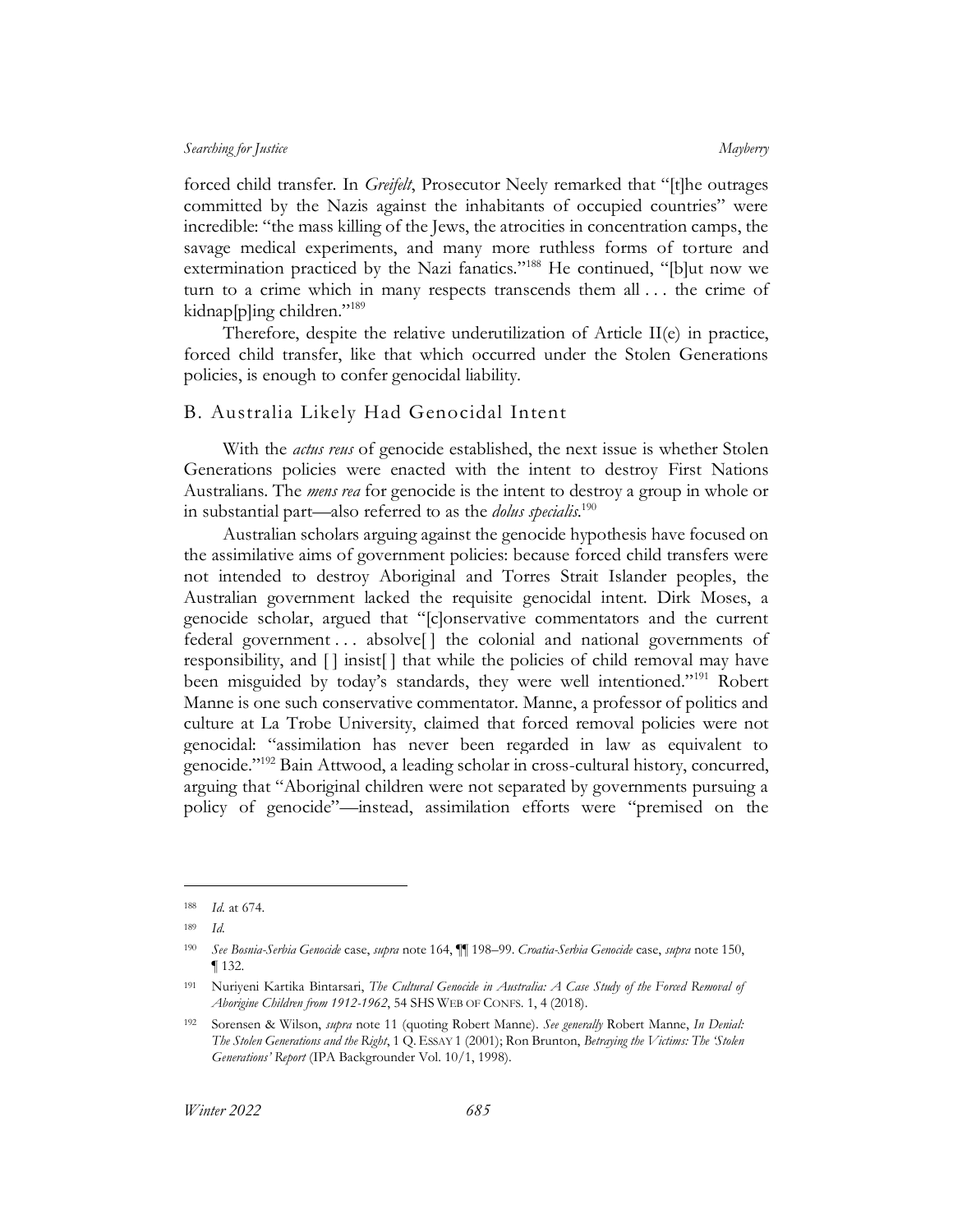forced child transfer. In *Greifelt*, Prosecutor Neely remarked that "[t]he outrages committed by the Nazis against the inhabitants of occupied countries" were incredible: "the mass killing of the Jews, the atrocities in concentration camps, the savage medical experiments, and many more ruthless forms of torture and extermination practiced by the Nazi fanatics."[188] He continued, "[b]ut now we turn to a crime which in many respects transcends them all . . . the crime of kidnap[p]ing children."[189]

Therefore, despite the relative underutilization of Article II(e) in practice, forced child transfer, like that which occurred under the Stolen Generations policies, is enough to confer genocidal liability.

## B. Australia Likely Had Genocidal Intent

With the *actus reus* of genocide established, the next issue is whether Stolen Generations policies were enacted with the intent to destroy First Nations Australians. The *mens rea* for genocide is the intent to destroy a group in whole or in substantial part—also referred to as the *dolus specialis*.[190]

Australian scholars arguing against the genocide hypothesis have focused on the assimilative aims of government policies: because forced child transfers were not intended to destroy Aboriginal and Torres Strait Islander peoples, the Australian government lacked the requisite genocidal intent. Dirk Moses, a genocide scholar, argued that "[c]onservative commentators and the current federal government . . . absolve[ ] the colonial and national governments of responsibility, and [ ] insist[ ] that while the policies of child removal may have been misguided by today's standards, they were well intentioned."[191] Robert Manne is one such conservative commentator. Manne, a professor of politics and culture at La Trobe University, claimed that forced removal policies were not genocidal: "assimilation has never been regarded in law as equivalent to genocide."[192] Bain Attwood, a leading scholar in cross-cultural history, concurred, arguing that "Aboriginal children were not separated by governments pursuing a policy of genocide"—instead, assimilation efforts were "premised on the

---

[188] *Id.* at 674.

[189] *Id.*

[190] *See Bosnia-Serbia Genocide* case, *supra* note 164, ¶¶ 198–99. *Croatia-Serbia Genocide* case, *supra* note 150, ¶ 132.

[191] Nuriyeni Kartika Bintarsari, *The Cultural Genocide in Australia: A Case Study of the Forced Removal of Aborigine Children from 1912-1962*, 54 SHS WEB OF CONFS. 1, 4 (2018).

[192] Sorensen & Wilson, *supra* note 11 (quoting Robert Manne). *See generally* Robert Manne, *In Denial: The Stolen Generations and the Right*, 1 Q. ESSAY 1 (2001); Ron Brunton, *Betraying the Victims: The 'Stolen Generations' Report* (IPA Backgrounder Vol. 10/1, 1998).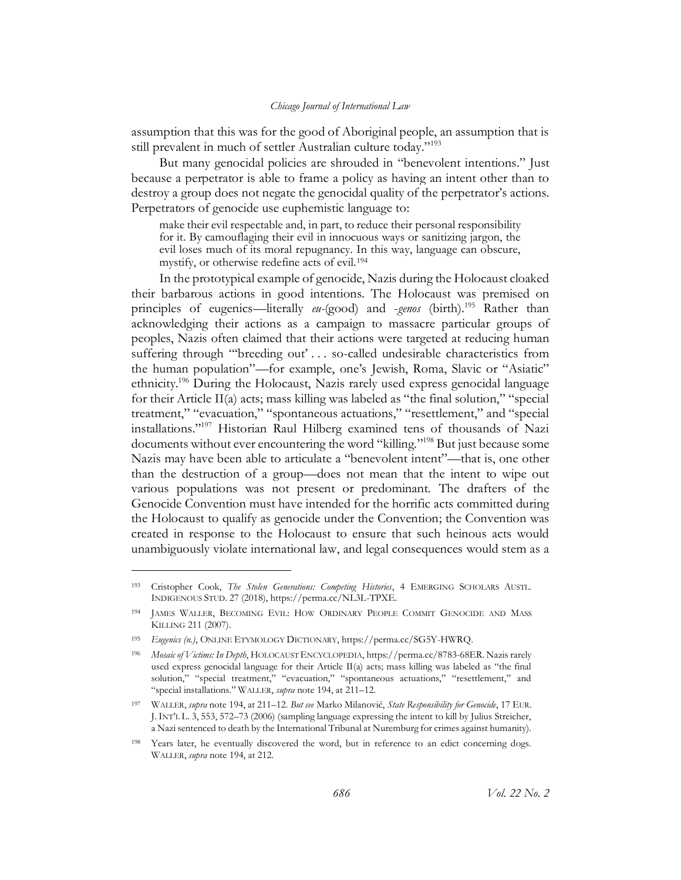assumption that this was for the good of Aboriginal people, an assumption that is still prevalent in much of settler Australian culture today."[193]

But many genocidal policies are shrouded in "benevolent intentions." Just because a perpetrator is able to frame a policy as having an intent other than to destroy a group does not negate the genocidal quality of the perpetrator's actions. Perpetrators of genocide use euphemistic language to:

> make their evil respectable and, in part, to reduce their personal responsibility for it. By camouflaging their evil in innocuous ways or sanitizing jargon, the evil loses much of its moral repugnancy. In this way, language can obscure, mystify, or otherwise redefine acts of evil.[194]

In the prototypical example of genocide, Nazis during the Holocaust cloaked their barbarous actions in good intentions. The Holocaust was premised on principles of eugenics—literally *eu*-(good) and *-genos* (birth).[195] Rather than acknowledging their actions as a campaign to massacre particular groups of peoples, Nazis often claimed that their actions were targeted at reducing human suffering through "'breeding out' . . . so-called undesirable characteristics from the human population"—for example, one's Jewish, Roma, Slavic or "Asiatic" ethnicity.[196] During the Holocaust, Nazis rarely used express genocidal language for their Article II(a) acts; mass killing was labeled as "the final solution," "special treatment," "evacuation," "spontaneous actuations," "resettlement," and "special installations."[197] Historian Raul Hilberg examined tens of thousands of Nazi documents without ever encountering the word "killing."[198] But just because some Nazis may have been able to articulate a "benevolent intent"—that is, one other than the destruction of a group—does not mean that the intent to wipe out various populations was not present or predominant. The drafters of the Genocide Convention must have intended for the horrific acts committed during the Holocaust to qualify as genocide under the Convention; the Convention was created in response to the Holocaust to ensure that such heinous acts would unambiguously violate international law, and legal consequences would stem as a

---

[193] Cristopher Cook, *The Stolen Generations: Competing Histories*, 4 EMERGING SCHOLARS AUSTL. INDIGENOUS STUD. 27 (2018), https://perma.cc/NL3L-TPXE.

[194] JAMES WALLER, BECOMING EVIL: HOW ORDINARY PEOPLE COMMIT GENOCIDE AND MASS KILLING 211 (2007).

[195] *Eugenics (n.)*, ONLINE ETYMOLOGY DICTIONARY, https://perma.cc/SG5Y-HWRQ.

[196] *Mosaic of Victims: In Depth*, HOLOCAUST ENCYCLOPEDIA, https://perma.cc/8783-68ER. Nazis rarely used express genocidal language for their Article II(a) acts; mass killing was labeled as "the final solution," "special treatment," "evacuation," "spontaneous actuations," "resettlement," and "special installations." WALLER, *supra* note 194, at 211–12.

[197] WALLER, *supra* note 194, at 211–12. *But see* Marko Milanović, *State Responsibility for Genocide*, 17 EUR. J. INT'L L. 3, 553, 572–73 (2006) (sampling language expressing the intent to kill by Julius Streicher, a Nazi sentenced to death by the International Tribunal at Nuremburg for crimes against humanity).

[198] Years later, he eventually discovered the word, but in reference to an edict concerning dogs. WALLER, *supra* note 194, at 212.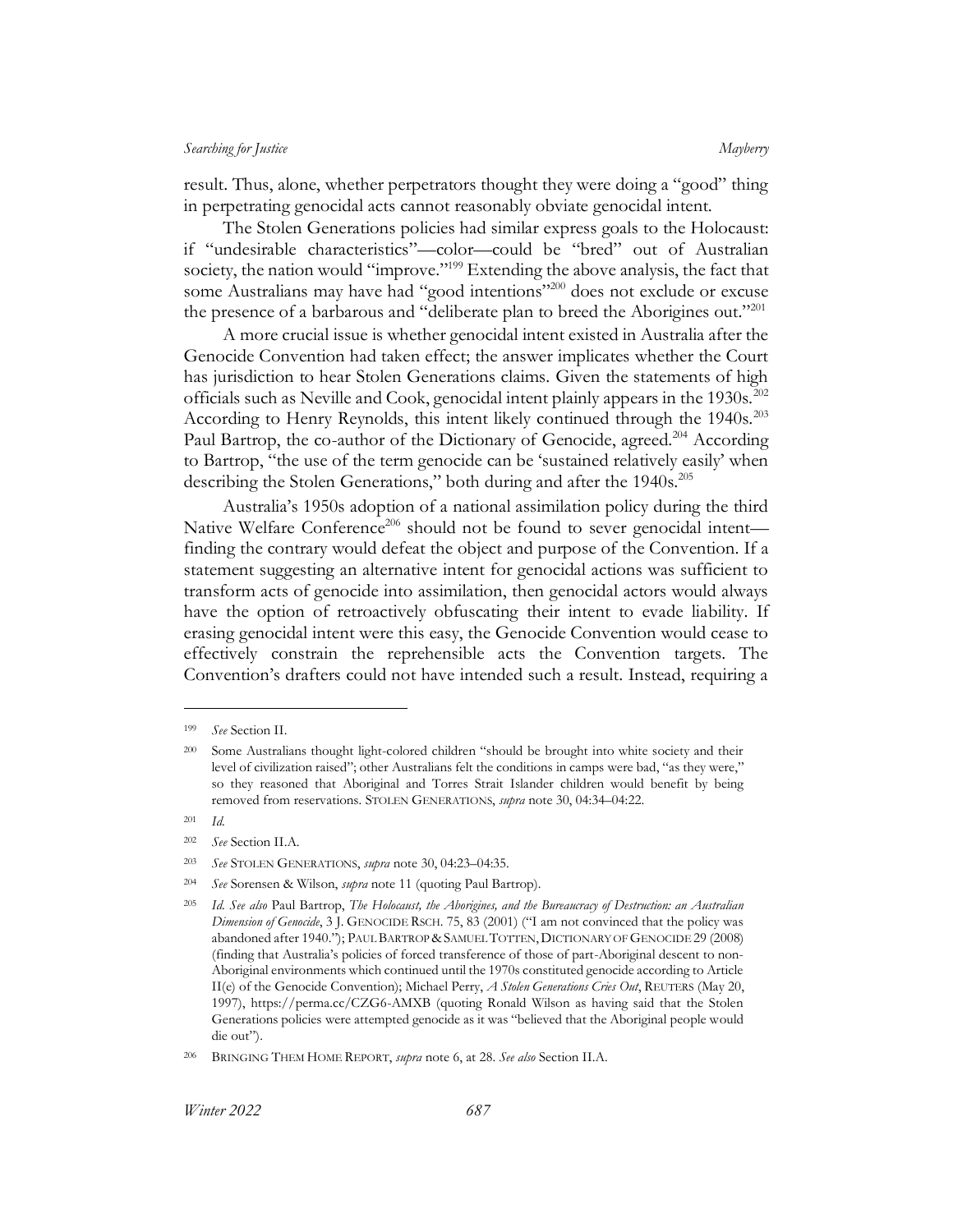result. Thus, alone, whether perpetrators thought they were doing a "good" thing in perpetrating genocidal acts cannot reasonably obviate genocidal intent.

The Stolen Generations policies had similar express goals to the Holocaust: if "undesirable characteristics"—color—could be "bred" out of Australian society, the nation would "improve."[199] Extending the above analysis, the fact that some Australians may have had "good intentions"[200] does not exclude or excuse the presence of a barbarous and "deliberate plan to breed the Aborigines out."[201]

A more crucial issue is whether genocidal intent existed in Australia after the Genocide Convention had taken effect; the answer implicates whether the Court has jurisdiction to hear Stolen Generations claims. Given the statements of high officials such as Neville and Cook, genocidal intent plainly appears in the 1930s.[202] According to Henry Reynolds, this intent likely continued through the 1940s.[203] Paul Bartrop, the co-author of the Dictionary of Genocide, agreed.[204] According to Bartrop, "the use of the term genocide can be 'sustained relatively easily' when describing the Stolen Generations," both during and after the 1940s.[205]

Australia's 1950s adoption of a national assimilation policy during the third Native Welfare Conference[206] should not be found to sever genocidal intent—finding the contrary would defeat the object and purpose of the Convention. If a statement suggesting an alternative intent for genocidal actions was sufficient to transform acts of genocide into assimilation, then genocidal actors would always have the option of retroactively obfuscating their intent to evade liability. If erasing genocidal intent were this easy, the Genocide Convention would cease to effectively constrain the reprehensible acts the Convention targets. The Convention's drafters could not have intended such a result. Instead, requiring a

---

[199] *See* Section II.

[200] Some Australians thought light-colored children "should be brought into white society and their level of civilization raised"; other Australians felt the conditions in camps were bad, "as they were," so they reasoned that Aboriginal and Torres Strait Islander children would benefit by being removed from reservations. STOLEN GENERATIONS, *supra* note 30, 04:34–04:22.

[201] *Id.*

[202] *See* Section II.A.

[203] *See* STOLEN GENERATIONS, *supra* note 30, 04:23–04:35.

[204] *See* Sorensen & Wilson, *supra* note 11 (quoting Paul Bartrop).

[205] *Id. See also* Paul Bartrop, *The Holocaust, the Aborigines, and the Bureaucracy of Destruction: an Australian Dimension of Genocide*, 3 J. GENOCIDE RSCH. 75, 83 (2001) ("I am not convinced that the policy was abandoned after 1940."); PAUL BARTROP & SAMUEL TOTTEN, DICTIONARY OF GENOCIDE 29 (2008) (finding that Australia's policies of forced transference of those of part-Aboriginal descent to non-Aboriginal environments which continued until the 1970s constituted genocide according to Article II(e) of the Genocide Convention); Michael Perry, *A Stolen Generations Cries Out*, REUTERS (May 20, 1997), https://perma.cc/CZG6-AMXB (quoting Ronald Wilson as having said that the Stolen Generations policies were attempted genocide as it was "believed that the Aboriginal people would die out").

[206] BRINGING THEM HOME REPORT, *supra* note 6, at 28. *See also* Section II.A.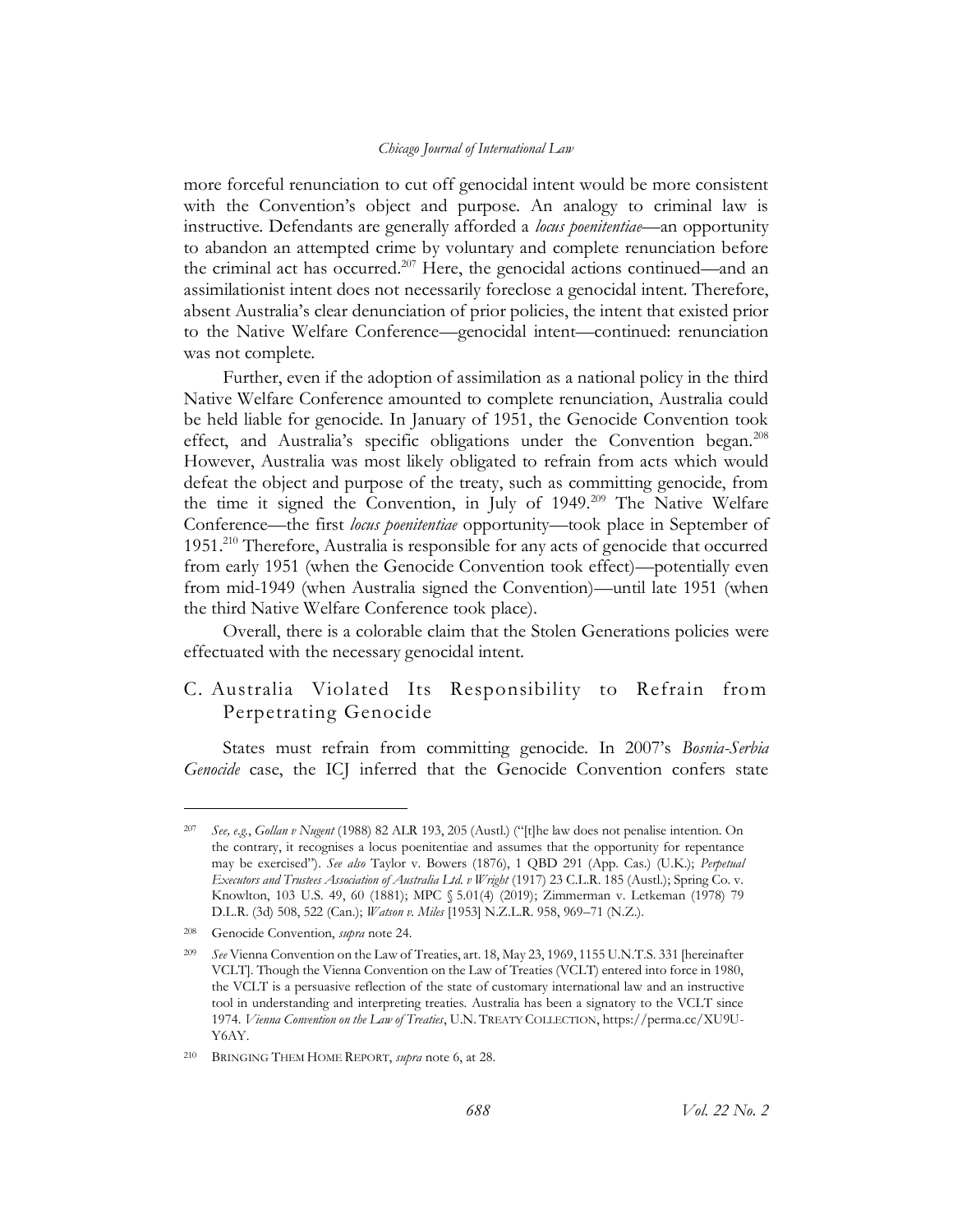more forceful renunciation to cut off genocidal intent would be more consistent with the Convention's object and purpose. An analogy to criminal law is instructive. Defendants are generally afforded a *locus poenitentiae*—an opportunity to abandon an attempted crime by voluntary and complete renunciation before the criminal act has occurred.[207] Here, the genocidal actions continued—and an assimilationist intent does not necessarily foreclose a genocidal intent. Therefore, absent Australia's clear denunciation of prior policies, the intent that existed prior to the Native Welfare Conference—genocidal intent—continued: renunciation was not complete.

Further, even if the adoption of assimilation as a national policy in the third Native Welfare Conference amounted to complete renunciation, Australia could be held liable for genocide. In January of 1951, the Genocide Convention took effect, and Australia's specific obligations under the Convention began.[208] However, Australia was most likely obligated to refrain from acts which would defeat the object and purpose of the treaty, such as committing genocide, from the time it signed the Convention, in July of 1949.[209] The Native Welfare Conference—the first *locus poenitentiae* opportunity—took place in September of 1951.[210] Therefore, Australia is responsible for any acts of genocide that occurred from early 1951 (when the Genocide Convention took effect)—potentially even from mid-1949 (when Australia signed the Convention)—until late 1951 (when the third Native Welfare Conference took place).

Overall, there is a colorable claim that the Stolen Generations policies were effectuated with the necessary genocidal intent.

## C. Australia Violated Its Responsibility to Refrain from Perpetrating Genocide

States must refrain from committing genocide. In 2007's *Bosnia-Serbia Genocide* case, the ICJ inferred that the Genocide Convention confers state

---

[207] *See, e.g.*, *Gollan v Nugent* (1988) 82 ALR 193, 205 (Austl.) ("[t]he law does not penalise intention. On the contrary, it recognises a locus poenitentiae and assumes that the opportunity for repentance may be exercised"). *See also* Taylor v. Bowers (1876), 1 QBD 291 (App. Cas.) (U.K.); *Perpetual Executors and Trustees Association of Australia Ltd. v Wright* (1917) 23 C.L.R. 185 (Austl.); Spring Co. v. Knowlton, 103 U.S. 49, 60 (1881); MPC § 5.01(4) (2019); Zimmerman v. Letkeman (1978) 79 D.L.R. (3d) 508, 522 (Can.); *Watson v. Miles* [1953] N.Z.L.R. 958, 969–71 (N.Z.).

[208] Genocide Convention, *supra* note 24.

[209] *See* Vienna Convention on the Law of Treaties, art. 18, May 23, 1969, 1155 U.N.T.S. 331 [hereinafter VCLT]. Though the Vienna Convention on the Law of Treaties (VCLT) entered into force in 1980, the VCLT is a persuasive reflection of the state of customary international law and an instructive tool in understanding and interpreting treaties. Australia has been a signatory to the VCLT since 1974. *Vienna Convention on the Law of Treaties*, U.N. TREATY COLLECTION, https://perma.cc/XU9U-Y6AY.

[210] BRINGING THEM HOME REPORT, *supra* note 6, at 28.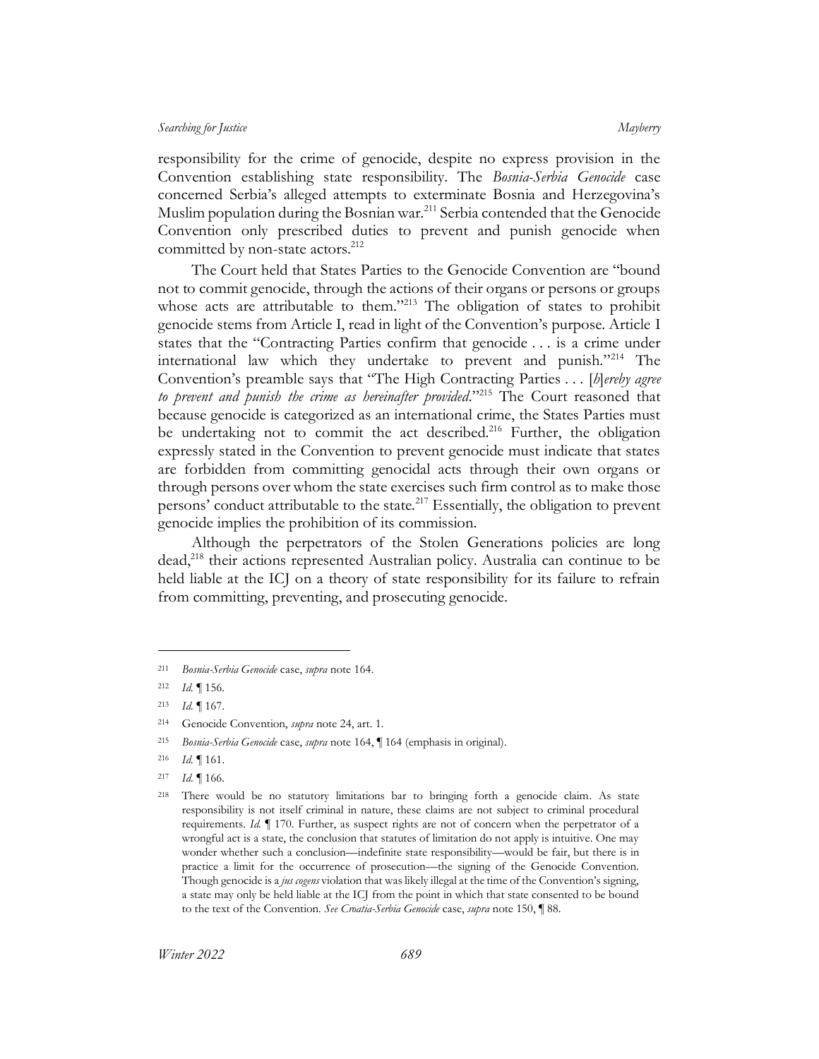responsibility for the crime of genocide, despite no express provision in the Convention establishing state responsibility. The *Bosnia-Serbia Genocide* case concerned Serbia's alleged attempts to exterminate Bosnia and Herzegovina's Muslim population during the Bosnian war.[211] Serbia contended that the Genocide Convention only prescribed duties to prevent and punish genocide when committed by non-state actors.[212]

The Court held that States Parties to the Genocide Convention are "bound not to commit genocide, through the actions of their organs or persons or groups whose acts are attributable to them."[213] The obligation of states to prohibit genocide stems from Article I, read in light of the Convention's purpose. Article I states that the "Contracting Parties confirm that genocide . . . is a crime under international law which they undertake to prevent and punish."[214] The Convention's preamble says that "The High Contracting Parties . . . [*h*]*ereby agree to prevent and punish the crime as hereinafter provided*."[215] The Court reasoned that because genocide is categorized as an international crime, the States Parties must be undertaking not to commit the act described.[216] Further, the obligation expressly stated in the Convention to prevent genocide must indicate that states are forbidden from committing genocidal acts through their own organs or through persons over whom the state exercises such firm control as to make those persons' conduct attributable to the state.[217] Essentially, the obligation to prevent genocide implies the prohibition of its commission.

Although the perpetrators of the Stolen Generations policies are long dead,[218] their actions represented Australian policy. Australia can continue to be held liable at the ICJ on a theory of state responsibility for its failure to refrain from committing, preventing, and prosecuting genocide.

---

[211] *Bosnia-Serbia Genocide* case, *supra* note 164.

[212] *Id.* ¶ 156.

[213] *Id.* ¶ 167.

[214] Genocide Convention, *supra* note 24, art. 1.

[215] *Bosnia-Serbia Genocide* case, *supra* note 164, ¶ 164 (emphasis in original).

[216] *Id.* ¶ 161.

[217] *Id.* ¶ 166.

[218] There would be no statutory limitations bar to bringing forth a genocide claim. As state responsibility is not itself criminal in nature, these claims are not subject to criminal procedural requirements. *Id.* ¶ 170. Further, as suspect rights are not of concern when the perpetrator of a wrongful act is a state, the conclusion that statutes of limitation do not apply is intuitive. One may wonder whether such a conclusion—indefinite state responsibility—would be fair, but there is in practice a limit for the occurrence of prosecution—the signing of the Genocide Convention. Though genocide is a *jus cogens* violation that was likely illegal at the time of the Convention's signing, a state may only be held liable at the ICJ from the point in which that state consented to be bound to the text of the Convention. *See Croatia-Serbia Genocide* case, *supra* note 150, ¶ 88.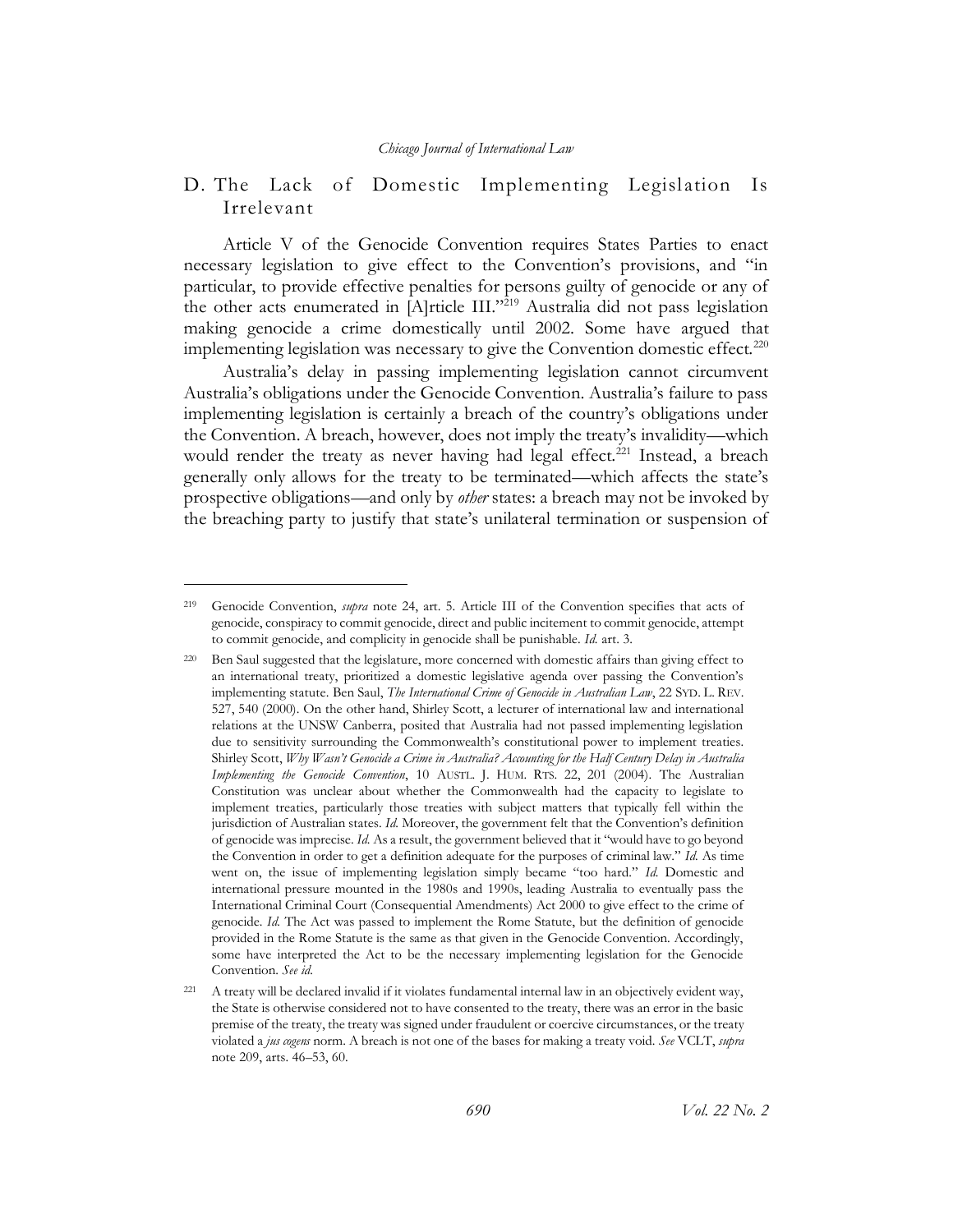## D. The Lack of Domestic Implementing Legislation Is Irrelevant

Article V of the Genocide Convention requires States Parties to enact necessary legislation to give effect to the Convention's provisions, and "in particular, to provide effective penalties for persons guilty of genocide or any of the other acts enumerated in [A]rticle III."[219] Australia did not pass legislation making genocide a crime domestically until 2002. Some have argued that implementing legislation was necessary to give the Convention domestic effect.[220]

Australia's delay in passing implementing legislation cannot circumvent Australia's obligations under the Genocide Convention. Australia's failure to pass implementing legislation is certainly a breach of the country's obligations under the Convention. A breach, however, does not imply the treaty's invalidity—which would render the treaty as never having had legal effect.[221] Instead, a breach generally only allows for the treaty to be terminated—which affects the state's prospective obligations—and only by *other* states: a breach may not be invoked by the breaching party to justify that state's unilateral termination or suspension of

---

[219] Genocide Convention, *supra* note 24, art. 5. Article III of the Convention specifies that acts of genocide, conspiracy to commit genocide, direct and public incitement to commit genocide, attempt to commit genocide, and complicity in genocide shall be punishable. *Id.* art. 3.

[220] Ben Saul suggested that the legislature, more concerned with domestic affairs than giving effect to an international treaty, prioritized a domestic legislative agenda over passing the Convention's implementing statute. Ben Saul, *The International Crime of Genocide in Australian Law*, 22 SYD. L. REV. 527, 540 (2000). On the other hand, Shirley Scott, a lecturer of international law and international relations at the UNSW Canberra, posited that Australia had not passed implementing legislation due to sensitivity surrounding the Commonwealth's constitutional power to implement treaties. Shirley Scott, *Why Wasn't Genocide a Crime in Australia? Accounting for the Half Century Delay in Australia Implementing the Genocide Convention*, 10 AUSTL. J. HUM. RTS. 22, 201 (2004). The Australian Constitution was unclear about whether the Commonwealth had the capacity to legislate to implement treaties, particularly those treaties with subject matters that typically fell within the jurisdiction of Australian states. *Id.* Moreover, the government felt that the Convention's definition of genocide was imprecise. *Id.* As a result, the government believed that it "would have to go beyond the Convention in order to get a definition adequate for the purposes of criminal law." *Id.* As time went on, the issue of implementing legislation simply became "too hard." *Id.* Domestic and international pressure mounted in the 1980s and 1990s, leading Australia to eventually pass the International Criminal Court (Consequential Amendments) Act 2000 to give effect to the crime of genocide. *Id.* The Act was passed to implement the Rome Statute, but the definition of genocide provided in the Rome Statute is the same as that given in the Genocide Convention. Accordingly, some have interpreted the Act to be the necessary implementing legislation for the Genocide Convention. *See id.*

[221] A treaty will be declared invalid if it violates fundamental internal law in an objectively evident way, the State is otherwise considered not to have consented to the treaty, there was an error in the basic premise of the treaty, the treaty was signed under fraudulent or coercive circumstances, or the treaty violated a *jus cogens* norm. A breach is not one of the bases for making a treaty void. *See* VCLT, *supra* note 209, arts. 46–53, 60.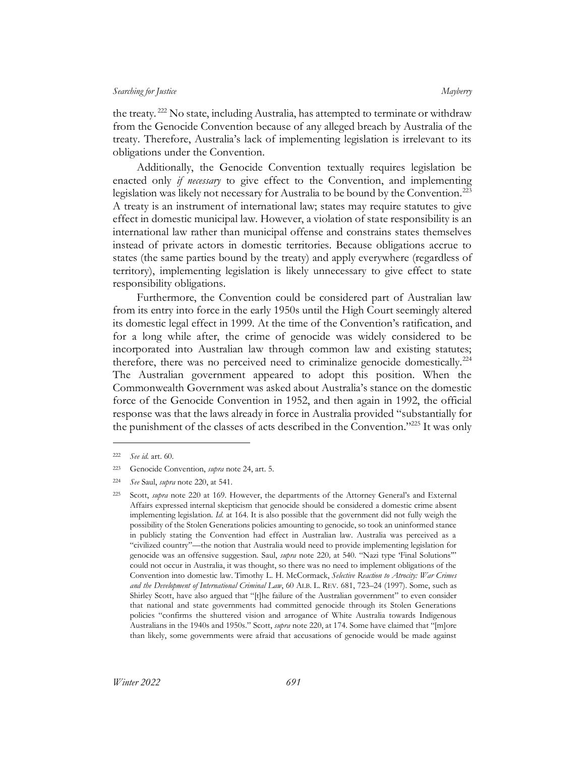the treaty.[222] No state, including Australia, has attempted to terminate or withdraw from the Genocide Convention because of any alleged breach by Australia of the treaty. Therefore, Australia's lack of implementing legislation is irrelevant to its obligations under the Convention.

Additionally, the Genocide Convention textually requires legislation be enacted only *if necessary* to give effect to the Convention, and implementing legislation was likely not necessary for Australia to be bound by the Convention.[223] A treaty is an instrument of international law; states may require statutes to give effect in domestic municipal law. However, a violation of state responsibility is an international law rather than municipal offense and constrains states themselves instead of private actors in domestic territories. Because obligations accrue to states (the same parties bound by the treaty) and apply everywhere (regardless of territory), implementing legislation is likely unnecessary to give effect to state responsibility obligations.

Furthermore, the Convention could be considered part of Australian law from its entry into force in the early 1950s until the High Court seemingly altered its domestic legal effect in 1999. At the time of the Convention's ratification, and for a long while after, the crime of genocide was widely considered to be incorporated into Australian law through common law and existing statutes; therefore, there was no perceived need to criminalize genocide domestically.[224] The Australian government appeared to adopt this position. When the Commonwealth Government was asked about Australia's stance on the domestic force of the Genocide Convention in 1952, and then again in 1992, the official response was that the laws already in force in Australia provided "substantially for the punishment of the classes of acts described in the Convention."[225] It was only

---

[222] *See id.* art. 60.

[223] Genocide Convention, *supra* note 24, art. 5.

[224] *See* Saul, *supra* note 220, at 541.

[225] Scott, *supra* note 220 at 169. However, the departments of the Attorney General's and External Affairs expressed internal skepticism that genocide should be considered a domestic crime absent implementing legislation. *Id.* at 164. It is also possible that the government did not fully weigh the possibility of the Stolen Generations policies amounting to genocide, so took an uninformed stance in publicly stating the Convention had effect in Australian law. Australia was perceived as a "civilized country"—the notion that Australia would need to provide implementing legislation for genocide was an offensive suggestion. Saul, *supra* note 220, at 540. "Nazi type 'Final Solutions'" could not occur in Australia, it was thought, so there was no need to implement obligations of the Convention into domestic law. Timothy L. H. McCormack, *Selective Reaction to Atrocity: War Crimes and the Development of International Criminal Law*, 60 ALB. L. REV. 681, 723–24 (1997). Some, such as Shirley Scott, have also argued that "[t]he failure of the Australian government" to even consider that national and state governments had committed genocide through its Stolen Generations policies "confirms the shuttered vision and arrogance of White Australia towards Indigenous Australians in the 1940s and 1950s." Scott, *supra* note 220, at 174. Some have claimed that "[m]ore than likely, some governments were afraid that accusations of genocide would be made against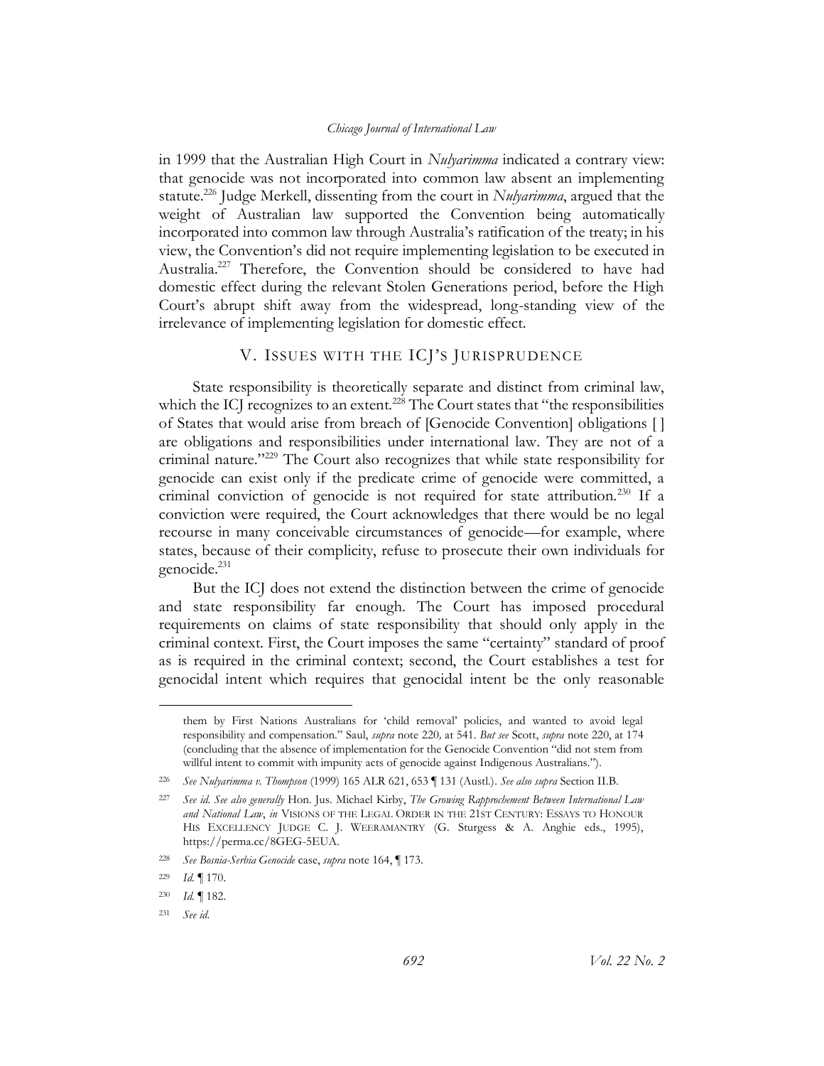in 1999 that the Australian High Court in *Nulyarimma* indicated a contrary view: that genocide was not incorporated into common law absent an implementing statute.[226] Judge Merkell, dissenting from the court in *Nulyarimma*, argued that the weight of Australian law supported the Convention being automatically incorporated into common law through Australia's ratification of the treaty; in his view, the Convention's did not require implementing legislation to be executed in Australia.[227] Therefore, the Convention should be considered to have had domestic effect during the relevant Stolen Generations period, before the High Court's abrupt shift away from the widespread, long-standing view of the irrelevance of implementing legislation for domestic effect.

## V. ISSUES WITH THE ICJ'S JURISPRUDENCE

State responsibility is theoretically separate and distinct from criminal law, which the ICJ recognizes to an extent.[228] The Court states that "the responsibilities of States that would arise from breach of [Genocide Convention] obligations [ ] are obligations and responsibilities under international law. They are not of a criminal nature."[229] The Court also recognizes that while state responsibility for genocide can exist only if the predicate crime of genocide were committed, a criminal conviction of genocide is not required for state attribution.[230] If a conviction were required, the Court acknowledges that there would be no legal recourse in many conceivable circumstances of genocide—for example, where states, because of their complicity, refuse to prosecute their own individuals for genocide.[231]

But the ICJ does not extend the distinction between the crime of genocide and state responsibility far enough. The Court has imposed procedural requirements on claims of state responsibility that should only apply in the criminal context. First, the Court imposes the same "certainty" standard of proof as is required in the criminal context; second, the Court establishes a test for genocidal intent which requires that genocidal intent be the only reasonable

---

them by First Nations Australians for 'child removal' policies, and wanted to avoid legal responsibility and compensation." Saul, *supra* note 220, at 541. *But see* Scott, *supra* note 220, at 174 (concluding that the absence of implementation for the Genocide Convention "did not stem from willful intent to commit with impunity acts of genocide against Indigenous Australians.").

[226] *See Nulyarimma v. Thompson* (1999) 165 ALR 621, 653 ¶ 131 (Austl.). *See also supra* Section II.B.

[227] *See id. See also generally* Hon. Jus. Michael Kirby, *The Growing Rapprochement Between International Law and National Law*, *in* VISIONS OF THE LEGAL ORDER IN THE 21ST CENTURY: ESSAYS TO HONOUR HIS EXCELLENCY JUDGE C. J. WEERAMANTRY (G. Sturgess & A. Anghie eds., 1995), https://perma.cc/8GEG-5EUA.

[228] *See Bosnia-Serbia Genocide* case, *supra* note 164, ¶ 173.

[229] *Id.* ¶ 170.

[230] *Id.* ¶ 182.

[231] *See id.*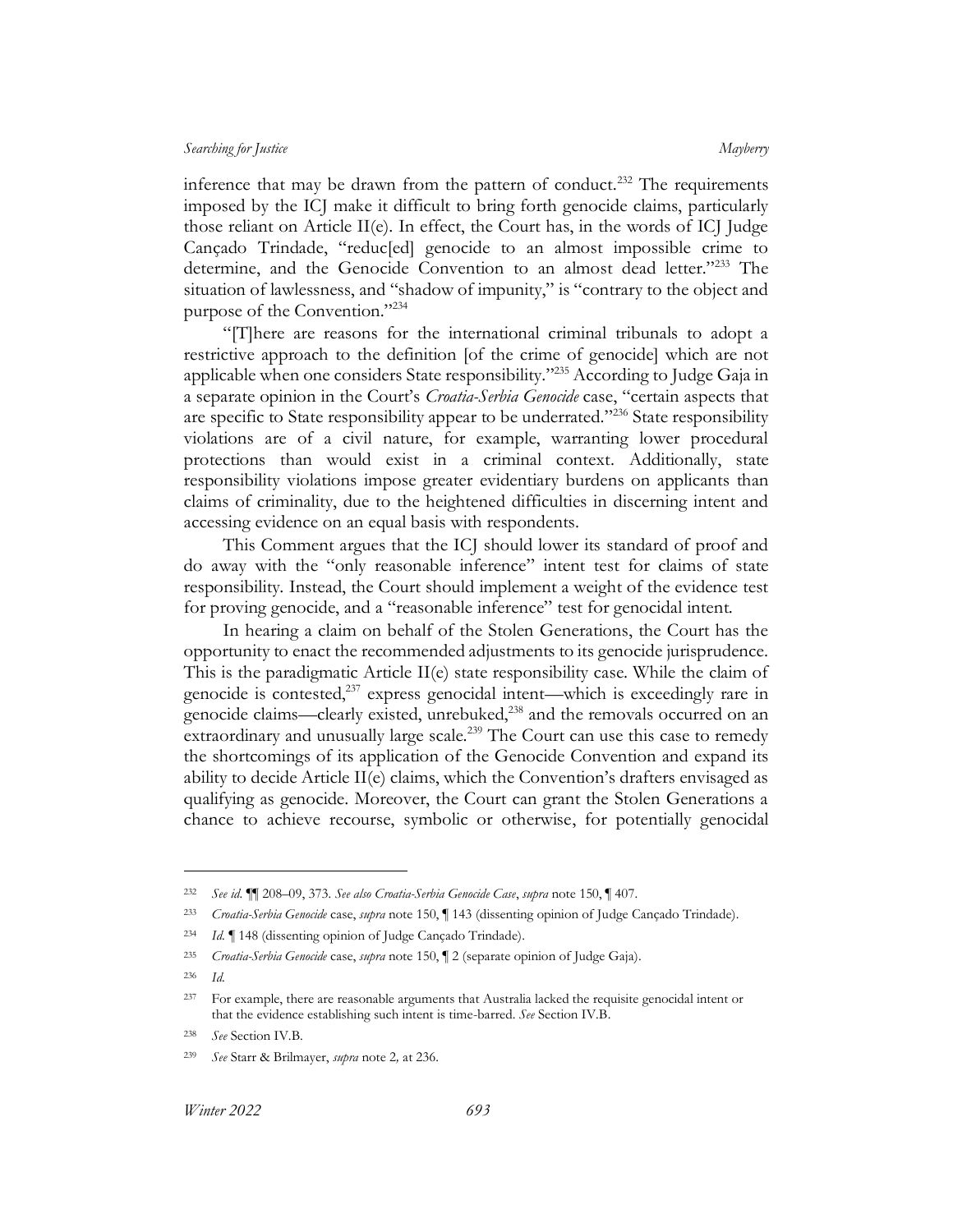inference that may be drawn from the pattern of conduct.[232] The requirements imposed by the ICJ make it difficult to bring forth genocide claims, particularly those reliant on Article II(e). In effect, the Court has, in the words of ICJ Judge Cançado Trindade, "reduc[ed] genocide to an almost impossible crime to determine, and the Genocide Convention to an almost dead letter."[233] The situation of lawlessness, and "shadow of impunity," is "contrary to the object and purpose of the Convention."[234]

"[T]here are reasons for the international criminal tribunals to adopt a restrictive approach to the definition [of the crime of genocide] which are not applicable when one considers State responsibility."[235] According to Judge Gaja in a separate opinion in the Court's *Croatia-Serbia Genocide* case, "certain aspects that are specific to State responsibility appear to be underrated."[236] State responsibility violations are of a civil nature, for example, warranting lower procedural protections than would exist in a criminal context. Additionally, state responsibility violations impose greater evidentiary burdens on applicants than claims of criminality, due to the heightened difficulties in discerning intent and accessing evidence on an equal basis with respondents.

This Comment argues that the ICJ should lower its standard of proof and do away with the "only reasonable inference" intent test for claims of state responsibility. Instead, the Court should implement a weight of the evidence test for proving genocide, and a "reasonable inference" test for genocidal intent.

In hearing a claim on behalf of the Stolen Generations, the Court has the opportunity to enact the recommended adjustments to its genocide jurisprudence. This is the paradigmatic Article II(e) state responsibility case. While the claim of genocide is contested,[237] express genocidal intent—which is exceedingly rare in genocide claims—clearly existed, unrebuked,[238] and the removals occurred on an extraordinary and unusually large scale.[239] The Court can use this case to remedy the shortcomings of its application of the Genocide Convention and expand its ability to decide Article II(e) claims, which the Convention's drafters envisaged as qualifying as genocide. Moreover, the Court can grant the Stolen Generations a chance to achieve recourse, symbolic or otherwise, for potentially genocidal

---

[232] *See id.* ¶¶ 208–09, 373. *See also Croatia-Serbia Genocide Case*, *supra* note 150, ¶ 407.

[233] *Croatia-Serbia Genocide* case, *supra* note 150, ¶ 143 (dissenting opinion of Judge Cançado Trindade).

[234] *Id.* ¶ 148 (dissenting opinion of Judge Cançado Trindade).

[235] *Croatia-Serbia Genocide* case, *supra* note 150, ¶ 2 (separate opinion of Judge Gaja).

[236] *Id.*

[237] For example, there are reasonable arguments that Australia lacked the requisite genocidal intent or that the evidence establishing such intent is time-barred. *See* Section IV.B.

[238] *See* Section IV.B.

[239] *See* Starr & Brilmayer, *supra* note 2, at 236.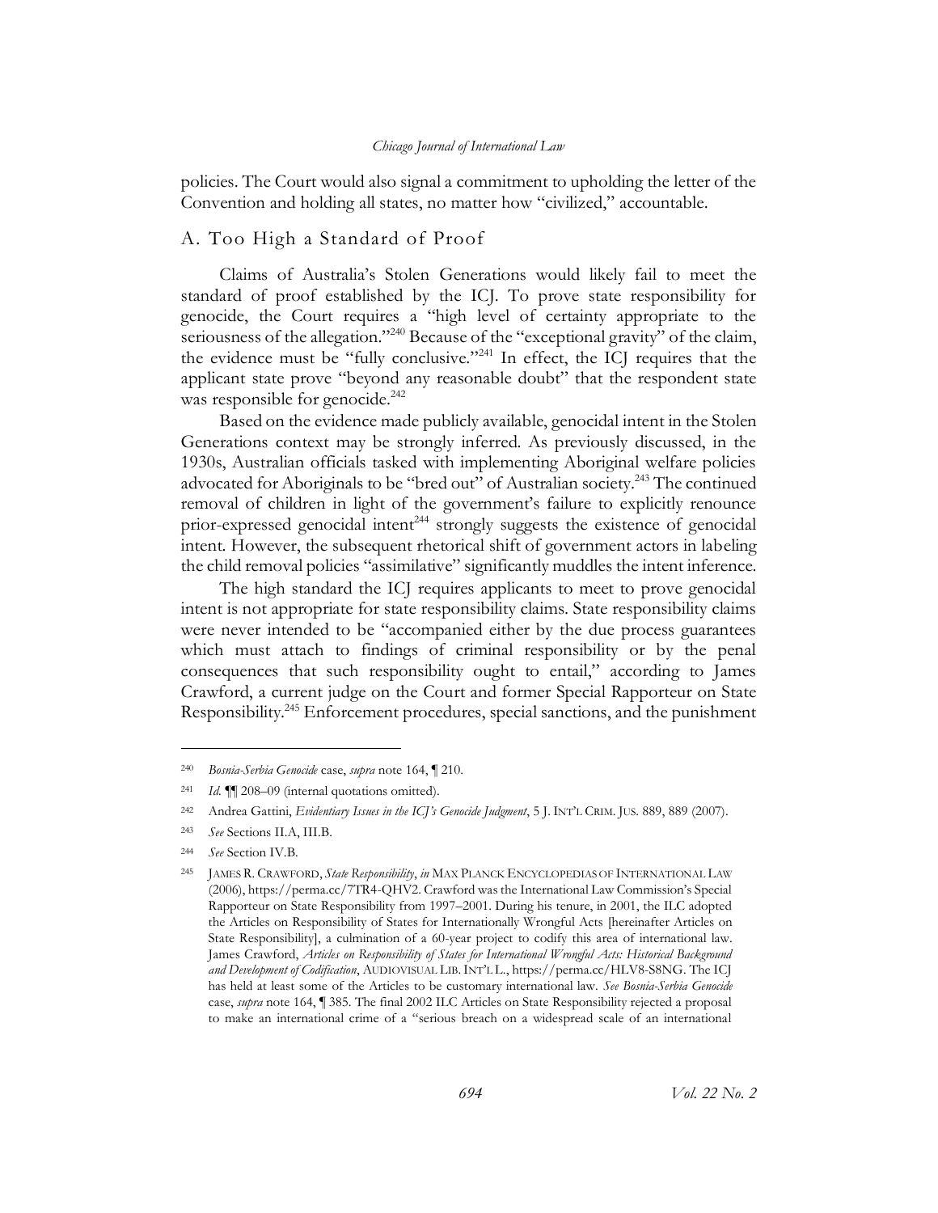policies. The Court would also signal a commitment to upholding the letter of the Convention and holding all states, no matter how "civilized," accountable.

## A. Too High a Standard of Proof

Claims of Australia's Stolen Generations would likely fail to meet the standard of proof established by the ICJ. To prove state responsibility for genocide, the Court requires a "high level of certainty appropriate to the seriousness of the allegation."[240] Because of the "exceptional gravity" of the claim, the evidence must be "fully conclusive."[241] In effect, the ICJ requires that the applicant state prove "beyond any reasonable doubt" that the respondent state was responsible for genocide.[242]

Based on the evidence made publicly available, genocidal intent in the Stolen Generations context may be strongly inferred. As previously discussed, in the 1930s, Australian officials tasked with implementing Aboriginal welfare policies advocated for Aboriginals to be "bred out" of Australian society.[243] The continued removal of children in light of the government's failure to explicitly renounce prior-expressed genocidal intent[244] strongly suggests the existence of genocidal intent. However, the subsequent rhetorical shift of government actors in labeling the child removal policies "assimilative" significantly muddles the intent inference.

The high standard the ICJ requires applicants to meet to prove genocidal intent is not appropriate for state responsibility claims. State responsibility claims were never intended to be "accompanied either by the due process guarantees which must attach to findings of criminal responsibility or by the penal consequences that such responsibility ought to entail," according to James Crawford, a current judge on the Court and former Special Rapporteur on State Responsibility.[245] Enforcement procedures, special sanctions, and the punishment

---

[240] *Bosnia-Serbia Genocide* case, *supra* note 164, ¶ 210.

[241] *Id.* ¶¶ 208–09 (internal quotations omitted).

[242] Andrea Gattini, *Evidentiary Issues in the ICJ's Genocide Judgment*, 5 J. INT'L CRIM. JUS. 889, 889 (2007).

[243] *See* Sections II.A, III.B.

[244] *See* Section IV.B.

[245] JAMES R. CRAWFORD, *State Responsibility*, *in* MAX PLANCK ENCYCLOPEDIAS OF INTERNATIONAL LAW (2006), https://perma.cc/7TR4-QHV2. Crawford was the International Law Commission's Special Rapporteur on State Responsibility from 1997–2001. During his tenure, in 2001, the ILC adopted the Articles on Responsibility of States for Internationally Wrongful Acts [hereinafter Articles on State Responsibility], a culmination of a 60-year project to codify this area of international law. James Crawford, *Articles on Responsibility of States for International Wrongful Acts: Historical Background and Development of Codification*, AUDIOVISUAL LIB. INT'L L., https://perma.cc/HLV8-S8NG. The ICJ has held at least some of the Articles to be customary international law. *See Bosnia-Serbia Genocide* case, *supra* note 164, ¶ 385. The final 2002 ILC Articles on State Responsibility rejected a proposal to make an international crime of a "serious breach on a widespread scale of an international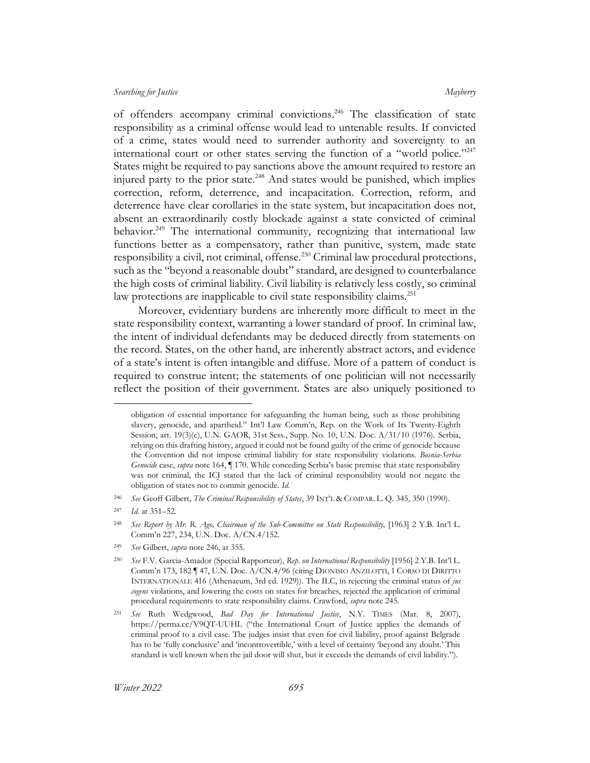of offenders accompany criminal convictions.[246] The classification of state responsibility as a criminal offense would lead to untenable results. If convicted of a crime, states would need to surrender authority and sovereignty to an international court or other states serving the function of a "world police."[247] States might be required to pay sanctions above the amount required to restore an injured party to the prior state.[248] And states would be punished, which implies correction, reform, deterrence, and incapacitation. Correction, reform, and deterrence have clear corollaries in the state system, but incapacitation does not, absent an extraordinarily costly blockade against a state convicted of criminal behavior.[249] The international community, recognizing that international law functions better as a compensatory, rather than punitive, system, made state responsibility a civil, not criminal, offense.[250] Criminal law procedural protections, such as the "beyond a reasonable doubt" standard, are designed to counterbalance the high costs of criminal liability. Civil liability is relatively less costly, so criminal law protections are inapplicable to civil state responsibility claims.[251]

Moreover, evidentiary burdens are inherently more difficult to meet in the state responsibility context, warranting a lower standard of proof. In criminal law, the intent of individual defendants may be deduced directly from statements on the record. States, on the other hand, are inherently abstract actors, and evidence of a state's intent is often intangible and diffuse. More of a pattern of conduct is required to construe intent; the statements of one politician will not necessarily reflect the position of their government. States are also uniquely positioned to

---

obligation of essential importance for safeguarding the human being, such as those prohibiting slavery, genocide, and apartheid." Int'l Law Comm'n, Rep. on the Work of Its Twenty-Eighth Session, art. 19(3)(c), U.N. GAOR, 31st Sess., Supp. No. 10, U.N. Doc. A/31/10 (1976). Serbia, relying on this drafting history, argued it could not be found guilty of the crime of genocide because the Convention did not impose criminal liability for state responsibility violations. *Bosnia-Serbia Genocide* case, *supra* note 164, ¶ 170. While conceding Serbia's basic premise that state responsibility was not criminal, the ICJ stated that the lack of criminal responsibility would not negate the obligation of states not to commit genocide. *Id.*

[246] *See* Geoff Gilbert, *The Criminal Responsibility of States*, 39 INT'L & COMPAR. L. Q. 345, 350 (1990).

[247] *Id.* at 351–52.

[248] *See Report by Mr. R. Ago, Chairman of the Sub-Committee on State Responsibility,* [1963] 2 Y.B. Int'l L. Comm'n 227, 234, U.N. Doc. A/CN.4/152.

[249] *See* Gilbert, *supra* note 246, at 355.

[250] *See* F.V. Garcia-Amador (Special Rapporteur), *Rep. on International Responsibility* [1956] 2 Y.B. Int'l L. Comm'n 173, 182 ¶ 47, U.N. Doc. A/CN.4/96 (citing DIONISIO ANZILOTTI, 1 CORSO DI DIRITTO INTERNATIONALE 416 (Athenaeum, 3rd ed. 1929)). The ILC, in rejecting the criminal status of *jus cogens* violations, and lowering the costs on states for breaches, rejected the application of criminal procedural requirements to state responsibility claims. Crawford, *supra* note 245.

[251] *See* Ruth Wedgwood, *Bad Day for International Justice*, N.Y. TIMES (Mar. 8, 2007), https://perma.cc/V9QT-UUHL ("the International Court of Justice applies the demands of criminal proof to a civil case. The judges insist that even for civil liability, proof against Belgrade has to be 'fully conclusive' and 'incontrovertible,' with a level of certainty 'beyond any doubt.' This standard is well known when the jail door will shut, but it exceeds the demands of civil liability.").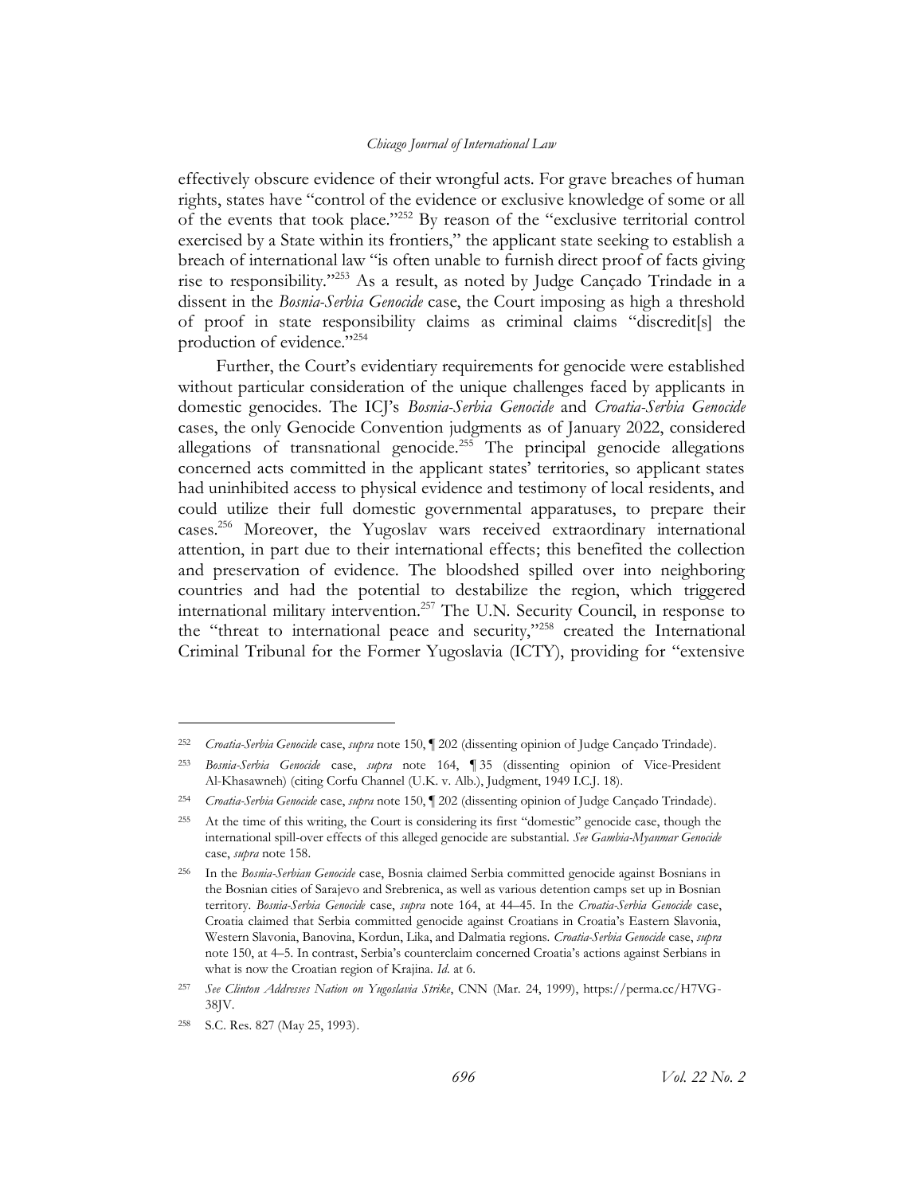effectively obscure evidence of their wrongful acts. For grave breaches of human rights, states have "control of the evidence or exclusive knowledge of some or all of the events that took place."[252] By reason of the "exclusive territorial control exercised by a State within its frontiers," the applicant state seeking to establish a breach of international law "is often unable to furnish direct proof of facts giving rise to responsibility."[253] As a result, as noted by Judge Cançado Trindade in a dissent in the *Bosnia-Serbia Genocide* case, the Court imposing as high a threshold of proof in state responsibility claims as criminal claims "discredit[s] the production of evidence."[254]

Further, the Court's evidentiary requirements for genocide were established without particular consideration of the unique challenges faced by applicants in domestic genocides. The ICJ's *Bosnia-Serbia Genocide* and *Croatia-Serbia Genocide* cases, the only Genocide Convention judgments as of January 2022, considered allegations of transnational genocide.[255] The principal genocide allegations concerned acts committed in the applicant states' territories, so applicant states had uninhibited access to physical evidence and testimony of local residents, and could utilize their full domestic governmental apparatuses, to prepare their cases.[256] Moreover, the Yugoslav wars received extraordinary international attention, in part due to their international effects; this benefited the collection and preservation of evidence. The bloodshed spilled over into neighboring countries and had the potential to destabilize the region, which triggered international military intervention.[257] The U.N. Security Council, in response to the "threat to international peace and security,"[258] created the International Criminal Tribunal for the Former Yugoslavia (ICTY), providing for "extensive

---

[252] *Croatia-Serbia Genocide* case, *supra* note 150, ¶ 202 (dissenting opinion of Judge Cançado Trindade).

[253] *Bosnia-Serbia Genocide* case, *supra* note 164, ¶ 35 (dissenting opinion of Vice-President Al-Khasawneh) (citing Corfu Channel (U.K. v. Alb.), Judgment, 1949 I.C.J. 18).

[254] *Croatia-Serbia Genocide* case, *supra* note 150, ¶ 202 (dissenting opinion of Judge Cançado Trindade).

[255] At the time of this writing, the Court is considering its first "domestic" genocide case, though the international spill-over effects of this alleged genocide are substantial. *See Gambia-Myanmar Genocide* case, *supra* note 158.

[256] In the *Bosnia-Serbian Genocide* case, Bosnia claimed Serbia committed genocide against Bosnians in the Bosnian cities of Sarajevo and Srebrenica, as well as various detention camps set up in Bosnian territory. *Bosnia-Serbia Genocide* case, *supra* note 164, at 44–45. In the *Croatia-Serbia Genocide* case, Croatia claimed that Serbia committed genocide against Croatians in Croatia's Eastern Slavonia, Western Slavonia, Banovina, Kordun, Lika, and Dalmatia regions. *Croatia-Serbia Genocide* case, *supra* note 150, at 4–5. In contrast, Serbia's counterclaim concerned Croatia's actions against Serbians in what is now the Croatian region of Krajina. *Id.* at 6.

[257] *See Clinton Addresses Nation on Yugoslavia Strike*, CNN (Mar. 24, 1999), https://perma.cc/H7VG-38JV.

[258] S.C. Res. 827 (May 25, 1993).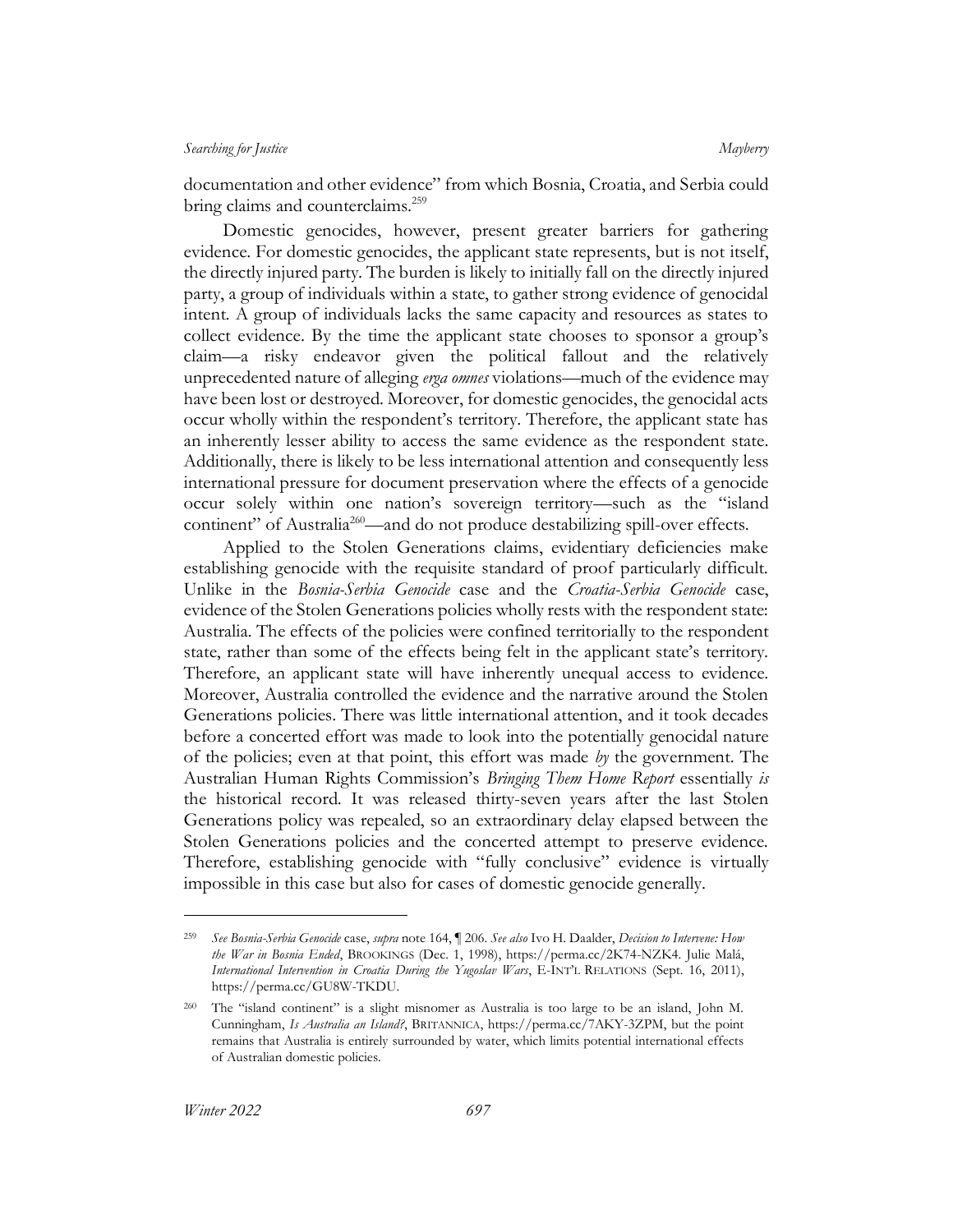documentation and other evidence" from which Bosnia, Croatia, and Serbia could bring claims and counterclaims.[259]

Domestic genocides, however, present greater barriers for gathering evidence. For domestic genocides, the applicant state represents, but is not itself, the directly injured party. The burden is likely to initially fall on the directly injured party, a group of individuals within a state, to gather strong evidence of genocidal intent. A group of individuals lacks the same capacity and resources as states to collect evidence. By the time the applicant state chooses to sponsor a group's claim—a risky endeavor given the political fallout and the relatively unprecedented nature of alleging *erga omnes* violations—much of the evidence may have been lost or destroyed. Moreover, for domestic genocides, the genocidal acts occur wholly within the respondent's territory. Therefore, the applicant state has an inherently lesser ability to access the same evidence as the respondent state. Additionally, there is likely to be less international attention and consequently less international pressure for document preservation where the effects of a genocide occur solely within one nation's sovereign territory—such as the "island continent" of Australia[260]—and do not produce destabilizing spill-over effects.

Applied to the Stolen Generations claims, evidentiary deficiencies make establishing genocide with the requisite standard of proof particularly difficult. Unlike in the *Bosnia-Serbia Genocide* case and the *Croatia-Serbia Genocide* case, evidence of the Stolen Generations policies wholly rests with the respondent state: Australia. The effects of the policies were confined territorially to the respondent state, rather than some of the effects being felt in the applicant state's territory. Therefore, an applicant state will have inherently unequal access to evidence. Moreover, Australia controlled the evidence and the narrative around the Stolen Generations policies. There was little international attention, and it took decades before a concerted effort was made to look into the potentially genocidal nature of the policies; even at that point, this effort was made *by* the government. The Australian Human Rights Commission's *Bringing Them Home Report* essentially *is* the historical record. It was released thirty-seven years after the last Stolen Generations policy was repealed, so an extraordinary delay elapsed between the Stolen Generations policies and the concerted attempt to preserve evidence. Therefore, establishing genocide with "fully conclusive" evidence is virtually impossible in this case but also for cases of domestic genocide generally.

---

[259] *See Bosnia-Serbia Genocide* case, *supra* note 164, ¶ 206. *See also* Ivo H. Daalder, *Decision to Intervene: How the War in Bosnia Ended*, BROOKINGS (Dec. 1, 1998), https://perma.cc/2K74-NZK4. Julie Malá, *International Intervention in Croatia During the Yugoslav Wars*, E-INT'L RELATIONS (Sept. 16, 2011), https://perma.cc/GU8W-TKDU.

[260] The "island continent" is a slight misnomer as Australia is too large to be an island, John M. Cunningham, *Is Australia an Island?*, BRITANNICA, https://perma.cc/7AKY-3ZPM, but the point remains that Australia is entirely surrounded by water, which limits potential international effects of Australian domestic policies.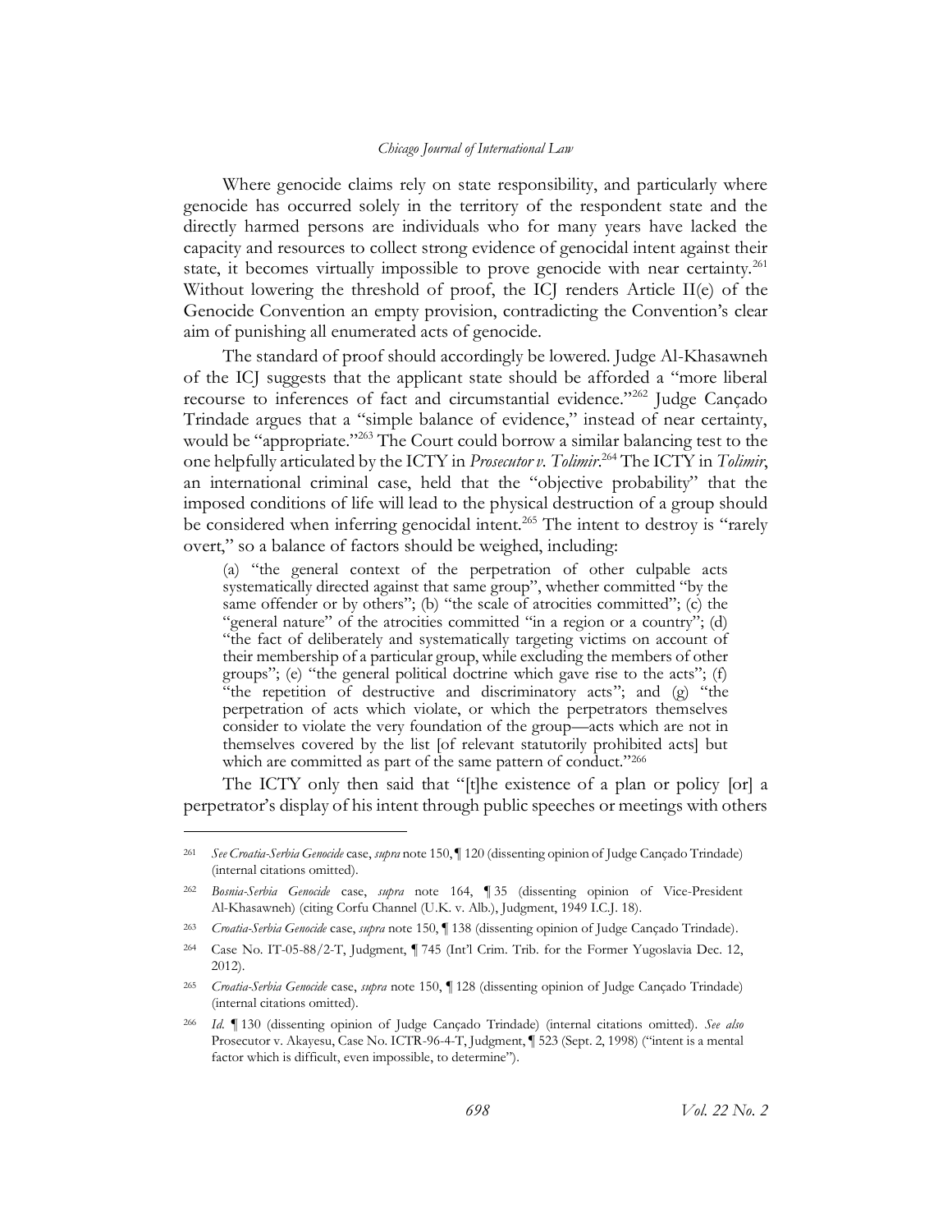Where genocide claims rely on state responsibility, and particularly where genocide has occurred solely in the territory of the respondent state and the directly harmed persons are individuals who for many years have lacked the capacity and resources to collect strong evidence of genocidal intent against their state, it becomes virtually impossible to prove genocide with near certainty.[261] Without lowering the threshold of proof, the ICJ renders Article II(e) of the Genocide Convention an empty provision, contradicting the Convention's clear aim of punishing all enumerated acts of genocide.

The standard of proof should accordingly be lowered. Judge Al-Khasawneh of the ICJ suggests that the applicant state should be afforded a "more liberal recourse to inferences of fact and circumstantial evidence."[262] Judge Cançado Trindade argues that a "simple balance of evidence," instead of near certainty, would be "appropriate."[263] The Court could borrow a similar balancing test to the one helpfully articulated by the ICTY in *Prosecutor v. Tolimir*.[264] The ICTY in *Tolimir*, an international criminal case, held that the "objective probability" that the imposed conditions of life will lead to the physical destruction of a group should be considered when inferring genocidal intent.[265] The intent to destroy is "rarely overt," so a balance of factors should be weighed, including:

> (a) "the general context of the perpetration of other culpable acts systematically directed against that same group", whether committed "by the same offender or by others"; (b) "the scale of atrocities committed"; (c) the "general nature" of the atrocities committed "in a region or a country"; (d) "the fact of deliberately and systematically targeting victims on account of their membership of a particular group, while excluding the members of other groups"; (e) "the general political doctrine which gave rise to the acts"; (f) "the repetition of destructive and discriminatory acts"; and (g) "the perpetration of acts which violate, or which the perpetrators themselves consider to violate the very foundation of the group—acts which are not in themselves covered by the list [of relevant statutorily prohibited acts] but which are committed as part of the same pattern of conduct."[266]

The ICTY only then said that "[t]he existence of a plan or policy [or] a perpetrator's display of his intent through public speeches or meetings with others

---

[261] *See Croatia-Serbia Genocide* case, *supra* note 150, ¶ 120 (dissenting opinion of Judge Cançado Trindade) (internal citations omitted).

[262] *Bosnia-Serbia Genocide* case, *supra* note 164, ¶ 35 (dissenting opinion of Vice-President Al-Khasawneh) (citing Corfu Channel (U.K. v. Alb.), Judgment, 1949 I.C.J. 18).

[263] *Croatia-Serbia Genocide* case, *supra* note 150, ¶ 138 (dissenting opinion of Judge Cançado Trindade).

[264] Case No. IT-05-88/2-T, Judgment, ¶ 745 (Int'l Crim. Trib. for the Former Yugoslavia Dec. 12, 2012).

[265] *Croatia-Serbia Genocide* case, *supra* note 150, ¶ 128 (dissenting opinion of Judge Cançado Trindade) (internal citations omitted).

[266] *Id.* ¶ 130 (dissenting opinion of Judge Cançado Trindade) (internal citations omitted). *See also* Prosecutor v. Akayesu, Case No. ICTR-96-4-T, Judgment, ¶ 523 (Sept. 2, 1998) ("intent is a mental factor which is difficult, even impossible, to determine").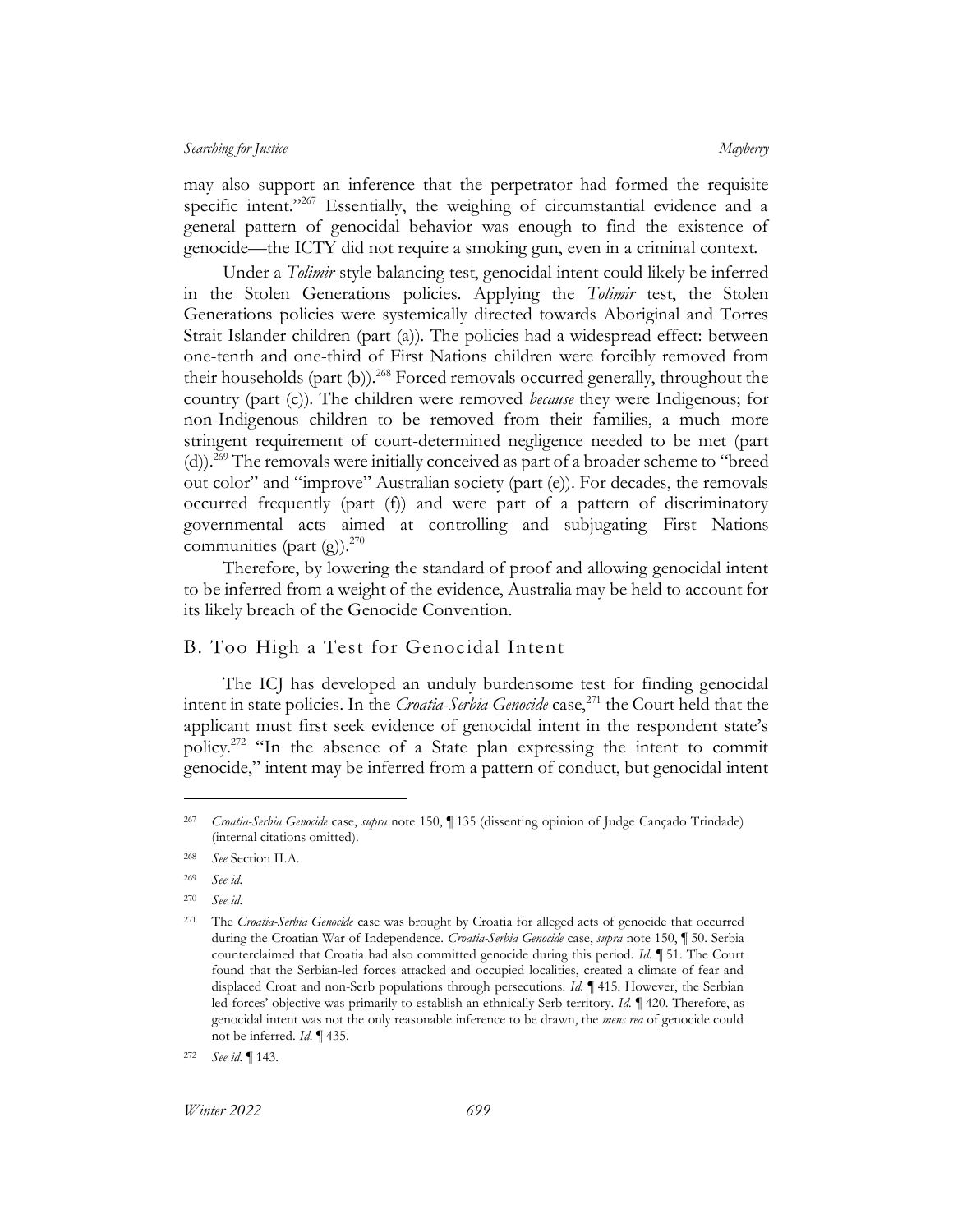may also support an inference that the perpetrator had formed the requisite specific intent."[267] Essentially, the weighing of circumstantial evidence and a general pattern of genocidal behavior was enough to find the existence of genocide—the ICTY did not require a smoking gun, even in a criminal context.

Under a *Tolimir*-style balancing test, genocidal intent could likely be inferred in the Stolen Generations policies. Applying the *Tolimir* test, the Stolen Generations policies were systemically directed towards Aboriginal and Torres Strait Islander children (part (a)). The policies had a widespread effect: between one-tenth and one-third of First Nations children were forcibly removed from their households (part (b)).[268] Forced removals occurred generally, throughout the country (part (c)). The children were removed *because* they were Indigenous; for non-Indigenous children to be removed from their families, a much more stringent requirement of court-determined negligence needed to be met (part (d)).[269] The removals were initially conceived as part of a broader scheme to "breed out color" and "improve" Australian society (part (e)). For decades, the removals occurred frequently (part (f)) and were part of a pattern of discriminatory governmental acts aimed at controlling and subjugating First Nations communities (part (g)).[270]

Therefore, by lowering the standard of proof and allowing genocidal intent to be inferred from a weight of the evidence, Australia may be held to account for its likely breach of the Genocide Convention.

## B. Too High a Test for Genocidal Intent

The ICJ has developed an unduly burdensome test for finding genocidal intent in state policies. In the *Croatia-Serbia Genocide* case,[271] the Court held that the applicant must first seek evidence of genocidal intent in the respondent state's policy.[272] "In the absence of a State plan expressing the intent to commit genocide," intent may be inferred from a pattern of conduct, but genocidal intent

---

[267] *Croatia-Serbia Genocide* case, *supra* note 150, ¶ 135 (dissenting opinion of Judge Cançado Trindade) (internal citations omitted).

[268] *See* Section II.A.

[269] *See id.*

[270] *See id.*

[271] The *Croatia-Serbia Genocide* case was brought by Croatia for alleged acts of genocide that occurred during the Croatian War of Independence. *Croatia-Serbia Genocide* case, *supra* note 150, ¶ 50. Serbia counterclaimed that Croatia had also committed genocide during this period. *Id.* ¶ 51. The Court found that the Serbian-led forces attacked and occupied localities, created a climate of fear and displaced Croat and non-Serb populations through persecutions. *Id.* ¶ 415. However, the Serbian led-forces' objective was primarily to establish an ethnically Serb territory. *Id.* ¶ 420. Therefore, as genocidal intent was not the only reasonable inference to be drawn, the *mens rea* of genocide could not be inferred. *Id.* ¶ 435.

[272] *See id.* ¶ 143.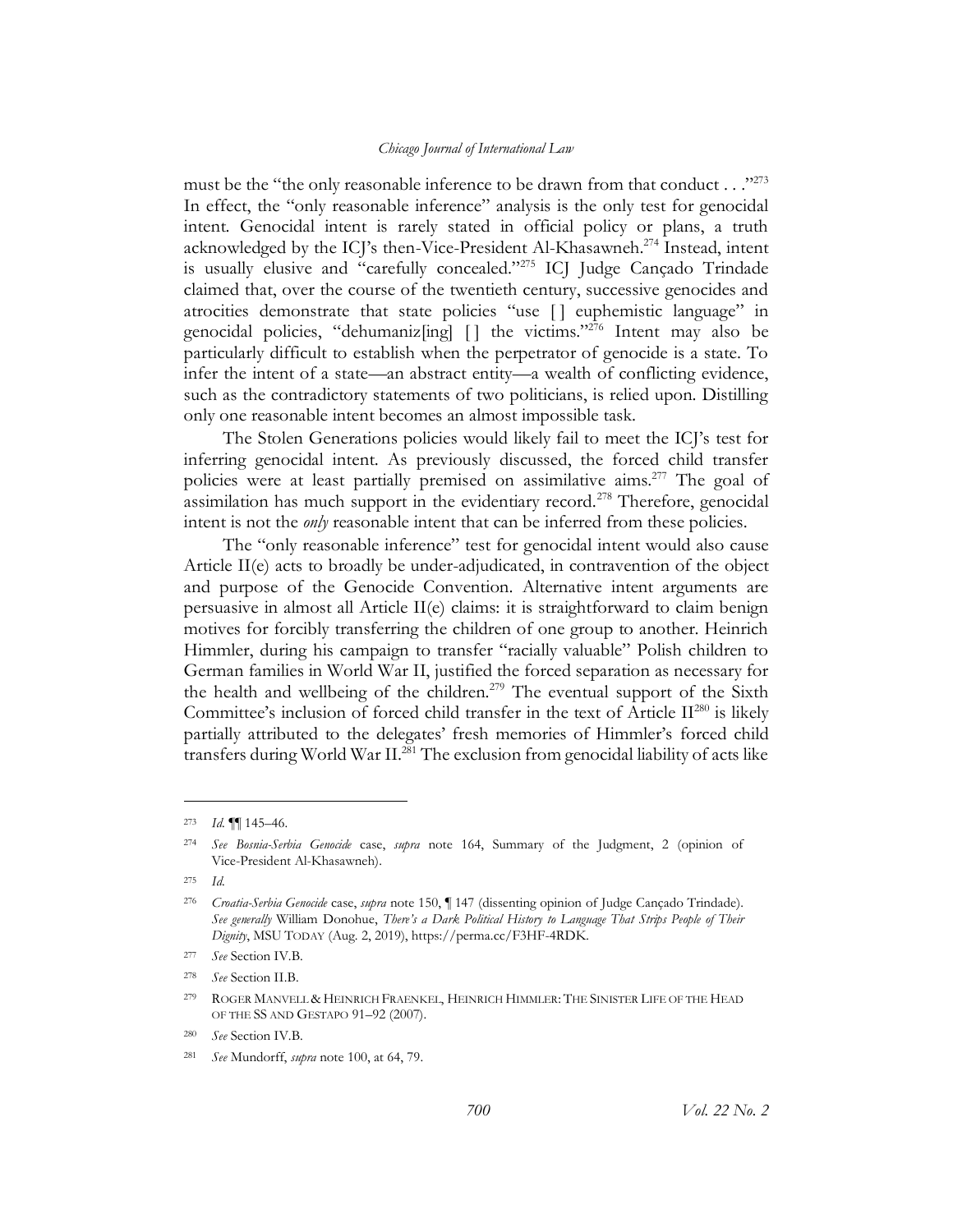must be the "the only reasonable inference to be drawn from that conduct . . ."[273] In effect, the "only reasonable inference" analysis is the only test for genocidal intent. Genocidal intent is rarely stated in official policy or plans, a truth acknowledged by the ICJ's then-Vice-President Al-Khasawneh.[274] Instead, intent is usually elusive and "carefully concealed."[275] ICJ Judge Cançado Trindade claimed that, over the course of the twentieth century, successive genocides and atrocities demonstrate that state policies "use [ ] euphemistic language" in genocidal policies, "dehumaniz[ing] [ ] the victims."[276] Intent may also be particularly difficult to establish when the perpetrator of genocide is a state. To infer the intent of a state—an abstract entity—a wealth of conflicting evidence, such as the contradictory statements of two politicians, is relied upon. Distilling only one reasonable intent becomes an almost impossible task.

The Stolen Generations policies would likely fail to meet the ICJ's test for inferring genocidal intent. As previously discussed, the forced child transfer policies were at least partially premised on assimilative aims.[277] The goal of assimilation has much support in the evidentiary record.[278] Therefore, genocidal intent is not the *only* reasonable intent that can be inferred from these policies.

The "only reasonable inference" test for genocidal intent would also cause Article II(e) acts to broadly be under-adjudicated, in contravention of the object and purpose of the Genocide Convention. Alternative intent arguments are persuasive in almost all Article II(e) claims: it is straightforward to claim benign motives for forcibly transferring the children of one group to another. Heinrich Himmler, during his campaign to transfer "racially valuable" Polish children to German families in World War II, justified the forced separation as necessary for the health and wellbeing of the children.[279] The eventual support of the Sixth Committee's inclusion of forced child transfer in the text of Article II[280] is likely partially attributed to the delegates' fresh memories of Himmler's forced child transfers during World War II.[281] The exclusion from genocidal liability of acts like

---

[273] *Id.* ¶¶ 145–46.

[274] *See Bosnia-Serbia Genocide* case, *supra* note 164, Summary of the Judgment, 2 (opinion of Vice-President Al-Khasawneh).

[275] *Id.*

[276] *Croatia-Serbia Genocide* case, *supra* note 150, ¶ 147 (dissenting opinion of Judge Cançado Trindade). *See generally* William Donohue, *There's a Dark Political History to Language That Strips People of Their Dignity*, MSU TODAY (Aug. 2, 2019), https://perma.cc/F3HF-4RDK.

[277] *See* Section IV.B.

[278] *See* Section II.B.

[279] ROGER MANVELL & HEINRICH FRAENKEL, HEINRICH HIMMLER: THE SINISTER LIFE OF THE HEAD OF THE SS AND GESTAPO 91–92 (2007).

[280] *See* Section IV.B.

[281] *See* Mundorff, *supra* note 100, at 64, 79.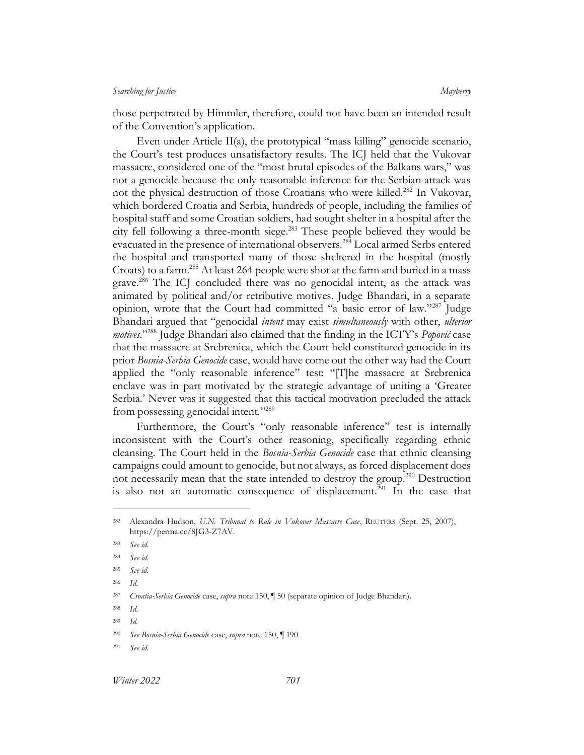those perpetrated by Himmler, therefore, could not have been an intended result of the Convention's application.

Even under Article II(a), the prototypical "mass killing" genocide scenario, the Court's test produces unsatisfactory results. The ICJ held that the Vukovar massacre, considered one of the "most brutal episodes of the Balkans wars," was not a genocide because the only reasonable inference for the Serbian attack was not the physical destruction of those Croatians who were killed.[282] In Vukovar, which bordered Croatia and Serbia, hundreds of people, including the families of hospital staff and some Croatian soldiers, had sought shelter in a hospital after the city fell following a three-month siege.[283] These people believed they would be evacuated in the presence of international observers.[284] Local armed Serbs entered the hospital and transported many of those sheltered in the hospital (mostly Croats) to a farm.[285] At least 264 people were shot at the farm and buried in a mass grave.[286] The ICJ concluded there was no genocidal intent, as the attack was animated by political and/or retributive motives. Judge Bhandari, in a separate opinion, wrote that the Court had committed "a basic error of law."[287] Judge Bhandari argued that "genocidal *intent* may exist *simultaneously* with other, *ulterior motives*."[288] Judge Bhandari also claimed that the finding in the ICTY's *Popović* case that the massacre at Srebrenica, which the Court held constituted genocide in its prior *Bosnia-Serbia Genocide* case, would have come out the other way had the Court applied the "only reasonable inference" test: "[T]he massacre at Srebrenica enclave was in part motivated by the strategic advantage of uniting a 'Greater Serbia.' Never was it suggested that this tactical motivation precluded the attack from possessing genocidal intent."[289]

Furthermore, the Court's "only reasonable inference" test is internally inconsistent with the Court's other reasoning, specifically regarding ethnic cleansing. The Court held in the *Bosnia-Serbia Genocide* case that ethnic cleansing campaigns could amount to genocide, but not always, as forced displacement does not necessarily mean that the state intended to destroy the group.[290] Destruction is also not an automatic consequence of displacement.[291] In the case that

---

282 Alexandra Hudson, *U.N. Tribunal to Rule in Vukovar Massacre Case*, REUTERS (Sept. 25, 2007), https://perma.cc/8JG3-Z7AV.

283 *See id.*

284 *See id.*

285 *See id.*

286 *Id.*

287 *Croatia-Serbia Genocide* case, *supra* note 150, ¶ 50 (separate opinion of Judge Bhandari).

288 *Id.*

289 *Id.*

290 *See Bosnia-Serbia Genocide* case, *supra* note 150, ¶ 190.

291 *See id.*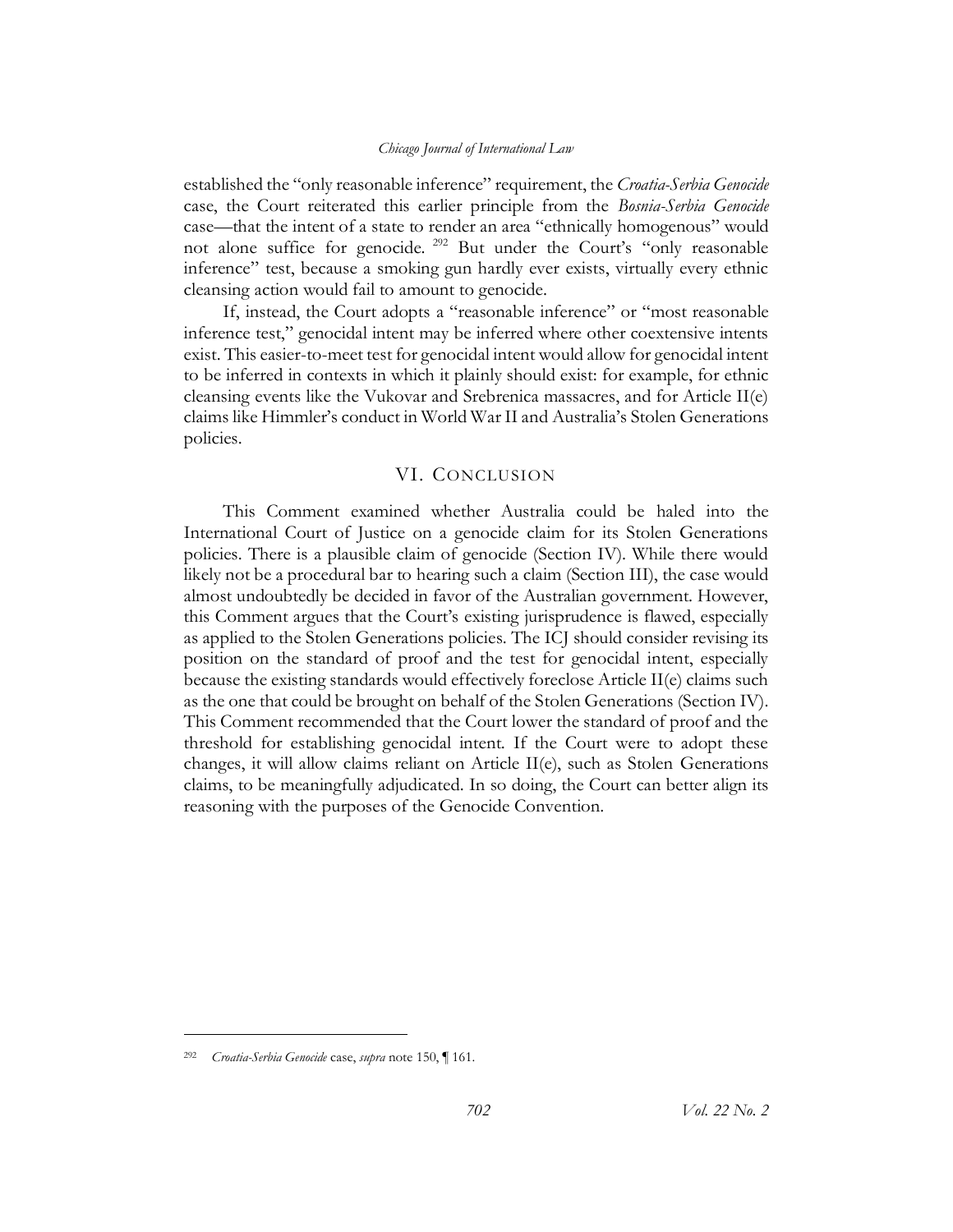established the "only reasonable inference" requirement, the *Croatia-Serbia Genocide* case, the Court reiterated this earlier principle from the *Bosnia-Serbia Genocide* case—that the intent of a state to render an area "ethnically homogenous" would not alone suffice for genocide.[292] But under the Court's "only reasonable inference" test, because a smoking gun hardly ever exists, virtually every ethnic cleansing action would fail to amount to genocide.

If, instead, the Court adopts a "reasonable inference" or "most reasonable inference test," genocidal intent may be inferred where other coextensive intents exist. This easier-to-meet test for genocidal intent would allow for genocidal intent to be inferred in contexts in which it plainly should exist: for example, for ethnic cleansing events like the Vukovar and Srebrenica massacres, and for Article II(e) claims like Himmler's conduct in World War II and Australia's Stolen Generations policies.

## VI. CONCLUSION

This Comment examined whether Australia could be haled into the International Court of Justice on a genocide claim for its Stolen Generations policies. There is a plausible claim of genocide (Section IV). While there would likely not be a procedural bar to hearing such a claim (Section III), the case would almost undoubtedly be decided in favor of the Australian government. However, this Comment argues that the Court's existing jurisprudence is flawed, especially as applied to the Stolen Generations policies. The ICJ should consider revising its position on the standard of proof and the test for genocidal intent, especially because the existing standards would effectively foreclose Article II(e) claims such as the one that could be brought on behalf of the Stolen Generations (Section IV). This Comment recommended that the Court lower the standard of proof and the threshold for establishing genocidal intent. If the Court were to adopt these changes, it will allow claims reliant on Article II(e), such as Stolen Generations claims, to be meaningfully adjudicated. In so doing, the Court can better align its reasoning with the purposes of the Genocide Convention.

---

292 *Croatia-Serbia Genocide* case, *supra* note 150, ¶ 161.